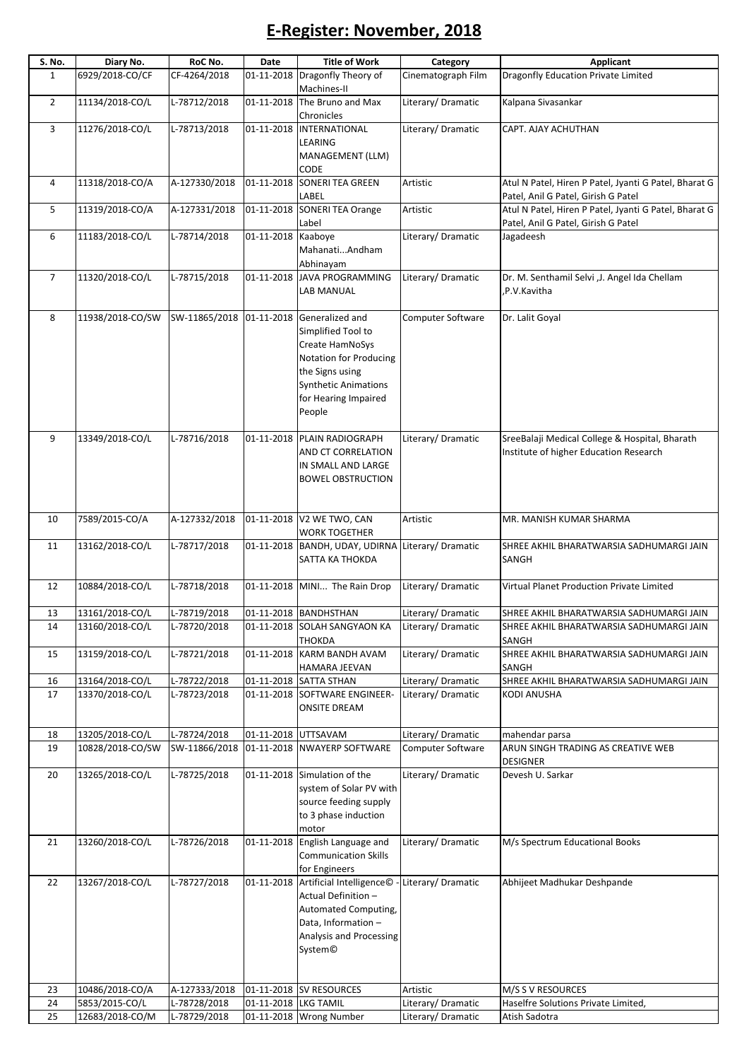# E-Register: November, 2018

| S. No. | Diary No. | RoC No. | Date | Title of Work | Category | Applicant |
|---|---|---|---|---|---|---|
| 1 | 6929/2018-CO/CF | CF-4264/2018 | 01-11-2018 | Dragonfly Theory of Machines-II | Cinematograph Film | Dragonfly Education Private Limited |
| 2 | 11134/2018-CO/L | L-78712/2018 | 01-11-2018 | The Bruno and Max Chronicles | Literary/ Dramatic | Kalpana Sivasankar |
| 3 | 11276/2018-CO/L | L-78713/2018 | 01-11-2018 | INTERNATIONAL LEARING MANAGEMENT (LLM) CODE | Literary/ Dramatic | CAPT. AJAY ACHUTHAN |
| 4 | 11318/2018-CO/A | A-127330/2018 | 01-11-2018 | SONERI TEA GREEN LABEL | Artistic | Atul N Patel, Hiren P Patel, Jyanti G Patel, Bharat G Patel, Anil G Patel, Girish G Patel |
| 5 | 11319/2018-CO/A | A-127331/2018 | 01-11-2018 | SONERI TEA Orange Label | Artistic | Atul N Patel, Hiren P Patel, Jyanti G Patel, Bharat G Patel, Anil G Patel, Girish G Patel |
| 6 | 11183/2018-CO/L | L-78714/2018 | 01-11-2018 | Kaaboye Mahanati...Andham Abhinayam | Literary/ Dramatic | Jagadeesh |
| 7 | 11320/2018-CO/L | L-78715/2018 | 01-11-2018 | JAVA PROGRAMMING LAB MANUAL | Literary/ Dramatic | Dr. M. Senthamil Selvi ,J. Angel Ida Chellam ,P.V.Kavitha |
| 8 | 11938/2018-CO/SW | SW-11865/2018 | 01-11-2018 | Generalized and Simplified Tool to Create HamNoSys Notation for Producing the Signs using Synthetic Animations for Hearing Impaired People | Computer Software | Dr. Lalit Goyal |
| 9 | 13349/2018-CO/L | L-78716/2018 | 01-11-2018 | PLAIN RADIOGRAPH AND CT CORRELATION IN SMALL AND LARGE BOWEL OBSTRUCTION | Literary/ Dramatic | SreeBalaji Medical College & Hospital, Bharath Institute of higher Education Research |
| 10 | 7589/2015-CO/A | A-127332/2018 | 01-11-2018 | V2 WE TWO, CAN WORK TOGETHER | Artistic | MR. MANISH KUMAR SHARMA |
| 11 | 13162/2018-CO/L | L-78717/2018 | 01-11-2018 | BANDH, UDAY, UDIRNA SATTA KA THOKDA | Literary/ Dramatic | SHREE AKHIL BHARATWARSIA SADHUMARGI JAIN SANGH |
| 12 | 10884/2018-CO/L | L-78718/2018 | 01-11-2018 | MINI... The Rain Drop | Literary/ Dramatic | Virtual Planet Production Private Limited |
| 13 | 13161/2018-CO/L | L-78719/2018 | 01-11-2018 | BANDHSTHAN | Literary/ Dramatic | SHREE AKHIL BHARATWARSIA SADHUMARGI JAIN |
| 14 | 13160/2018-CO/L | L-78720/2018 | 01-11-2018 | SOLAH SANGYAON KA THOKDA | Literary/ Dramatic | SHREE AKHIL BHARATWARSIA SADHUMARGI JAIN SANGH |
| 15 | 13159/2018-CO/L | L-78721/2018 | 01-11-2018 | KARM BANDH AVAM HAMARA JEEVAN | Literary/ Dramatic | SHREE AKHIL BHARATWARSIA SADHUMARGI JAIN SANGH |
| 16 | 13164/2018-CO/L | L-78722/2018 | 01-11-2018 | SATTA STHAN | Literary/ Dramatic | SHREE AKHIL BHARATWARSIA SADHUMARGI JAIN |
| 17 | 13370/2018-CO/L | L-78723/2018 | 01-11-2018 | SOFTWARE ENGINEER-ONSITE DREAM | Literary/ Dramatic | KODI ANUSHA |
| 18 | 13205/2018-CO/L | L-78724/2018 | 01-11-2018 | UTTSAVAM | Literary/ Dramatic | mahendar parsa |
| 19 | 10828/2018-CO/SW | SW-11866/2018 | 01-11-2018 | NWAYERP SOFTWARE | Computer Software | ARUN SINGH TRADING AS CREATIVE WEB DESIGNER |
| 20 | 13265/2018-CO/L | L-78725/2018 | 01-11-2018 | Simulation of the system of Solar PV with source feeding supply to 3 phase induction motor | Literary/ Dramatic | Devesh U. Sarkar |
| 21 | 13260/2018-CO/L | L-78726/2018 | 01-11-2018 | English Language and Communication Skills for Engineers | Literary/ Dramatic | M/s Spectrum Educational Books |
| 22 | 13267/2018-CO/L | L-78727/2018 | 01-11-2018 | Artificial Intelligence© - Actual Definition – Automated Computing, Data, Information – Analysis and Processing System© | Literary/ Dramatic | Abhijeet Madhukar Deshpande |
| 23 | 10486/2018-CO/A | A-127333/2018 | 01-11-2018 | SV RESOURCES | Artistic | M/S S V RESOURCES |
| 24 | 5853/2015-CO/L | L-78728/2018 | 01-11-2018 | LKG TAMIL | Literary/ Dramatic | Haselfre Solutions Private Limited, |
| 25 | 12683/2018-CO/M | L-78729/2018 | 01-11-2018 | Wrong Number | Literary/ Dramatic | Atish Sadotra |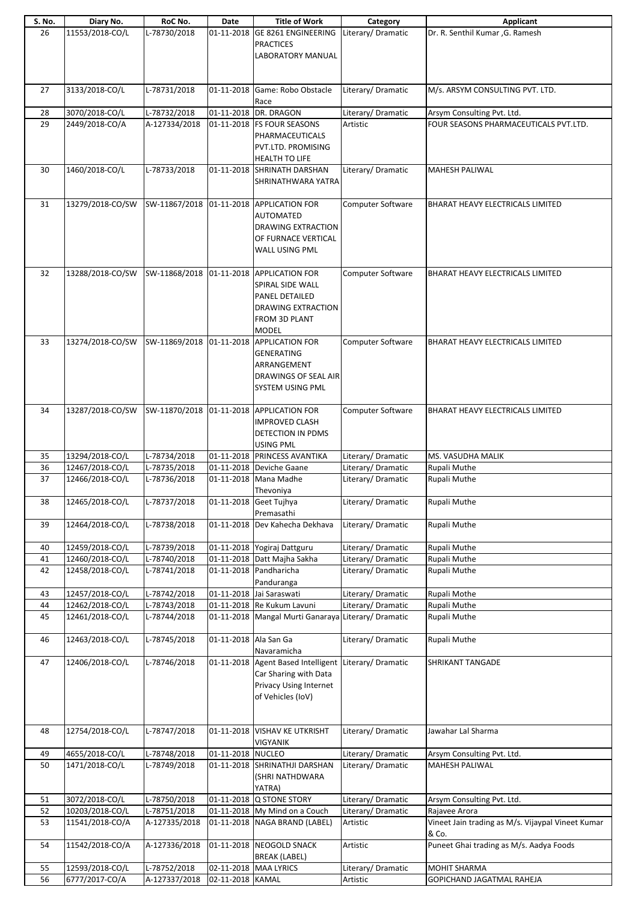| S. No. | Diary No. | RoC No. | Date | Title of Work | Category | Applicant |
|---|---|---|---|---|---|---|
| 26 | 11553/2018-CO/L | L-78730/2018 | 01-11-2018 | GE 8261 ENGINEERING PRACTICES LABORATORY MANUAL | Literary/ Dramatic | Dr. R. Senthil Kumar ,G. Ramesh |
| 27 | 3133/2018-CO/L | L-78731/2018 | 01-11-2018 | Game: Robo Obstacle Race | Literary/ Dramatic | M/s. ARSYM CONSULTING PVT. LTD. |
| 28 | 3070/2018-CO/L | L-78732/2018 | 01-11-2018 | DR. DRAGON | Literary/ Dramatic | Arsym Consulting Pvt. Ltd. |
| 29 | 2449/2018-CO/A | A-127334/2018 | 01-11-2018 | FS FOUR SEASONS PHARMACEUTICALS PVT.LTD. PROMISING HEALTH TO LIFE | Artistic | FOUR SEASONS PHARMACEUTICALS PVT.LTD. |
| 30 | 1460/2018-CO/L | L-78733/2018 | 01-11-2018 | SHRINATH DARSHAN SHRINATHWARA YATRA | Literary/ Dramatic | MAHESH PALIWAL |
| 31 | 13279/2018-CO/SW | SW-11867/2018 | 01-11-2018 | APPLICATION FOR AUTOMATED DRAWING EXTRACTION OF FURNACE VERTICAL WALL USING PML | Computer Software | BHARAT HEAVY ELECTRICALS LIMITED |
| 32 | 13288/2018-CO/SW | SW-11868/2018 | 01-11-2018 | APPLICATION FOR SPIRAL SIDE WALL PANEL DETAILED DRAWING EXTRACTION FROM 3D PLANT MODEL | Computer Software | BHARAT HEAVY ELECTRICALS LIMITED |
| 33 | 13274/2018-CO/SW | SW-11869/2018 | 01-11-2018 | APPLICATION FOR GENERATING ARRANGEMENT DRAWINGS OF SEAL AIR SYSTEM USING PML | Computer Software | BHARAT HEAVY ELECTRICALS LIMITED |
| 34 | 13287/2018-CO/SW | SW-11870/2018 | 01-11-2018 | APPLICATION FOR IMPROVED CLASH DETECTION IN PDMS USING PML | Computer Software | BHARAT HEAVY ELECTRICALS LIMITED |
| 35 | 13294/2018-CO/L | L-78734/2018 | 01-11-2018 | PRINCESS AVANTIKA | Literary/ Dramatic | MS. VASUDHA MALIK |
| 36 | 12467/2018-CO/L | L-78735/2018 | 01-11-2018 | Deviche Gaane | Literary/ Dramatic | Rupali Muthe |
| 37 | 12466/2018-CO/L | L-78736/2018 | 01-11-2018 | Mana Madhe Thevoniya | Literary/ Dramatic | Rupali Muthe |
| 38 | 12465/2018-CO/L | L-78737/2018 | 01-11-2018 | Geet Tujhya Premasathi | Literary/ Dramatic | Rupali Muthe |
| 39 | 12464/2018-CO/L | L-78738/2018 | 01-11-2018 | Dev Kahecha Dekhava | Literary/ Dramatic | Rupali Muthe |
| 40 | 12459/2018-CO/L | L-78739/2018 | 01-11-2018 | Yogiraj Dattguru | Literary/ Dramatic | Rupali Muthe |
| 41 | 12460/2018-CO/L | L-78740/2018 | 01-11-2018 | Datt Majha Sakha | Literary/ Dramatic | Rupali Muthe |
| 42 | 12458/2018-CO/L | L-78741/2018 | 01-11-2018 | Pandharicha Panduranga | Literary/ Dramatic | Rupali Muthe |
| 43 | 12457/2018-CO/L | L-78742/2018 | 01-11-2018 | Jai Saraswati | Literary/ Dramatic | Rupali Mothe |
| 44 | 12462/2018-CO/L | L-78743/2018 | 01-11-2018 | Re Kukum Lavuni | Literary/ Dramatic | Rupali Muthe |
| 45 | 12461/2018-CO/L | L-78744/2018 | 01-11-2018 | Mangal Murti Ganaraya | Literary/ Dramatic | Rupali Muthe |
| 46 | 12463/2018-CO/L | L-78745/2018 | 01-11-2018 | Ala San Ga Navaramicha | Literary/ Dramatic | Rupali Muthe |
| 47 | 12406/2018-CO/L | L-78746/2018 | 01-11-2018 | Agent Based Intelligent Car Sharing with Data Privacy Using Internet of Vehicles (IoV) | Literary/ Dramatic | SHRIKANT TANGADE |
| 48 | 12754/2018-CO/L | L-78747/2018 | 01-11-2018 | VISHAV KE UTKRISHT VIGYANIK | Literary/ Dramatic | Jawahar Lal Sharma |
| 49 | 4655/2018-CO/L | L-78748/2018 | 01-11-2018 | NUCLEO | Literary/ Dramatic | Arsym Consulting Pvt. Ltd. |
| 50 | 1471/2018-CO/L | L-78749/2018 | 01-11-2018 | SHRINATHJI DARSHAN (SHRI NATHDWARA YATRA) | Literary/ Dramatic | MAHESH PALIWAL |
| 51 | 3072/2018-CO/L | L-78750/2018 | 01-11-2018 | Q STONE STORY | Literary/ Dramatic | Arsym Consulting Pvt. Ltd. |
| 52 | 10203/2018-CO/L | L-78751/2018 | 01-11-2018 | My Mind on a Couch | Literary/ Dramatic | Rajavee Arora |
| 53 | 11541/2018-CO/A | A-127335/2018 | 01-11-2018 | NAGA BRAND (LABEL) | Artistic | Vineet Jain trading as M/s. Vijaypal Vineet Kumar & Co. |
| 54 | 11542/2018-CO/A | A-127336/2018 | 01-11-2018 | NEOGOLD SNACK BREAK (LABEL) | Artistic | Puneet Ghai trading as M/s. Aadya Foods |
| 55 | 12593/2018-CO/L | L-78752/2018 | 02-11-2018 | MAA LYRICS | Literary/ Dramatic | MOHIT SHARMA |
| 56 | 6777/2017-CO/A | A-127337/2018 | 02-11-2018 | KAMAL | Artistic | GOPICHAND JAGATMAL RAHEJA |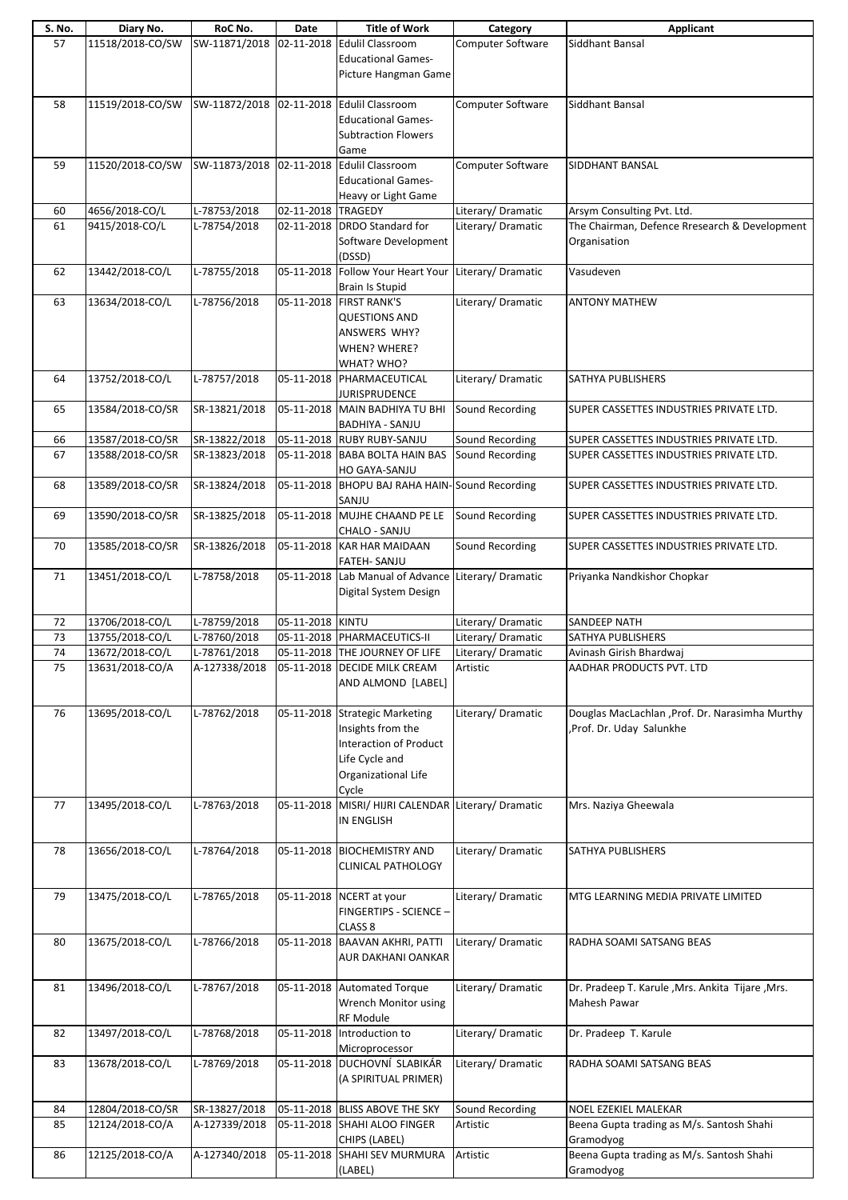| S. No. | Diary No. | RoC No. | Date | Title of Work | Category | Applicant |
|---|---|---|---|---|---|---|
| 57 | 11518/2018-CO/SW | SW-11871/2018 | 02-11-2018 | Edulil Classroom Educational Games-Picture Hangman Game | Computer Software | Siddhant Bansal |
| 58 | 11519/2018-CO/SW | SW-11872/2018 | 02-11-2018 | Edulil Classroom Educational Games-Subtraction Flowers Game | Computer Software | Siddhant Bansal |
| 59 | 11520/2018-CO/SW | SW-11873/2018 | 02-11-2018 | Edulil Classroom Educational Games-Heavy or Light Game | Computer Software | SIDDHANT BANSAL |
| 60 | 4656/2018-CO/L | L-78753/2018 | 02-11-2018 | TRAGEDY | Literary/ Dramatic | Arsym Consulting Pvt. Ltd. |
| 61 | 9415/2018-CO/L | L-78754/2018 | 02-11-2018 | DRDO Standard for Software Development (DSSD) | Literary/ Dramatic | The Chairman, Defence Rresearch & Development Organisation |
| 62 | 13442/2018-CO/L | L-78755/2018 | 05-11-2018 | Follow Your Heart Your Brain Is Stupid | Literary/ Dramatic | Vasudeven |
| 63 | 13634/2018-CO/L | L-78756/2018 | 05-11-2018 | FIRST RANK'S QUESTIONS AND ANSWERS WHY? WHEN? WHERE? WHAT? WHO? | Literary/ Dramatic | ANTONY MATHEW |
| 64 | 13752/2018-CO/L | L-78757/2018 | 05-11-2018 | PHARMACEUTICAL JURISPRUDENCE | Literary/ Dramatic | SATHYA PUBLISHERS |
| 65 | 13584/2018-CO/SR | SR-13821/2018 | 05-11-2018 | MAIN BADHIYA TU BHI BADHIYA - SANJU | Sound Recording | SUPER CASSETTES INDUSTRIES PRIVATE LTD. |
| 66 | 13587/2018-CO/SR | SR-13822/2018 | 05-11-2018 | RUBY RUBY-SANJU | Sound Recording | SUPER CASSETTES INDUSTRIES PRIVATE LTD. |
| 67 | 13588/2018-CO/SR | SR-13823/2018 | 05-11-2018 | BABA BOLTA HAIN BAS HO GAYA-SANJU | Sound Recording | SUPER CASSETTES INDUSTRIES PRIVATE LTD. |
| 68 | 13589/2018-CO/SR | SR-13824/2018 | 05-11-2018 | BHOPU BAJ RAHA HAIN-SANJU | Sound Recording | SUPER CASSETTES INDUSTRIES PRIVATE LTD. |
| 69 | 13590/2018-CO/SR | SR-13825/2018 | 05-11-2018 | MUJHE CHAAND PE LE CHALO - SANJU | Sound Recording | SUPER CASSETTES INDUSTRIES PRIVATE LTD. |
| 70 | 13585/2018-CO/SR | SR-13826/2018 | 05-11-2018 | KAR HAR MAIDAAN FATEH- SANJU | Sound Recording | SUPER CASSETTES INDUSTRIES PRIVATE LTD. |
| 71 | 13451/2018-CO/L | L-78758/2018 | 05-11-2018 | Lab Manual of Advance Digital System Design | Literary/ Dramatic | Priyanka Nandkishor Chopkar |
| 72 | 13706/2018-CO/L | L-78759/2018 | 05-11-2018 | KINTU | Literary/ Dramatic | SANDEEP NATH |
| 73 | 13755/2018-CO/L | L-78760/2018 | 05-11-2018 | PHARMACEUTICS-II | Literary/ Dramatic | SATHYA PUBLISHERS |
| 74 | 13672/2018-CO/L | L-78761/2018 | 05-11-2018 | THE JOURNEY OF LIFE | Literary/ Dramatic | Avinash Girish Bhardwaj |
| 75 | 13631/2018-CO/A | A-127338/2018 | 05-11-2018 | DECIDE MILK CREAM AND ALMOND [LABEL] | Artistic | AADHAR PRODUCTS PVT. LTD |
| 76 | 13695/2018-CO/L | L-78762/2018 | 05-11-2018 | Strategic Marketing Insights from the Interaction of Product Life Cycle and Organizational Life Cycle | Literary/ Dramatic | Douglas MacLachlan ,Prof. Dr. Narasimha Murthy ,Prof. Dr. Uday Salunkhe |
| 77 | 13495/2018-CO/L | L-78763/2018 | 05-11-2018 | MISRI/ HIJRI CALENDAR IN ENGLISH | Literary/ Dramatic | Mrs. Naziya Gheewala |
| 78 | 13656/2018-CO/L | L-78764/2018 | 05-11-2018 | BIOCHEMISTRY AND CLINICAL PATHOLOGY | Literary/ Dramatic | SATHYA PUBLISHERS |
| 79 | 13475/2018-CO/L | L-78765/2018 | 05-11-2018 | NCERT at your FINGERTIPS - SCIENCE – CLASS 8 | Literary/ Dramatic | MTG LEARNING MEDIA PRIVATE LIMITED |
| 80 | 13675/2018-CO/L | L-78766/2018 | 05-11-2018 | BAAVAN AKHRI, PATTI AUR DAKHANI OANKAR | Literary/ Dramatic | RADHA SOAMI SATSANG BEAS |
| 81 | 13496/2018-CO/L | L-78767/2018 | 05-11-2018 | Automated Torque Wrench Monitor using RF Module | Literary/ Dramatic | Dr. Pradeep T. Karule ,Mrs. Ankita Tijare ,Mrs. Mahesh Pawar |
| 82 | 13497/2018-CO/L | L-78768/2018 | 05-11-2018 | Introduction to Microprocessor | Literary/ Dramatic | Dr. Pradeep T. Karule |
| 83 | 13678/2018-CO/L | L-78769/2018 | 05-11-2018 | DUCHOVNÍ SLABIKÁR (A SPIRITUAL PRIMER) | Literary/ Dramatic | RADHA SOAMI SATSANG BEAS |
| 84 | 12804/2018-CO/SR | SR-13827/2018 | 05-11-2018 | BLISS ABOVE THE SKY | Sound Recording | NOEL EZEKIEL MALEKAR |
| 85 | 12124/2018-CO/A | A-127339/2018 | 05-11-2018 | SHAHI ALOO FINGER CHIPS (LABEL) | Artistic | Beena Gupta trading as M/s. Santosh Shahi Gramodyog |
| 86 | 12125/2018-CO/A | A-127340/2018 | 05-11-2018 | SHAHI SEV MURMURA (LABEL) | Artistic | Beena Gupta trading as M/s. Santosh Shahi Gramodyog |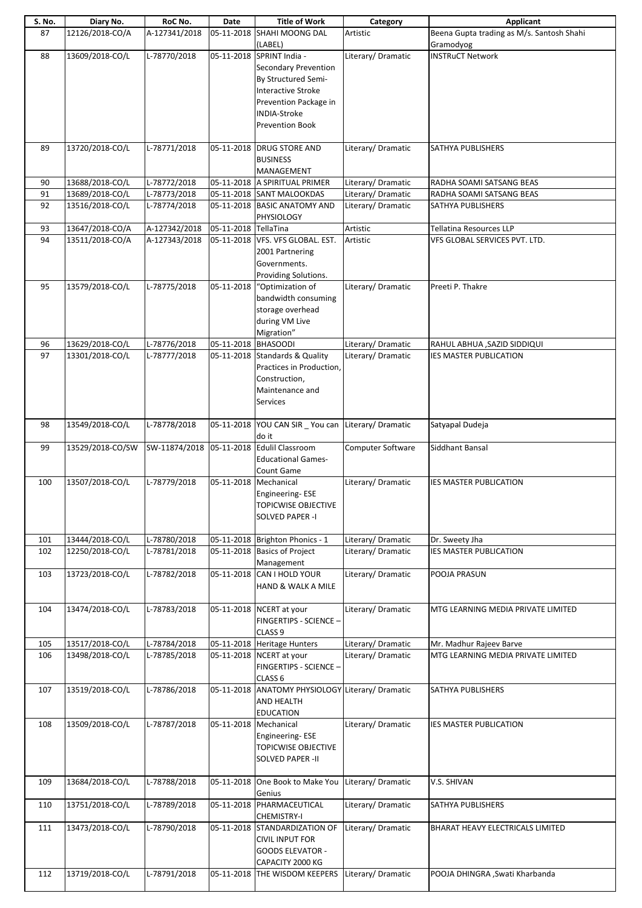| S. No. | Diary No. | RoC No. | Date | Title of Work | Category | Applicant |
|---|---|---|---|---|---|---|
| 87 | 12126/2018-CO/A | A-127341/2018 | 05-11-2018 | SHAHI MOONG DAL (LABEL) | Artistic | Beena Gupta trading as M/s. Santosh Shahi Gramodyog |
| 88 | 13609/2018-CO/L | L-78770/2018 | 05-11-2018 | SPRINT India - Secondary Prevention By Structured Semi-Interactive Stroke Prevention Package in INDIA-Stroke Prevention Book | Literary/ Dramatic | INSTRuCT Network |
| 89 | 13720/2018-CO/L | L-78771/2018 | 05-11-2018 | DRUG STORE AND BUSINESS MANAGEMENT | Literary/ Dramatic | SATHYA PUBLISHERS |
| 90 | 13688/2018-CO/L | L-78772/2018 | 05-11-2018 | A SPIRITUAL PRIMER | Literary/ Dramatic | RADHA SOAMI SATSANG BEAS |
| 91 | 13689/2018-CO/L | L-78773/2018 | 05-11-2018 | SANT MALOOKDAS | Literary/ Dramatic | RADHA SOAMI SATSANG BEAS |
| 92 | 13516/2018-CO/L | L-78774/2018 | 05-11-2018 | BASIC ANATOMY AND PHYSIOLOGY | Literary/ Dramatic | SATHYA PUBLISHERS |
| 93 | 13647/2018-CO/A | A-127342/2018 | 05-11-2018 | TellaTina | Artistic | Tellatina Resources LLP |
| 94 | 13511/2018-CO/A | A-127343/2018 | 05-11-2018 | VFS. VFS GLOBAL. EST. 2001 Partnering Governments. Providing Solutions. | Artistic | VFS GLOBAL SERVICES PVT. LTD. |
| 95 | 13579/2018-CO/L | L-78775/2018 | 05-11-2018 | "Optimization of bandwidth consuming storage overhead during VM Live Migration" | Literary/ Dramatic | Preeti P. Thakre |
| 96 | 13629/2018-CO/L | L-78776/2018 | 05-11-2018 | BHASOODI | Literary/ Dramatic | RAHUL ABHUA ,SAZID SIDDIQUI |
| 97 | 13301/2018-CO/L | L-78777/2018 | 05-11-2018 | Standards & Quality Practices in Production, Construction, Maintenance and Services | Literary/ Dramatic | IES MASTER PUBLICATION |
| 98 | 13549/2018-CO/L | L-78778/2018 | 05-11-2018 | YOU CAN SIR _ You can do it | Literary/ Dramatic | Satyapal Dudeja |
| 99 | 13529/2018-CO/SW | SW-11874/2018 | 05-11-2018 | Edulil Classroom Educational Games-Count Game | Computer Software | Siddhant Bansal |
| 100 | 13507/2018-CO/L | L-78779/2018 | 05-11-2018 | Mechanical Engineering- ESE TOPICWISE OBJECTIVE SOLVED PAPER -I | Literary/ Dramatic | IES MASTER PUBLICATION |
| 101 | 13444/2018-CO/L | L-78780/2018 | 05-11-2018 | Brighton Phonics - 1 | Literary/ Dramatic | Dr. Sweety Jha |
| 102 | 12250/2018-CO/L | L-78781/2018 | 05-11-2018 | Basics of Project Management | Literary/ Dramatic | IES MASTER PUBLICATION |
| 103 | 13723/2018-CO/L | L-78782/2018 | 05-11-2018 | CAN I HOLD YOUR HAND & WALK A MILE | Literary/ Dramatic | POOJA PRASUN |
| 104 | 13474/2018-CO/L | L-78783/2018 | 05-11-2018 | NCERT at your FINGERTIPS - SCIENCE – CLASS 9 | Literary/ Dramatic | MTG LEARNING MEDIA PRIVATE LIMITED |
| 105 | 13517/2018-CO/L | L-78784/2018 | 05-11-2018 | Heritage Hunters | Literary/ Dramatic | Mr. Madhur Rajeev Barve |
| 106 | 13498/2018-CO/L | L-78785/2018 | 05-11-2018 | NCERT at your FINGERTIPS - SCIENCE – CLASS 6 | Literary/ Dramatic | MTG LEARNING MEDIA PRIVATE LIMITED |
| 107 | 13519/2018-CO/L | L-78786/2018 | 05-11-2018 | ANATOMY PHYSIOLOGY AND HEALTH EDUCATION | Literary/ Dramatic | SATHYA PUBLISHERS |
| 108 | 13509/2018-CO/L | L-78787/2018 | 05-11-2018 | Mechanical Engineering- ESE TOPICWISE OBJECTIVE SOLVED PAPER -II | Literary/ Dramatic | IES MASTER PUBLICATION |
| 109 | 13684/2018-CO/L | L-78788/2018 | 05-11-2018 | One Book to Make You Genius | Literary/ Dramatic | V.S. SHIVAN |
| 110 | 13751/2018-CO/L | L-78789/2018 | 05-11-2018 | PHARMACEUTICAL CHEMISTRY-I | Literary/ Dramatic | SATHYA PUBLISHERS |
| 111 | 13473/2018-CO/L | L-78790/2018 | 05-11-2018 | STANDARDIZATION OF CIVIL INPUT FOR GOODS ELEVATOR - CAPACITY 2000 KG | Literary/ Dramatic | BHARAT HEAVY ELECTRICALS LIMITED |
| 112 | 13719/2018-CO/L | L-78791/2018 | 05-11-2018 | THE WISDOM KEEPERS | Literary/ Dramatic | POOJA DHINGRA ,Swati Kharbanda |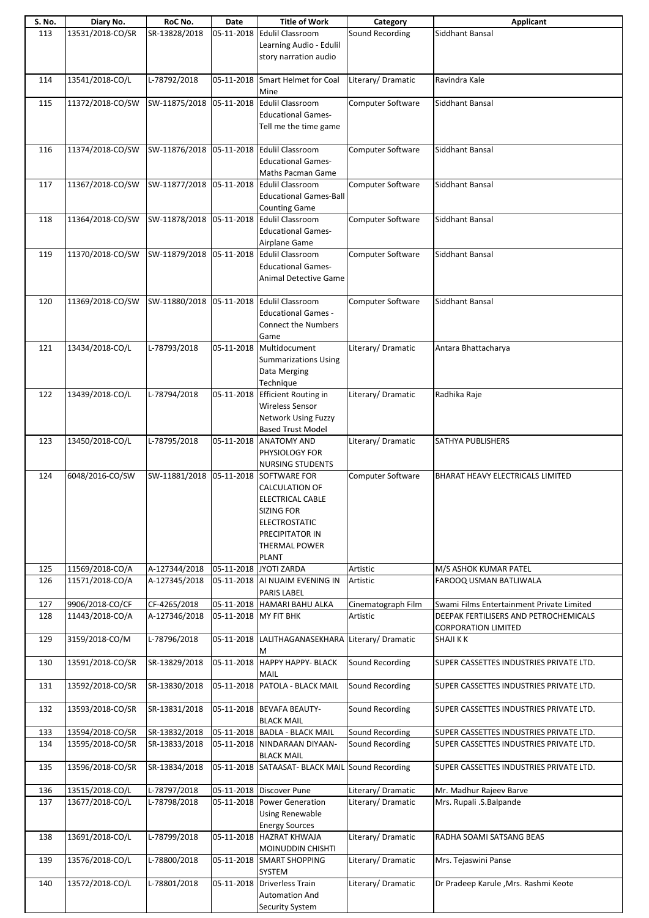| S. No. | Diary No. | RoC No. | Date | Title of Work | Category | Applicant |
|---|---|---|---|---|---|---|
| 113 | 13531/2018-CO/SR | SR-13828/2018 | 05-11-2018 | Edulil Classroom Learning Audio - Edulil story narration audio | Sound Recording | Siddhant Bansal |
| 114 | 13541/2018-CO/L | L-78792/2018 | 05-11-2018 | Smart Helmet for Coal Mine | Literary/ Dramatic | Ravindra Kale |
| 115 | 11372/2018-CO/SW | SW-11875/2018 | 05-11-2018 | Edulil Classroom Educational Games- Tell me the time game | Computer Software | Siddhant Bansal |
| 116 | 11374/2018-CO/SW | SW-11876/2018 | 05-11-2018 | Edulil Classroom Educational Games- Maths Pacman Game | Computer Software | Siddhant Bansal |
| 117 | 11367/2018-CO/SW | SW-11877/2018 | 05-11-2018 | Edulil Classroom Educational Games-Ball Counting Game | Computer Software | Siddhant Bansal |
| 118 | 11364/2018-CO/SW | SW-11878/2018 | 05-11-2018 | Edulil Classroom Educational Games- Airplane Game | Computer Software | Siddhant Bansal |
| 119 | 11370/2018-CO/SW | SW-11879/2018 | 05-11-2018 | Edulil Classroom Educational Games- Animal Detective Game | Computer Software | Siddhant Bansal |
| 120 | 11369/2018-CO/SW | SW-11880/2018 | 05-11-2018 | Edulil Classroom Educational Games - Connect the Numbers Game | Computer Software | Siddhant Bansal |
| 121 | 13434/2018-CO/L | L-78793/2018 | 05-11-2018 | Multidocument Summarizations Using Data Merging Technique | Literary/ Dramatic | Antara Bhattacharya |
| 122 | 13439/2018-CO/L | L-78794/2018 | 05-11-2018 | Efficient Routing in Wireless Sensor Network Using Fuzzy Based Trust Model | Literary/ Dramatic | Radhika Raje |
| 123 | 13450/2018-CO/L | L-78795/2018 | 05-11-2018 | ANATOMY AND PHYSIOLOGY FOR NURSING STUDENTS | Literary/ Dramatic | SATHYA PUBLISHERS |
| 124 | 6048/2016-CO/SW | SW-11881/2018 | 05-11-2018 | SOFTWARE FOR CALCULATION OF ELECTRICAL CABLE SIZING FOR ELECTROSTATIC PRECIPITATOR IN THERMAL POWER PLANT | Computer Software | BHARAT HEAVY ELECTRICALS LIMITED |
| 125 | 11569/2018-CO/A | A-127344/2018 | 05-11-2018 | JYOTI ZARDA | Artistic | M/S ASHOK KUMAR PATEL |
| 126 | 11571/2018-CO/A | A-127345/2018 | 05-11-2018 | AI NUAIM EVENING IN PARIS LABEL | Artistic | FAROOQ USMAN BATLIWALA |
| 127 | 9906/2018-CO/CF | CF-4265/2018 | 05-11-2018 | HAMARI BAHU ALKA | Cinematograph Film | Swami Films Entertainment Private Limited |
| 128 | 11443/2018-CO/A | A-127346/2018 | 05-11-2018 | MY FIT BHK | Artistic | DEEPAK FERTILISERS AND PETROCHEMICALS CORPORATION LIMITED |
| 129 | 3159/2018-CO/M | L-78796/2018 | 05-11-2018 | LALITHAGANASEKHARA M | Literary/ Dramatic | SHAJI K K |
| 130 | 13591/2018-CO/SR | SR-13829/2018 | 05-11-2018 | HAPPY HAPPY- BLACK MAIL | Sound Recording | SUPER CASSETTES INDUSTRIES PRIVATE LTD. |
| 131 | 13592/2018-CO/SR | SR-13830/2018 | 05-11-2018 | PATOLA - BLACK MAIL | Sound Recording | SUPER CASSETTES INDUSTRIES PRIVATE LTD. |
| 132 | 13593/2018-CO/SR | SR-13831/2018 | 05-11-2018 | BEVAFA BEAUTY-BLACK MAIL | Sound Recording | SUPER CASSETTES INDUSTRIES PRIVATE LTD. |
| 133 | 13594/2018-CO/SR | SR-13832/2018 | 05-11-2018 | BADLA - BLACK MAIL | Sound Recording | SUPER CASSETTES INDUSTRIES PRIVATE LTD. |
| 134 | 13595/2018-CO/SR | SR-13833/2018 | 05-11-2018 | NINDARAAN DIYAAN-BLACK MAIL | Sound Recording | SUPER CASSETTES INDUSTRIES PRIVATE LTD. |
| 135 | 13596/2018-CO/SR | SR-13834/2018 | 05-11-2018 | SATAASAT- BLACK MAIL | Sound Recording | SUPER CASSETTES INDUSTRIES PRIVATE LTD. |
| 136 | 13515/2018-CO/L | L-78797/2018 | 05-11-2018 | Discover Pune | Literary/ Dramatic | Mr. Madhur Rajeev Barve |
| 137 | 13677/2018-CO/L | L-78798/2018 | 05-11-2018 | Power Generation Using Renewable Energy Sources | Literary/ Dramatic | Mrs. Rupali .S.Balpande |
| 138 | 13691/2018-CO/L | L-78799/2018 | 05-11-2018 | HAZRAT KHWAJA MOINUDDIN CHISHTI | Literary/ Dramatic | RADHA SOAMI SATSANG BEAS |
| 139 | 13576/2018-CO/L | L-78800/2018 | 05-11-2018 | SMART SHOPPING SYSTEM | Literary/ Dramatic | Mrs. Tejaswini Panse |
| 140 | 13572/2018-CO/L | L-78801/2018 | 05-11-2018 | Driverless Train Automation And Security System | Literary/ Dramatic | Dr Pradeep Karule ,Mrs. Rashmi Keote |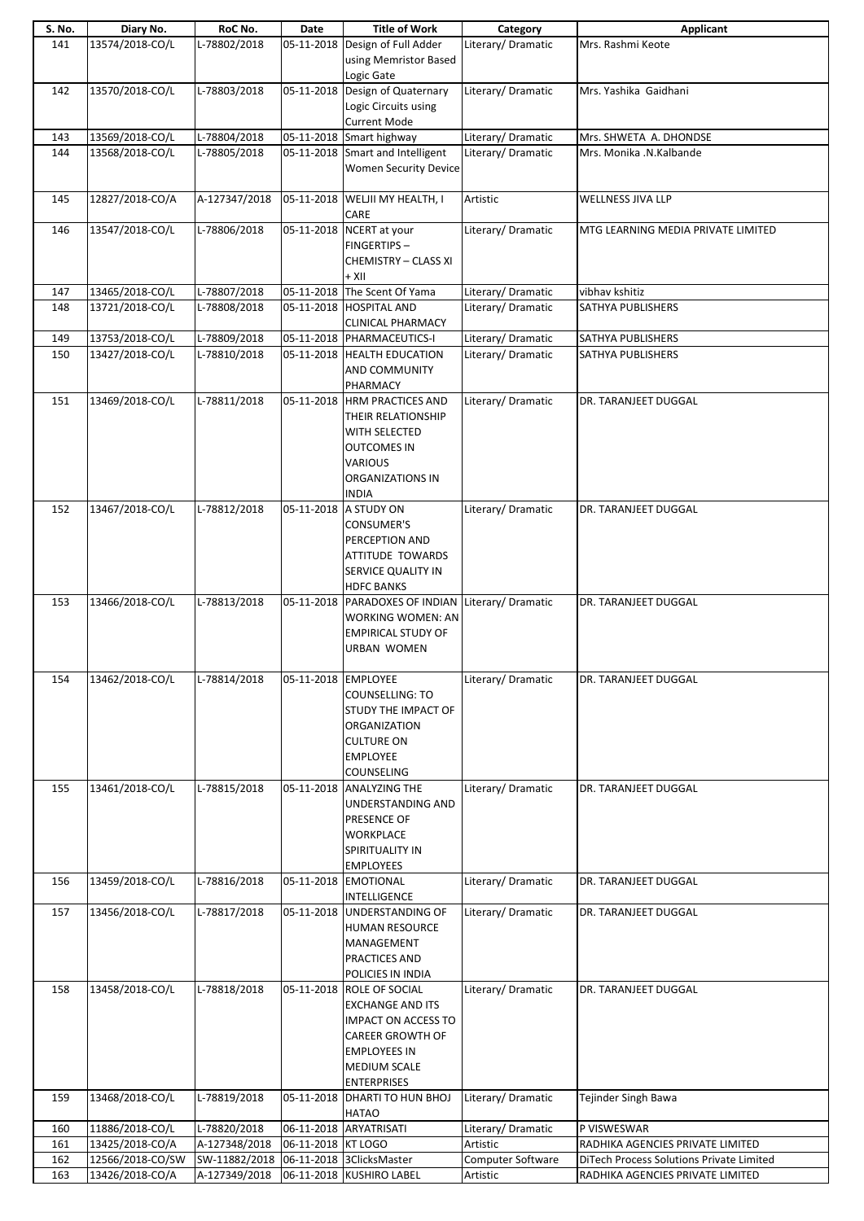| S. No. | Diary No. | RoC No. | Date | Title of Work | Category | Applicant |
|---|---|---|---|---|---|---|
| 141 | 13574/2018-CO/L | L-78802/2018 | 05-11-2018 | Design of Full Adder using Memristor Based Logic Gate | Literary/ Dramatic | Mrs. Rashmi Keote |
| 142 | 13570/2018-CO/L | L-78803/2018 | 05-11-2018 | Design of Quaternary Logic Circuits using Current Mode | Literary/ Dramatic | Mrs. Yashika Gaidhani |
| 143 | 13569/2018-CO/L | L-78804/2018 | 05-11-2018 | Smart highway | Literary/ Dramatic | Mrs. SHWETA A. DHONDSE |
| 144 | 13568/2018-CO/L | L-78805/2018 | 05-11-2018 | Smart and Intelligent Women Security Device | Literary/ Dramatic | Mrs. Monika .N.Kalbande |
| 145 | 12827/2018-CO/A | A-127347/2018 | 05-11-2018 | WELJII MY HEALTH, I CARE | Artistic | WELLNESS JIVA LLP |
| 146 | 13547/2018-CO/L | L-78806/2018 | 05-11-2018 | NCERT at your FINGERTIPS – CHEMISTRY – CLASS XI + XII | Literary/ Dramatic | MTG LEARNING MEDIA PRIVATE LIMITED |
| 147 | 13465/2018-CO/L | L-78807/2018 | 05-11-2018 | The Scent Of Yama | Literary/ Dramatic | vibhav kshitiz |
| 148 | 13721/2018-CO/L | L-78808/2018 | 05-11-2018 | HOSPITAL AND CLINICAL PHARMACY | Literary/ Dramatic | SATHYA PUBLISHERS |
| 149 | 13753/2018-CO/L | L-78809/2018 | 05-11-2018 | PHARMACEUTICS-I | Literary/ Dramatic | SATHYA PUBLISHERS |
| 150 | 13427/2018-CO/L | L-78810/2018 | 05-11-2018 | HEALTH EDUCATION AND COMMUNITY PHARMACY | Literary/ Dramatic | SATHYA PUBLISHERS |
| 151 | 13469/2018-CO/L | L-78811/2018 | 05-11-2018 | HRM PRACTICES AND THEIR RELATIONSHIP WITH SELECTED OUTCOMES IN VARIOUS ORGANIZATIONS IN INDIA | Literary/ Dramatic | DR. TARANJEET DUGGAL |
| 152 | 13467/2018-CO/L | L-78812/2018 | 05-11-2018 | A STUDY ON CONSUMER'S PERCEPTION AND ATTITUDE TOWARDS SERVICE QUALITY IN HDFC BANKS | Literary/ Dramatic | DR. TARANJEET DUGGAL |
| 153 | 13466/2018-CO/L | L-78813/2018 | 05-11-2018 | PARADOXES OF INDIAN WORKING WOMEN: AN EMPIRICAL STUDY OF URBAN WOMEN | Literary/ Dramatic | DR. TARANJEET DUGGAL |
| 154 | 13462/2018-CO/L | L-78814/2018 | 05-11-2018 | EMPLOYEE COUNSELLING: TO STUDY THE IMPACT OF ORGANIZATION CULTURE ON EMPLOYEE COUNSELING | Literary/ Dramatic | DR. TARANJEET DUGGAL |
| 155 | 13461/2018-CO/L | L-78815/2018 | 05-11-2018 | ANALYZING THE UNDERSTANDING AND PRESENCE OF WORKPLACE SPIRITUALITY IN EMPLOYEES | Literary/ Dramatic | DR. TARANJEET DUGGAL |
| 156 | 13459/2018-CO/L | L-78816/2018 | 05-11-2018 | EMOTIONAL INTELLIGENCE | Literary/ Dramatic | DR. TARANJEET DUGGAL |
| 157 | 13456/2018-CO/L | L-78817/2018 | 05-11-2018 | UNDERSTANDING OF HUMAN RESOURCE MANAGEMENT PRACTICES AND POLICIES IN INDIA | Literary/ Dramatic | DR. TARANJEET DUGGAL |
| 158 | 13458/2018-CO/L | L-78818/2018 | 05-11-2018 | ROLE OF SOCIAL EXCHANGE AND ITS IMPACT ON ACCESS TO CAREER GROWTH OF EMPLOYEES IN MEDIUM SCALE ENTERPRISES | Literary/ Dramatic | DR. TARANJEET DUGGAL |
| 159 | 13468/2018-CO/L | L-78819/2018 | 05-11-2018 | DHARTI TO HUN BHOJ HATAO | Literary/ Dramatic | Tejinder Singh Bawa |
| 160 | 11886/2018-CO/L | L-78820/2018 | 06-11-2018 | ARYATRISATI | Literary/ Dramatic | P VISWESWAR |
| 161 | 13425/2018-CO/A | A-127348/2018 | 06-11-2018 | KT LOGO | Artistic | RADHIKA AGENCIES PRIVATE LIMITED |
| 162 | 12566/2018-CO/SW | SW-11882/2018 | 06-11-2018 | 3ClicksMaster | Computer Software | DiTech Process Solutions Private Limited |
| 163 | 13426/2018-CO/A | A-127349/2018 | 06-11-2018 | KUSHIRO LABEL | Artistic | RADHIKA AGENCIES PRIVATE LIMITED |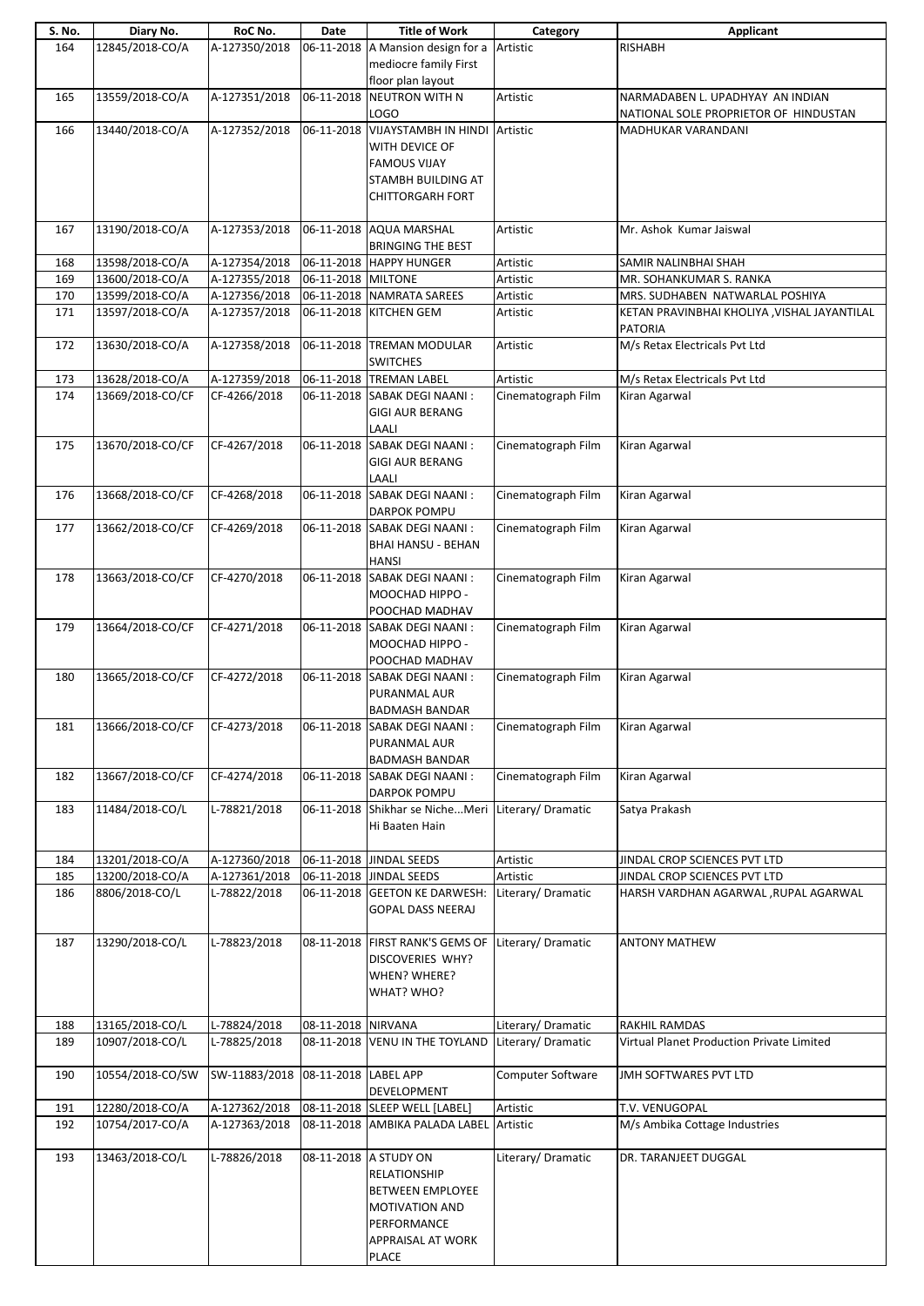| S. No. | Diary No. | RoC No. | Date | Title of Work | Category | Applicant |
|---|---|---|---|---|---|---|
| 164 | 12845/2018-CO/A | A-127350/2018 | 06-11-2018 | A Mansion design for a mediocre family First floor plan layout | Artistic | RISHABH |
| 165 | 13559/2018-CO/A | A-127351/2018 | 06-11-2018 | NEUTRON WITH N LOGO | Artistic | NARMADABEN L. UPADHYAY AN INDIAN NATIONAL SOLE PROPRIETOR OF HINDUSTAN |
| 166 | 13440/2018-CO/A | A-127352/2018 | 06-11-2018 | VIJAYSTAMBH IN HINDI WITH DEVICE OF FAMOUS VIJAY STAMBH BUILDING AT CHITTORGARH FORT | Artistic | MADHUKAR VARANDANI |
| 167 | 13190/2018-CO/A | A-127353/2018 | 06-11-2018 | AQUA MARSHAL BRINGING THE BEST | Artistic | Mr. Ashok Kumar Jaiswal |
| 168 | 13598/2018-CO/A | A-127354/2018 | 06-11-2018 | HAPPY HUNGER | Artistic | SAMIR NALINBHAI SHAH |
| 169 | 13600/2018-CO/A | A-127355/2018 | 06-11-2018 | MILTONE | Artistic | MR. SOHANKUMAR S. RANKA |
| 170 | 13599/2018-CO/A | A-127356/2018 | 06-11-2018 | NAMRATA SAREES | Artistic | MRS. SUDHABEN NATWARLAL POSHIYA |
| 171 | 13597/2018-CO/A | A-127357/2018 | 06-11-2018 | KITCHEN GEM | Artistic | KETAN PRAVINBHAI KHOLIYA ,VISHAL JAYANTILAL PATORIA |
| 172 | 13630/2018-CO/A | A-127358/2018 | 06-11-2018 | TREMAN MODULAR SWITCHES | Artistic | M/s Retax Electricals Pvt Ltd |
| 173 | 13628/2018-CO/A | A-127359/2018 | 06-11-2018 | TREMAN LABEL | Artistic | M/s Retax Electricals Pvt Ltd |
| 174 | 13669/2018-CO/CF | CF-4266/2018 | 06-11-2018 | SABAK DEGI NAANI : GIGI AUR BERANG LAALI | Cinematograph Film | Kiran Agarwal |
| 175 | 13670/2018-CO/CF | CF-4267/2018 | 06-11-2018 | SABAK DEGI NAANI : GIGI AUR BERANG LAALI | Cinematograph Film | Kiran Agarwal |
| 176 | 13668/2018-CO/CF | CF-4268/2018 | 06-11-2018 | SABAK DEGI NAANI : DARPOK POMPU | Cinematograph Film | Kiran Agarwal |
| 177 | 13662/2018-CO/CF | CF-4269/2018 | 06-11-2018 | SABAK DEGI NAANI : BHAI HANSU - BEHAN HANSI | Cinematograph Film | Kiran Agarwal |
| 178 | 13663/2018-CO/CF | CF-4270/2018 | 06-11-2018 | SABAK DEGI NAANI : MOOCHAD HIPPO - POOCHAD MADHAV | Cinematograph Film | Kiran Agarwal |
| 179 | 13664/2018-CO/CF | CF-4271/2018 | 06-11-2018 | SABAK DEGI NAANI : MOOCHAD HIPPO - POOCHAD MADHAV | Cinematograph Film | Kiran Agarwal |
| 180 | 13665/2018-CO/CF | CF-4272/2018 | 06-11-2018 | SABAK DEGI NAANI : PURANMAL AUR BADMASH BANDAR | Cinematograph Film | Kiran Agarwal |
| 181 | 13666/2018-CO/CF | CF-4273/2018 | 06-11-2018 | SABAK DEGI NAANI : PURANMAL AUR BADMASH BANDAR | Cinematograph Film | Kiran Agarwal |
| 182 | 13667/2018-CO/CF | CF-4274/2018 | 06-11-2018 | SABAK DEGI NAANI : DARPOK POMPU | Cinematograph Film | Kiran Agarwal |
| 183 | 11484/2018-CO/L | L-78821/2018 | 06-11-2018 | Shikhar se Niche...Meri Hi Baaten Hain | Literary/ Dramatic | Satya Prakash |
| 184 | 13201/2018-CO/A | A-127360/2018 | 06-11-2018 | JINDAL SEEDS | Artistic | JINDAL CROP SCIENCES PVT LTD |
| 185 | 13200/2018-CO/A | A-127361/2018 | 06-11-2018 | JINDAL SEEDS | Artistic | JINDAL CROP SCIENCES PVT LTD |
| 186 | 8806/2018-CO/L | L-78822/2018 | 06-11-2018 | GEETON KE DARWESH: GOPAL DASS NEERAJ | Literary/ Dramatic | HARSH VARDHAN AGARWAL ,RUPAL AGARWAL |
| 187 | 13290/2018-CO/L | L-78823/2018 | 08-11-2018 | FIRST RANK'S GEMS OF DISCOVERIES WHY? WHEN? WHERE? WHAT? WHO? | Literary/ Dramatic | ANTONY MATHEW |
| 188 | 13165/2018-CO/L | L-78824/2018 | 08-11-2018 | NIRVANA | Literary/ Dramatic | RAKHIL RAMDAS |
| 189 | 10907/2018-CO/L | L-78825/2018 | 08-11-2018 | VENU IN THE TOYLAND | Literary/ Dramatic | Virtual Planet Production Private Limited |
| 190 | 10554/2018-CO/SW | SW-11883/2018 | 08-11-2018 | LABEL APP DEVELOPMENT | Computer Software | JMH SOFTWARES PVT LTD |
| 191 | 12280/2018-CO/A | A-127362/2018 | 08-11-2018 | SLEEP WELL [LABEL] | Artistic | T.V. VENUGOPAL |
| 192 | 10754/2017-CO/A | A-127363/2018 | 08-11-2018 | AMBIKA PALADA LABEL | Artistic | M/s Ambika Cottage Industries |
| 193 | 13463/2018-CO/L | L-78826/2018 | 08-11-2018 | A STUDY ON RELATIONSHIP BETWEEN EMPLOYEE MOTIVATION AND PERFORMANCE APPRAISAL AT WORK PLACE | Literary/ Dramatic | DR. TARANJEET DUGGAL |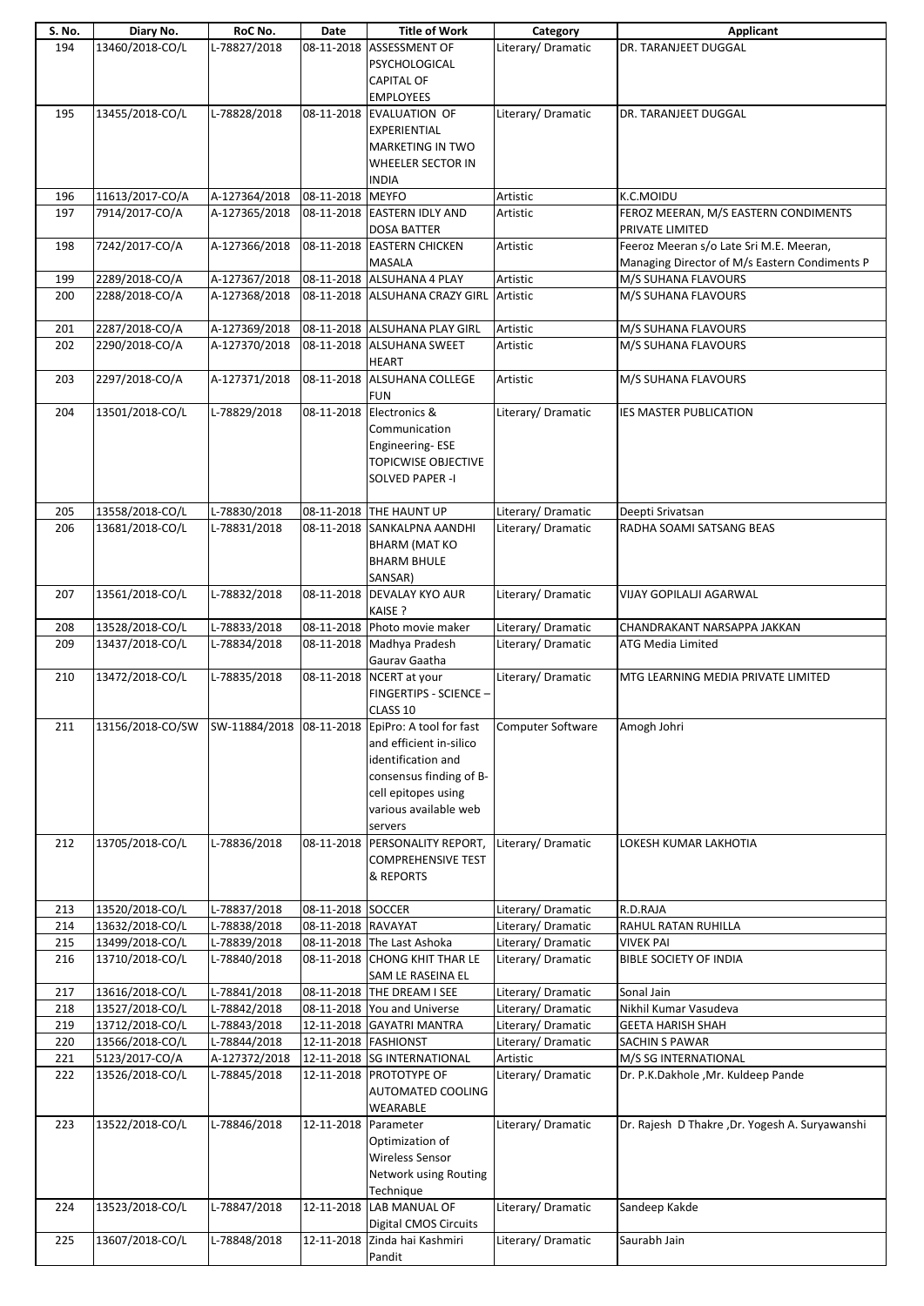| S. No. | Diary No. | RoC No. | Date | Title of Work | Category | Applicant |
|---|---|---|---|---|---|---|
| 194 | 13460/2018-CO/L | L-78827/2018 | 08-11-2018 | ASSESSMENT OF PSYCHOLOGICAL CAPITAL OF EMPLOYEES | Literary/ Dramatic | DR. TARANJEET DUGGAL |
| 195 | 13455/2018-CO/L | L-78828/2018 | 08-11-2018 | EVALUATION OF EXPERIENTIAL MARKETING IN TWO WHEELER SECTOR IN INDIA | Literary/ Dramatic | DR. TARANJEET DUGGAL |
| 196 | 11613/2017-CO/A | A-127364/2018 | 08-11-2018 | MEYFO | Artistic | K.C.MOIDU |
| 197 | 7914/2017-CO/A | A-127365/2018 | 08-11-2018 | EASTERN IDLY AND DOSA BATTER | Artistic | FEROZ MEERAN, M/S EASTERN CONDIMENTS PRIVATE LIMITED |
| 198 | 7242/2017-CO/A | A-127366/2018 | 08-11-2018 | EASTERN CHICKEN MASALA | Artistic | Feeroz Meeran s/o Late Sri M.E. Meeran, Managing Director of M/s Eastern Condiments P |
| 199 | 2289/2018-CO/A | A-127367/2018 | 08-11-2018 | ALSUHANA 4 PLAY | Artistic | M/S SUHANA FLAVOURS |
| 200 | 2288/2018-CO/A | A-127368/2018 | 08-11-2018 | ALSUHANA CRAZY GIRL | Artistic | M/S SUHANA FLAVOURS |
| 201 | 2287/2018-CO/A | A-127369/2018 | 08-11-2018 | ALSUHANA PLAY GIRL | Artistic | M/S SUHANA FLAVOURS |
| 202 | 2290/2018-CO/A | A-127370/2018 | 08-11-2018 | ALSUHANA SWEET HEART | Artistic | M/S SUHANA FLAVOURS |
| 203 | 2297/2018-CO/A | A-127371/2018 | 08-11-2018 | ALSUHANA COLLEGE FUN | Artistic | M/S SUHANA FLAVOURS |
| 204 | 13501/2018-CO/L | L-78829/2018 | 08-11-2018 | Electronics & Communication Engineering- ESE TOPICWISE OBJECTIVE SOLVED PAPER -I | Literary/ Dramatic | IES MASTER PUBLICATION |
| 205 | 13558/2018-CO/L | L-78830/2018 | 08-11-2018 | THE HAUNT UP | Literary/ Dramatic | Deepti Srivatsan |
| 206 | 13681/2018-CO/L | L-78831/2018 | 08-11-2018 | SANKALPNA AANDHI BHARM (MAT KO BHARM BHULE SANSAR) | Literary/ Dramatic | RADHA SOAMI SATSANG BEAS |
| 207 | 13561/2018-CO/L | L-78832/2018 | 08-11-2018 | DEVALAY KYO AUR KAISE ? | Literary/ Dramatic | VIJAY GOPILALJI AGARWAL |
| 208 | 13528/2018-CO/L | L-78833/2018 | 08-11-2018 | Photo movie maker | Literary/ Dramatic | CHANDRAKANT NARSAPPA JAKKAN |
| 209 | 13437/2018-CO/L | L-78834/2018 | 08-11-2018 | Madhya Pradesh Gaurav Gaatha | Literary/ Dramatic | ATG Media Limited |
| 210 | 13472/2018-CO/L | L-78835/2018 | 08-11-2018 | NCERT at your FINGERTIPS - SCIENCE – CLASS 10 | Literary/ Dramatic | MTG LEARNING MEDIA PRIVATE LIMITED |
| 211 | 13156/2018-CO/SW | SW-11884/2018 | 08-11-2018 | EpiPro: A tool for fast and efficient in-silico identification and consensus finding of B-cell epitopes using various available web servers | Computer Software | Amogh Johri |
| 212 | 13705/2018-CO/L | L-78836/2018 | 08-11-2018 | PERSONALITY REPORT, COMPREHENSIVE TEST & REPORTS | Literary/ Dramatic | LOKESH KUMAR LAKHOTIA |
| 213 | 13520/2018-CO/L | L-78837/2018 | 08-11-2018 | SOCCER | Literary/ Dramatic | R.D.RAJA |
| 214 | 13632/2018-CO/L | L-78838/2018 | 08-11-2018 | RAVAYAT | Literary/ Dramatic | RAHUL RATAN RUHILLA |
| 215 | 13499/2018-CO/L | L-78839/2018 | 08-11-2018 | The Last Ashoka | Literary/ Dramatic | VIVEK PAI |
| 216 | 13710/2018-CO/L | L-78840/2018 | 08-11-2018 | CHONG KHIT THAR LE SAM LE RASEINA EL | Literary/ Dramatic | BIBLE SOCIETY OF INDIA |
| 217 | 13616/2018-CO/L | L-78841/2018 | 08-11-2018 | THE DREAM I SEE | Literary/ Dramatic | Sonal Jain |
| 218 | 13527/2018-CO/L | L-78842/2018 | 08-11-2018 | You and Universe | Literary/ Dramatic | Nikhil Kumar Vasudeva |
| 219 | 13712/2018-CO/L | L-78843/2018 | 12-11-2018 | GAYATRI MANTRA | Literary/ Dramatic | GEETA HARISH SHAH |
| 220 | 13566/2018-CO/L | L-78844/2018 | 12-11-2018 | FASHIONST | Literary/ Dramatic | SACHIN S PAWAR |
| 221 | 5123/2017-CO/A | A-127372/2018 | 12-11-2018 | SG INTERNATIONAL | Artistic | M/S SG INTERNATIONAL |
| 222 | 13526/2018-CO/L | L-78845/2018 | 12-11-2018 | PROTOTYPE OF AUTOMATED COOLING WEARABLE | Literary/ Dramatic | Dr. P.K.Dakhole ,Mr. Kuldeep Pande |
| 223 | 13522/2018-CO/L | L-78846/2018 | 12-11-2018 | Parameter Optimization of Wireless Sensor Network using Routing Technique | Literary/ Dramatic | Dr. Rajesh D Thakre ,Dr. Yogesh A. Suryawanshi |
| 224 | 13523/2018-CO/L | L-78847/2018 | 12-11-2018 | LAB MANUAL OF Digital CMOS Circuits | Literary/ Dramatic | Sandeep Kakde |
| 225 | 13607/2018-CO/L | L-78848/2018 | 12-11-2018 | Zinda hai Kashmiri Pandit | Literary/ Dramatic | Saurabh Jain |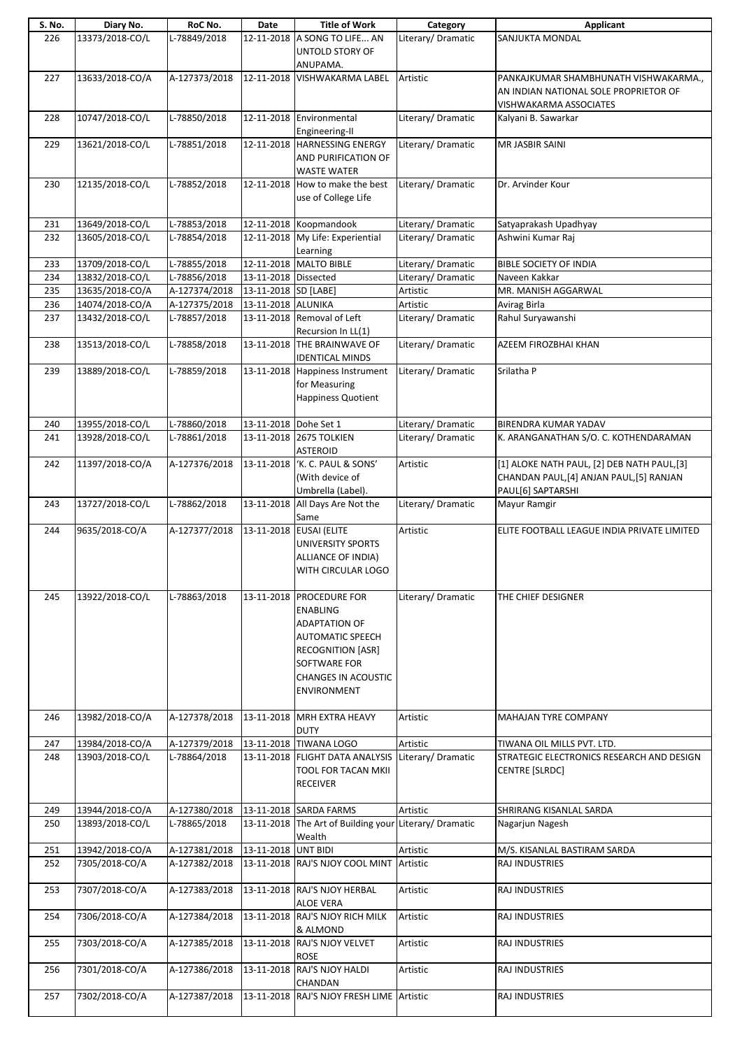| S. No. | Diary No. | RoC No. | Date | Title of Work | Category | Applicant |
|---|---|---|---|---|---|---|
| 226 | 13373/2018-CO/L | L-78849/2018 | 12-11-2018 | A SONG TO LIFE... AN UNTOLD STORY OF ANUPAMA. | Literary/ Dramatic | SANJUKTA MONDAL |
| 227 | 13633/2018-CO/A | A-127373/2018 | 12-11-2018 | VISHWAKARMA LABEL | Artistic | PANKAJKUMAR SHAMBHUNATH VISHWAKARMA., AN INDIAN NATIONAL SOLE PROPRIETOR OF VISHWAKARMA ASSOCIATES |
| 228 | 10747/2018-CO/L | L-78850/2018 | 12-11-2018 | Environmental Engineering-II | Literary/ Dramatic | Kalyani B. Sawarkar |
| 229 | 13621/2018-CO/L | L-78851/2018 | 12-11-2018 | HARNESSING ENERGY AND PURIFICATION OF WASTE WATER | Literary/ Dramatic | MR JASBIR SAINI |
| 230 | 12135/2018-CO/L | L-78852/2018 | 12-11-2018 | How to make the best use of College Life | Literary/ Dramatic | Dr. Arvinder Kour |
| 231 | 13649/2018-CO/L | L-78853/2018 | 12-11-2018 | Koopmandook | Literary/ Dramatic | Satyaprakash Upadhyay |
| 232 | 13605/2018-CO/L | L-78854/2018 | 12-11-2018 | My Life: Experiential Learning | Literary/ Dramatic | Ashwini Kumar Raj |
| 233 | 13709/2018-CO/L | L-78855/2018 | 12-11-2018 | MALTO BIBLE | Literary/ Dramatic | BIBLE SOCIETY OF INDIA |
| 234 | 13832/2018-CO/L | L-78856/2018 | 13-11-2018 | Dissected | Literary/ Dramatic | Naveen Kakkar |
| 235 | 13635/2018-CO/A | A-127374/2018 | 13-11-2018 | SD [LABE] | Artistic | MR. MANISH AGGARWAL |
| 236 | 14074/2018-CO/A | A-127375/2018 | 13-11-2018 | ALUNIKA | Artistic | Avirag Birla |
| 237 | 13432/2018-CO/L | L-78857/2018 | 13-11-2018 | Removal of Left Recursion In LL(1) | Literary/ Dramatic | Rahul Suryawanshi |
| 238 | 13513/2018-CO/L | L-78858/2018 | 13-11-2018 | THE BRAINWAVE OF IDENTICAL MINDS | Literary/ Dramatic | AZEEM FIROZBHAI KHAN |
| 239 | 13889/2018-CO/L | L-78859/2018 | 13-11-2018 | Happiness Instrument for Measuring Happiness Quotient | Literary/ Dramatic | Srilatha P |
| 240 | 13955/2018-CO/L | L-78860/2018 | 13-11-2018 | Dohe Set 1 | Literary/ Dramatic | BIRENDRA KUMAR YADAV |
| 241 | 13928/2018-CO/L | L-78861/2018 | 13-11-2018 | 2675 TOLKIEN ASTEROID | Literary/ Dramatic | K. ARANGANATHAN S/O. C. KOTHENDARAMAN |
| 242 | 11397/2018-CO/A | A-127376/2018 | 13-11-2018 | 'K. C. PAUL & SONS' (With device of Umbrella (Label). | Artistic | [1] ALOKE NATH PAUL, [2] DEB NATH PAUL,[3] CHANDAN PAUL,[4] ANJAN PAUL,[5] RANJAN PAUL[6] SAPTARSHI |
| 243 | 13727/2018-CO/L | L-78862/2018 | 13-11-2018 | All Days Are Not the Same | Literary/ Dramatic | Mayur Ramgir |
| 244 | 9635/2018-CO/A | A-127377/2018 | 13-11-2018 | EUSAI (ELITE UNIVERSITY SPORTS ALLIANCE OF INDIA) WITH CIRCULAR LOGO | Artistic | ELITE FOOTBALL LEAGUE INDIA PRIVATE LIMITED |
| 245 | 13922/2018-CO/L | L-78863/2018 | 13-11-2018 | PROCEDURE FOR ENABLING ADAPTATION OF AUTOMATIC SPEECH RECOGNITION [ASR] SOFTWARE FOR CHANGES IN ACOUSTIC ENVIRONMENT | Literary/ Dramatic | THE CHIEF DESIGNER |
| 246 | 13982/2018-CO/A | A-127378/2018 | 13-11-2018 | MRH EXTRA HEAVY DUTY | Artistic | MAHAJAN TYRE COMPANY |
| 247 | 13984/2018-CO/A | A-127379/2018 | 13-11-2018 | TIWANA LOGO | Artistic | TIWANA OIL MILLS PVT. LTD. |
| 248 | 13903/2018-CO/L | L-78864/2018 | 13-11-2018 | FLIGHT DATA ANALYSIS TOOL FOR TACAN MKII RECEIVER | Literary/ Dramatic | STRATEGIC ELECTRONICS RESEARCH AND DESIGN CENTRE [SLRDC] |
| 249 | 13944/2018-CO/A | A-127380/2018 | 13-11-2018 | SARDA FARMS | Artistic | SHRIRANG KISANLAL SARDA |
| 250 | 13893/2018-CO/L | L-78865/2018 | 13-11-2018 | The Art of Building your Wealth | Literary/ Dramatic | Nagarjun Nagesh |
| 251 | 13942/2018-CO/A | A-127381/2018 | 13-11-2018 | UNT BIDI | Artistic | M/S. KISANLAL BASTIRAM SARDA |
| 252 | 7305/2018-CO/A | A-127382/2018 | 13-11-2018 | RAJ'S NJOY COOL MINT | Artistic | RAJ INDUSTRIES |
| 253 | 7307/2018-CO/A | A-127383/2018 | 13-11-2018 | RAJ'S NJOY HERBAL ALOE VERA | Artistic | RAJ INDUSTRIES |
| 254 | 7306/2018-CO/A | A-127384/2018 | 13-11-2018 | RAJ'S NJOY RICH MILK & ALMOND | Artistic | RAJ INDUSTRIES |
| 255 | 7303/2018-CO/A | A-127385/2018 | 13-11-2018 | RAJ'S NJOY VELVET ROSE | Artistic | RAJ INDUSTRIES |
| 256 | 7301/2018-CO/A | A-127386/2018 | 13-11-2018 | RAJ'S NJOY HALDI CHANDAN | Artistic | RAJ INDUSTRIES |
| 257 | 7302/2018-CO/A | A-127387/2018 | 13-11-2018 | RAJ'S NJOY FRESH LIME | Artistic | RAJ INDUSTRIES |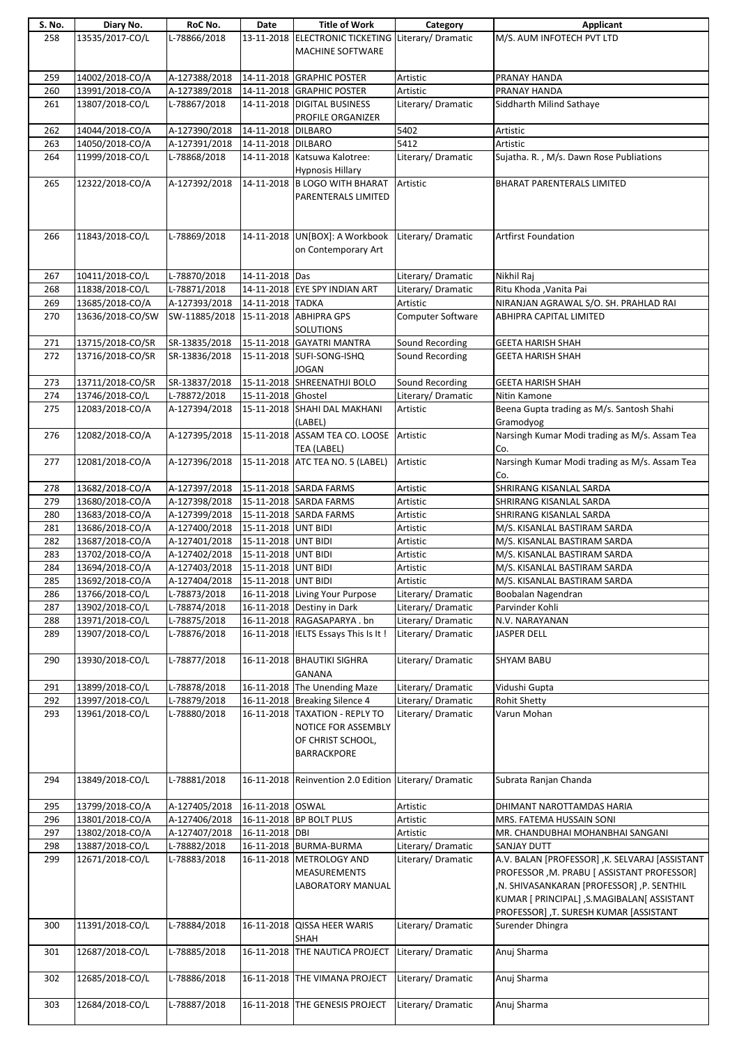| S. No. | Diary No. | RoC No. | Date | Title of Work | Category | Applicant |
|---|---|---|---|---|---|---|
| 258 | 13535/2017-CO/L | L-78866/2018 | 13-11-2018 | ELECTRONIC TICKETING MACHINE SOFTWARE | Literary/ Dramatic | M/S. AUM INFOTECH PVT LTD |
| 259 | 14002/2018-CO/A | A-127388/2018 | 14-11-2018 | GRAPHIC POSTER | Artistic | PRANAY HANDA |
| 260 | 13991/2018-CO/A | A-127389/2018 | 14-11-2018 | GRAPHIC POSTER | Artistic | PRANAY HANDA |
| 261 | 13807/2018-CO/L | L-78867/2018 | 14-11-2018 | DIGITAL BUSINESS PROFILE ORGANIZER | Literary/ Dramatic | Siddharth Milind Sathaye |
| 262 | 14044/2018-CO/A | A-127390/2018 | 14-11-2018 | DILBARO | 5402 | Artistic |
| 263 | 14050/2018-CO/A | A-127391/2018 | 14-11-2018 | DILBARO | 5412 | Artistic |
| 264 | 11999/2018-CO/L | L-78868/2018 | 14-11-2018 | Katsuwa Kalotree: Hypnosis Hillary | Literary/ Dramatic | Sujatha. R. , M/s. Dawn Rose Publiations |
| 265 | 12322/2018-CO/A | A-127392/2018 | 14-11-2018 | B LOGO WITH BHARAT PARENTERALS LIMITED | Artistic | BHARAT PARENTERALS LIMITED |
| 266 | 11843/2018-CO/L | L-78869/2018 | 14-11-2018 | UN[BOX]: A Workbook on Contemporary Art | Literary/ Dramatic | Artfirst Foundation |
| 267 | 10411/2018-CO/L | L-78870/2018 | 14-11-2018 | Das | Literary/ Dramatic | Nikhil Raj |
| 268 | 11838/2018-CO/L | L-78871/2018 | 14-11-2018 | EYE SPY INDIAN ART | Literary/ Dramatic | Ritu Khoda ,Vanita Pai |
| 269 | 13685/2018-CO/A | A-127393/2018 | 14-11-2018 | TADKA | Artistic | NIRANJAN AGRAWAL S/O. SH. PRAHLAD RAI |
| 270 | 13636/2018-CO/SW | SW-11885/2018 | 15-11-2018 | ABHIPRA GPS SOLUTIONS | Computer Software | ABHIPRA CAPITAL LIMITED |
| 271 | 13715/2018-CO/SR | SR-13835/2018 | 15-11-2018 | GAYATRI MANTRA | Sound Recording | GEETA HARISH SHAH |
| 272 | 13716/2018-CO/SR | SR-13836/2018 | 15-11-2018 | SUFI-SONG-ISHQ JOGAN | Sound Recording | GEETA HARISH SHAH |
| 273 | 13711/2018-CO/SR | SR-13837/2018 | 15-11-2018 | SHREENATHJI BOLO | Sound Recording | GEETA HARISH SHAH |
| 274 | 13746/2018-CO/L | L-78872/2018 | 15-11-2018 | Ghostel | Literary/ Dramatic | Nitin Kamone |
| 275 | 12083/2018-CO/A | A-127394/2018 | 15-11-2018 | SHAHI DAL MAKHANI (LABEL) | Artistic | Beena Gupta trading as M/s. Santosh Shahi Gramodyog |
| 276 | 12082/2018-CO/A | A-127395/2018 | 15-11-2018 | ASSAM TEA CO. LOOSE TEA (LABEL) | Artistic | Narsingh Kumar Modi trading as M/s. Assam Tea Co. |
| 277 | 12081/2018-CO/A | A-127396/2018 | 15-11-2018 | ATC TEA NO. 5 (LABEL) | Artistic | Narsingh Kumar Modi trading as M/s. Assam Tea Co. |
| 278 | 13682/2018-CO/A | A-127397/2018 | 15-11-2018 | SARDA FARMS | Artistic | SHRIRANG KISANLAL SARDA |
| 279 | 13680/2018-CO/A | A-127398/2018 | 15-11-2018 | SARDA FARMS | Artistic | SHRIRANG KISANLAL SARDA |
| 280 | 13683/2018-CO/A | A-127399/2018 | 15-11-2018 | SARDA FARMS | Artistic | SHRIRANG KISANLAL SARDA |
| 281 | 13686/2018-CO/A | A-127400/2018 | 15-11-2018 | UNT BIDI | Artistic | M/S. KISANLAL BASTIRAM SARDA |
| 282 | 13687/2018-CO/A | A-127401/2018 | 15-11-2018 | UNT BIDI | Artistic | M/S. KISANLAL BASTIRAM SARDA |
| 283 | 13702/2018-CO/A | A-127402/2018 | 15-11-2018 | UNT BIDI | Artistic | M/S. KISANLAL BASTIRAM SARDA |
| 284 | 13694/2018-CO/A | A-127403/2018 | 15-11-2018 | UNT BIDI | Artistic | M/S. KISANLAL BASTIRAM SARDA |
| 285 | 13692/2018-CO/A | A-127404/2018 | 15-11-2018 | UNT BIDI | Artistic | M/S. KISANLAL BASTIRAM SARDA |
| 286 | 13766/2018-CO/L | L-78873/2018 | 16-11-2018 | Living Your Purpose | Literary/ Dramatic | Boobalan Nagendran |
| 287 | 13902/2018-CO/L | L-78874/2018 | 16-11-2018 | Destiny in Dark | Literary/ Dramatic | Parvinder Kohli |
| 288 | 13971/2018-CO/L | L-78875/2018 | 16-11-2018 | RAGASAPARYA . bn | Literary/ Dramatic | N.V. NARAYANAN |
| 289 | 13907/2018-CO/L | L-78876/2018 | 16-11-2018 | IELTS Essays This Is It ! | Literary/ Dramatic | JASPER DELL |
| 290 | 13930/2018-CO/L | L-78877/2018 | 16-11-2018 | BHAUTIKI SIGHRA GANANA | Literary/ Dramatic | SHYAM BABU |
| 291 | 13899/2018-CO/L | L-78878/2018 | 16-11-2018 | The Unending Maze | Literary/ Dramatic | Vidushi Gupta |
| 292 | 13997/2018-CO/L | L-78879/2018 | 16-11-2018 | Breaking Silence 4 | Literary/ Dramatic | Rohit Shetty |
| 293 | 13961/2018-CO/L | L-78880/2018 | 16-11-2018 | TAXATION - REPLY TO NOTICE FOR ASSEMBLY OF CHRIST SCHOOL, BARRACKPORE | Literary/ Dramatic | Varun Mohan |
| 294 | 13849/2018-CO/L | L-78881/2018 | 16-11-2018 | Reinvention 2.0 Edition | Literary/ Dramatic | Subrata Ranjan Chanda |
| 295 | 13799/2018-CO/A | A-127405/2018 | 16-11-2018 | OSWAL | Artistic | DHIMANT NAROTTAMDAS HARIA |
| 296 | 13801/2018-CO/A | A-127406/2018 | 16-11-2018 | BP BOLT PLUS | Artistic | MRS. FATEMA HUSSAIN SONI |
| 297 | 13802/2018-CO/A | A-127407/2018 | 16-11-2018 | DBI | Artistic | MR. CHANDUBHAI MOHANBHAI SANGANI |
| 298 | 13887/2018-CO/L | L-78882/2018 | 16-11-2018 | BURMA-BURMA | Literary/ Dramatic | SANJAY DUTT |
| 299 | 12671/2018-CO/L | L-78883/2018 | 16-11-2018 | METROLOGY AND MEASUREMENTS LABORATORY MANUAL | Literary/ Dramatic | A.V. BALAN [PROFESSOR] ,K. SELVARAJ [ASSISTANT PROFESSOR ,M. PRABU [ ASSISTANT PROFESSOR] ,N. SHIVASANKARAN [PROFESSOR] ,P. SENTHIL KUMAR [ PRINCIPAL] ,S.MAGIBALAN[ ASSISTANT PROFESSOR] ,T. SURESH KUMAR [ASSISTANT |
| 300 | 11391/2018-CO/L | L-78884/2018 | 16-11-2018 | QISSA HEER WARIS SHAH | Literary/ Dramatic | Surender Dhingra |
| 301 | 12687/2018-CO/L | L-78885/2018 | 16-11-2018 | THE NAUTICA PROJECT | Literary/ Dramatic | Anuj Sharma |
| 302 | 12685/2018-CO/L | L-78886/2018 | 16-11-2018 | THE VIMANA PROJECT | Literary/ Dramatic | Anuj Sharma |
| 303 | 12684/2018-CO/L | L-78887/2018 | 16-11-2018 | THE GENESIS PROJECT | Literary/ Dramatic | Anuj Sharma |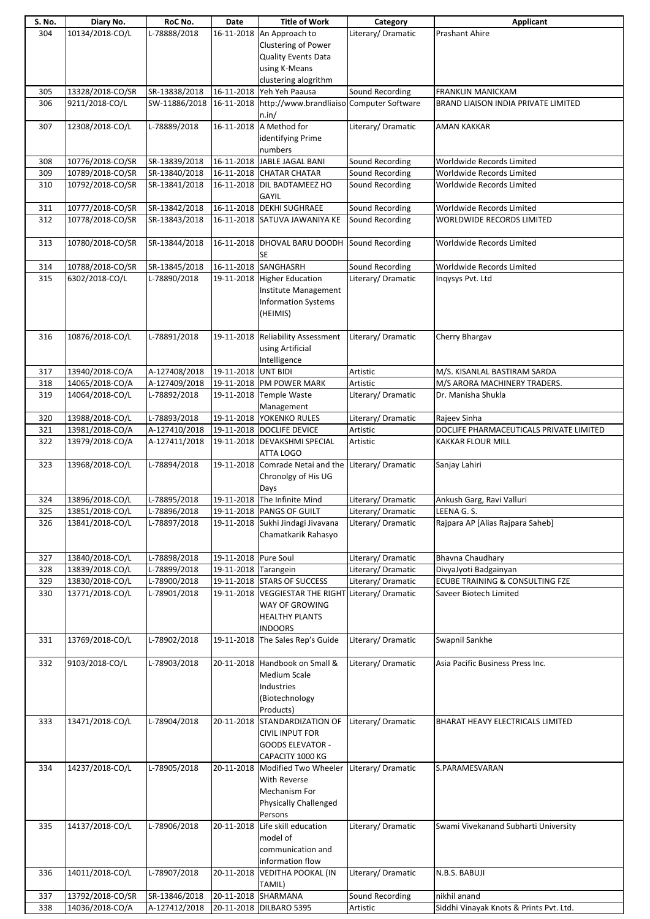| S. No. | Diary No. | RoC No. | Date | Title of Work | Category | Applicant |
|---|---|---|---|---|---|---|
| 304 | 10134/2018-CO/L | L-78888/2018 | 16-11-2018 | An Approach to Clustering of Power Quality Events Data using K-Means clustering alogrithm | Literary/ Dramatic | Prashant Ahire |
| 305 | 13328/2018-CO/SR | SR-13838/2018 | 16-11-2018 | Yeh Yeh Paausa | Sound Recording | FRANKLIN MANICKAM |
| 306 | 9211/2018-CO/L | SW-11886/2018 | 16-11-2018 | http://www.brandliaison.in/ | Computer Software | BRAND LIAISON INDIA PRIVATE LIMITED |
| 307 | 12308/2018-CO/L | L-78889/2018 | 16-11-2018 | A Method for identifying Prime numbers | Literary/ Dramatic | AMAN KAKKAR |
| 308 | 10776/2018-CO/SR | SR-13839/2018 | 16-11-2018 | JABLE JAGAL BANI | Sound Recording | Worldwide Records Limited |
| 309 | 10789/2018-CO/SR | SR-13840/2018 | 16-11-2018 | CHATAR CHATAR | Sound Recording | Worldwide Records Limited |
| 310 | 10792/2018-CO/SR | SR-13841/2018 | 16-11-2018 | DIL BADTAMEEZ HO GAYIL | Sound Recording | Worldwide Records Limited |
| 311 | 10777/2018-CO/SR | SR-13842/2018 | 16-11-2018 | DEKHI SUGHRAEE | Sound Recording | Worldwide Records Limited |
| 312 | 10778/2018-CO/SR | SR-13843/2018 | 16-11-2018 | SATUVA JAWANIYA KE | Sound Recording | WORLDWIDE RECORDS LIMITED |
| 313 | 10780/2018-CO/SR | SR-13844/2018 | 16-11-2018 | DHOVAL BARU DOODH SE | Sound Recording | Worldwide Records Limited |
| 314 | 10788/2018-CO/SR | SR-13845/2018 | 16-11-2018 | SANGHASRH | Sound Recording | Worldwide Records Limited |
| 315 | 6302/2018-CO/L | L-78890/2018 | 19-11-2018 | Higher Education Institute Management Information Systems (HEIMIS) | Literary/ Dramatic | Inqysys Pvt. Ltd |
| 316 | 10876/2018-CO/L | L-78891/2018 | 19-11-2018 | Reliability Assessment using Artificial Intelligence | Literary/ Dramatic | Cherry Bhargav |
| 317 | 13940/2018-CO/A | A-127408/2018 | 19-11-2018 | UNT BIDI | Artistic | M/S. KISANLAL BASTIRAM SARDA |
| 318 | 14065/2018-CO/A | A-127409/2018 | 19-11-2018 | PM POWER MARK | Artistic | M/S ARORA MACHINERY TRADERS. |
| 319 | 14064/2018-CO/L | L-78892/2018 | 19-11-2018 | Temple Waste Management | Literary/ Dramatic | Dr. Manisha Shukla |
| 320 | 13988/2018-CO/L | L-78893/2018 | 19-11-2018 | YOKENKO RULES | Literary/ Dramatic | Rajeev Sinha |
| 321 | 13981/2018-CO/A | A-127410/2018 | 19-11-2018 | DOCLIFE DEVICE | Artistic | DOCLIFE PHARMACEUTICALS PRIVATE LIMITED |
| 322 | 13979/2018-CO/A | A-127411/2018 | 19-11-2018 | DEVAKSHMI SPECIAL ATTA LOGO | Artistic | KAKKAR FLOUR MILL |
| 323 | 13968/2018-CO/L | L-78894/2018 | 19-11-2018 | Comrade Netai and the Chronolgy of His UG Days | Literary/ Dramatic | Sanjay Lahiri |
| 324 | 13896/2018-CO/L | L-78895/2018 | 19-11-2018 | The Infinite Mind | Literary/ Dramatic | Ankush Garg, Ravi Valluri |
| 325 | 13851/2018-CO/L | L-78896/2018 | 19-11-2018 | PANGS OF GUILT | Literary/ Dramatic | LEENA G. S. |
| 326 | 13841/2018-CO/L | L-78897/2018 | 19-11-2018 | Sukhi Jindagi Jivavana Chamatkarik Rahasyo | Literary/ Dramatic | Rajpara AP [Alias Rajpara Saheb] |
| 327 | 13840/2018-CO/L | L-78898/2018 | 19-11-2018 | Pure Soul | Literary/ Dramatic | Bhavna Chaudhary |
| 328 | 13839/2018-CO/L | L-78899/2018 | 19-11-2018 | Tarangein | Literary/ Dramatic | DivyaJyoti Badgainyan |
| 329 | 13830/2018-CO/L | L-78900/2018 | 19-11-2018 | STARS OF SUCCESS | Literary/ Dramatic | ECUBE TRAINING & CONSULTING FZE |
| 330 | 13771/2018-CO/L | L-78901/2018 | 19-11-2018 | VEGGIESTAR THE RIGHT WAY OF GROWING HEALTHY PLANTS INDOORS | Literary/ Dramatic | Saveer Biotech Limited |
| 331 | 13769/2018-CO/L | L-78902/2018 | 19-11-2018 | The Sales Rep's Guide | Literary/ Dramatic | Swapnil Sankhe |
| 332 | 9103/2018-CO/L | L-78903/2018 | 20-11-2018 | Handbook on Small & Medium Scale Industries (Biotechnology Products) | Literary/ Dramatic | Asia Pacific Business Press Inc. |
| 333 | 13471/2018-CO/L | L-78904/2018 | 20-11-2018 | STANDARDIZATION OF CIVIL INPUT FOR GOODS ELEVATOR - CAPACITY 1000 KG | Literary/ Dramatic | BHARAT HEAVY ELECTRICALS LIMITED |
| 334 | 14237/2018-CO/L | L-78905/2018 | 20-11-2018 | Modified Two Wheeler With Reverse Mechanism For Physically Challenged Persons | Literary/ Dramatic | S.PARAMESVARAN |
| 335 | 14137/2018-CO/L | L-78906/2018 | 20-11-2018 | Life skill education model of communication and information flow | Literary/ Dramatic | Swami Vivekanand Subharti University |
| 336 | 14011/2018-CO/L | L-78907/2018 | 20-11-2018 | VEDITHA POOKAL (IN TAMIL) | Literary/ Dramatic | N.B.S. BABUJI |
| 337 | 13792/2018-CO/SR | SR-13846/2018 | 20-11-2018 | SHARMANA | Sound Recording | nikhil anand |
| 338 | 14036/2018-CO/A | A-127412/2018 | 20-11-2018 | DILBARO 5395 | Artistic | Siddhi Vinayak Knots & Prints Pvt. Ltd. |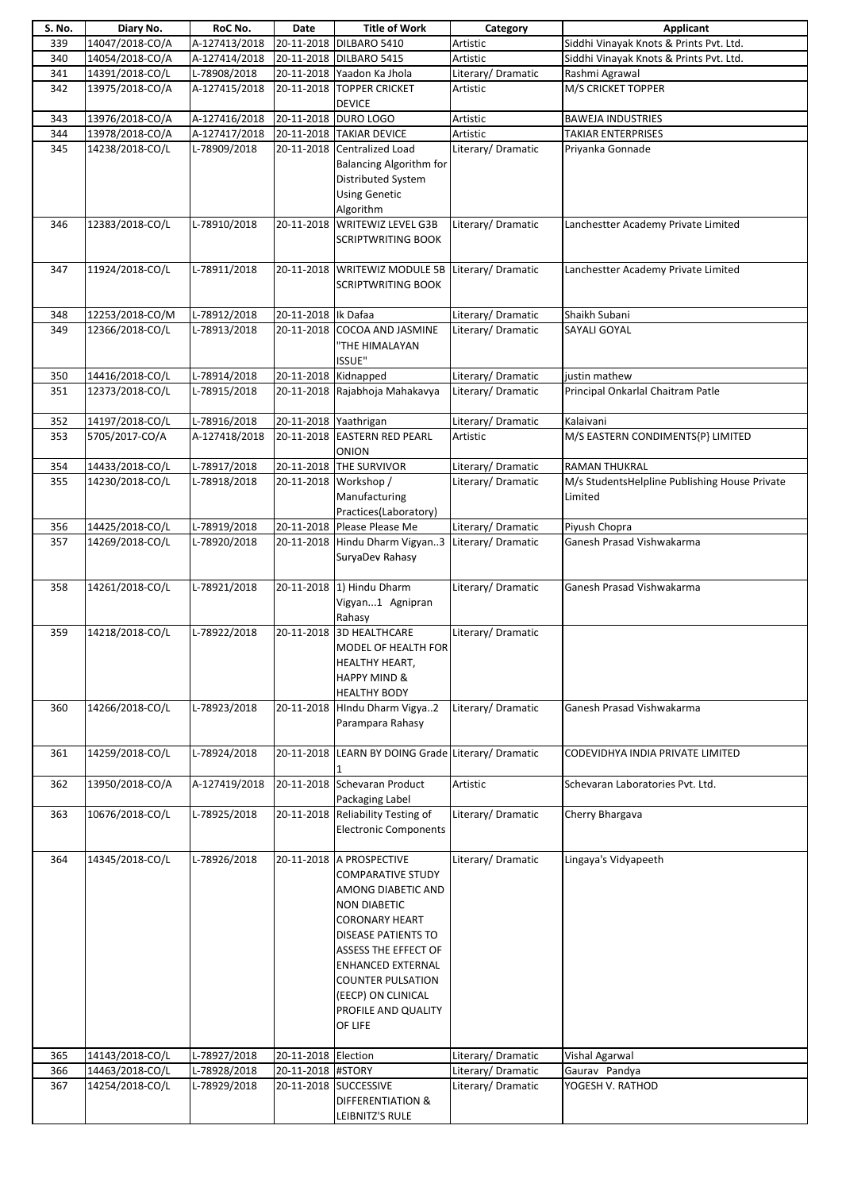| S. No. | Diary No. | RoC No. | Date | Title of Work | Category | Applicant |
|---|---|---|---|---|---|---|
| 339 | 14047/2018-CO/A | A-127413/2018 | 20-11-2018 | DILBARO 5410 | Artistic | Siddhi Vinayak Knots & Prints Pvt. Ltd. |
| 340 | 14054/2018-CO/A | A-127414/2018 | 20-11-2018 | DILBARO 5415 | Artistic | Siddhi Vinayak Knots & Prints Pvt. Ltd. |
| 341 | 14391/2018-CO/L | L-78908/2018 | 20-11-2018 | Yaadon Ka Jhola | Literary/ Dramatic | Rashmi Agrawal |
| 342 | 13975/2018-CO/A | A-127415/2018 | 20-11-2018 | TOPPER CRICKET DEVICE | Artistic | M/S CRICKET TOPPER |
| 343 | 13976/2018-CO/A | A-127416/2018 | 20-11-2018 | DURO LOGO | Artistic | BAWEJA INDUSTRIES |
| 344 | 13978/2018-CO/A | A-127417/2018 | 20-11-2018 | TAKIAR DEVICE | Artistic | TAKIAR ENTERPRISES |
| 345 | 14238/2018-CO/L | L-78909/2018 | 20-11-2018 | Centralized Load Balancing Algorithm for Distributed System Using Genetic Algorithm | Literary/ Dramatic | Priyanka Gonnade |
| 346 | 12383/2018-CO/L | L-78910/2018 | 20-11-2018 | WRITEWIZ LEVEL G3B SCRIPTWRITING BOOK | Literary/ Dramatic | Lanchestter Academy Private Limited |
| 347 | 11924/2018-CO/L | L-78911/2018 | 20-11-2018 | WRITEWIZ MODULE 5B SCRIPTWRITING BOOK | Literary/ Dramatic | Lanchestter Academy Private Limited |
| 348 | 12253/2018-CO/M | L-78912/2018 | 20-11-2018 | Ik Dafaa | Literary/ Dramatic | Shaikh Subani |
| 349 | 12366/2018-CO/L | L-78913/2018 | 20-11-2018 | COCOA AND JASMINE "THE HIMALAYAN ISSUE" | Literary/ Dramatic | SAYALI GOYAL |
| 350 | 14416/2018-CO/L | L-78914/2018 | 20-11-2018 | Kidnapped | Literary/ Dramatic | justin mathew |
| 351 | 12373/2018-CO/L | L-78915/2018 | 20-11-2018 | Rajabhoja Mahakavya | Literary/ Dramatic | Principal Onkarlal Chaitram Patle |
| 352 | 14197/2018-CO/L | L-78916/2018 | 20-11-2018 | Yaathrigan | Literary/ Dramatic | Kalaivani |
| 353 | 5705/2017-CO/A | A-127418/2018 | 20-11-2018 | EASTERN RED PEARL ONION | Artistic | M/S EASTERN CONDIMENTS{P} LIMITED |
| 354 | 14433/2018-CO/L | L-78917/2018 | 20-11-2018 | THE SURVIVOR | Literary/ Dramatic | RAMAN THUKRAL |
| 355 | 14230/2018-CO/L | L-78918/2018 | 20-11-2018 | Workshop / Manufacturing Practices(Laboratory) | Literary/ Dramatic | M/s StudentsHelpline Publishing House Private Limited |
| 356 | 14425/2018-CO/L | L-78919/2018 | 20-11-2018 | Please Please Me | Literary/ Dramatic | Piyush Chopra |
| 357 | 14269/2018-CO/L | L-78920/2018 | 20-11-2018 | Hindu Dharm Vigyan..3 SuryaDev Rahasy | Literary/ Dramatic | Ganesh Prasad Vishwakarma |
| 358 | 14261/2018-CO/L | L-78921/2018 | 20-11-2018 | 1) Hindu Dharm Vigyan...1 Agnipran Rahasy | Literary/ Dramatic | Ganesh Prasad Vishwakarma |
| 359 | 14218/2018-CO/L | L-78922/2018 | 20-11-2018 | 3D HEALTHCARE MODEL OF HEALTH FOR HEALTHY HEART, HAPPY MIND & HEALTHY BODY | Literary/ Dramatic | |
| 360 | 14266/2018-CO/L | L-78923/2018 | 20-11-2018 | HIndu Dharm Vigya..2 Parampara Rahasy | Literary/ Dramatic | Ganesh Prasad Vishwakarma |
| 361 | 14259/2018-CO/L | L-78924/2018 | 20-11-2018 | LEARN BY DOING Grade 1 | Literary/ Dramatic | CODEVIDHYA INDIA PRIVATE LIMITED |
| 362 | 13950/2018-CO/A | A-127419/2018 | 20-11-2018 | Schevaran Product Packaging Label | Artistic | Schevaran Laboratories Pvt. Ltd. |
| 363 | 10676/2018-CO/L | L-78925/2018 | 20-11-2018 | Reliability Testing of Electronic Components | Literary/ Dramatic | Cherry Bhargava |
| 364 | 14345/2018-CO/L | L-78926/2018 | 20-11-2018 | A PROSPECTIVE COMPARATIVE STUDY AMONG DIABETIC AND NON DIABETIC CORONARY HEART DISEASE PATIENTS TO ASSESS THE EFFECT OF ENHANCED EXTERNAL COUNTER PULSATION (EECP) ON CLINICAL PROFILE AND QUALITY OF LIFE | Literary/ Dramatic | Lingaya's Vidyapeeth |
| 365 | 14143/2018-CO/L | L-78927/2018 | 20-11-2018 | Election | Literary/ Dramatic | Vishal Agarwal |
| 366 | 14463/2018-CO/L | L-78928/2018 | 20-11-2018 | #STORY | Literary/ Dramatic | Gaurav Pandya |
| 367 | 14254/2018-CO/L | L-78929/2018 | 20-11-2018 | SUCCESSIVE DIFFERENTIATION & LEIBNITZ'S RULE | Literary/ Dramatic | YOGESH V. RATHOD |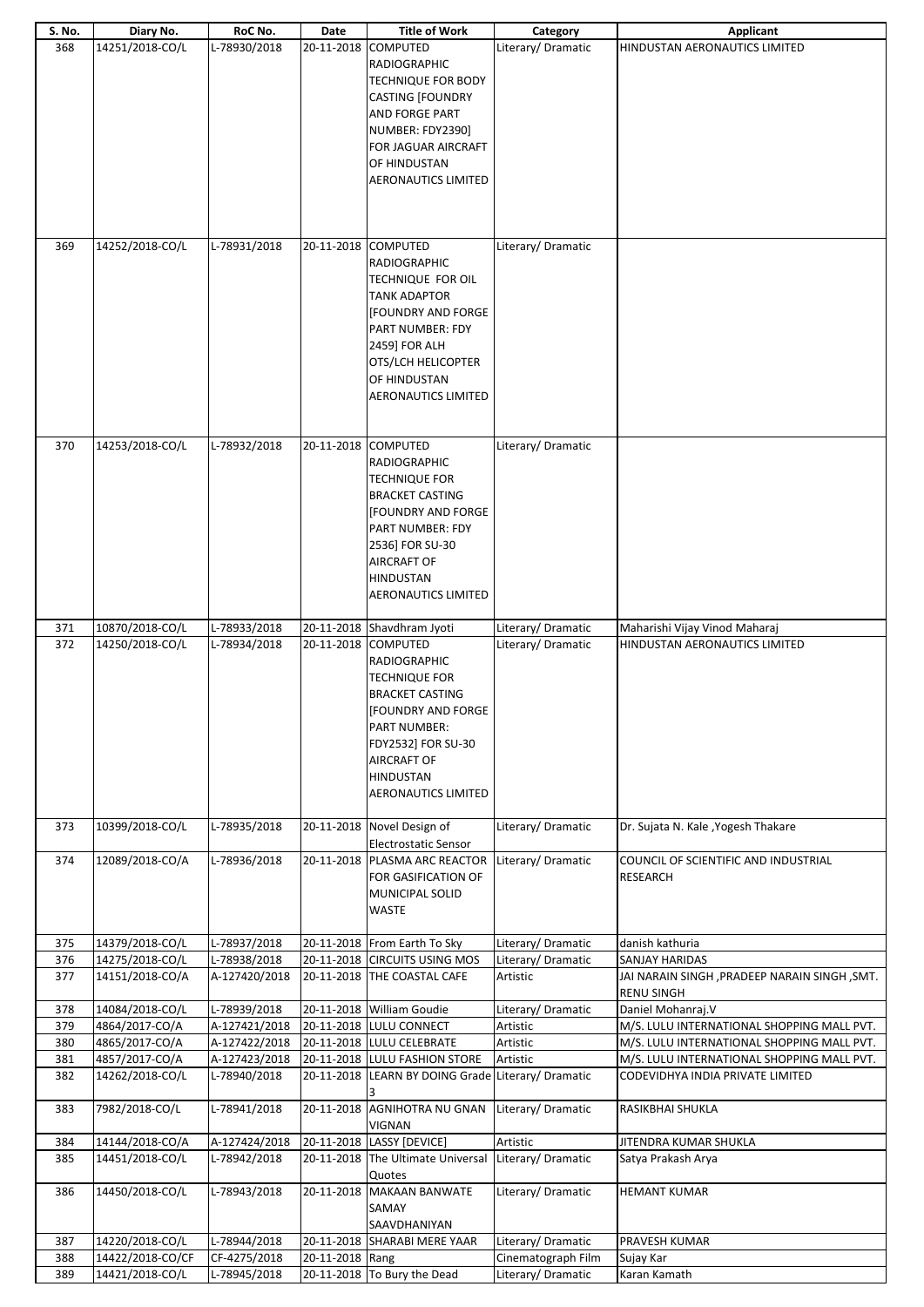| S. No. | Diary No. | RoC No. | Date | Title of Work | Category | Applicant |
|---|---|---|---|---|---|---|
| 368 | 14251/2018-CO/L | L-78930/2018 | 20-11-2018 | COMPUTED RADIOGRAPHIC TECHNIQUE FOR BODY CASTING [FOUNDRY AND FORGE PART NUMBER: FDY2390] FOR JAGUAR AIRCRAFT OF HINDUSTAN AERONAUTICS LIMITED | Literary/ Dramatic | HINDUSTAN AERONAUTICS LIMITED |
| 369 | 14252/2018-CO/L | L-78931/2018 | 20-11-2018 | COMPUTED RADIOGRAPHIC TECHNIQUE FOR OIL TANK ADAPTOR [FOUNDRY AND FORGE PART NUMBER: FDY 2459] FOR ALH OTS/LCH HELICOPTER OF HINDUSTAN AERONAUTICS LIMITED | Literary/ Dramatic | |
| 370 | 14253/2018-CO/L | L-78932/2018 | 20-11-2018 | COMPUTED RADIOGRAPHIC TECHNIQUE FOR BRACKET CASTING [FOUNDRY AND FORGE PART NUMBER: FDY 2536] FOR SU-30 AIRCRAFT OF HINDUSTAN AERONAUTICS LIMITED | Literary/ Dramatic | |
| 371 | 10870/2018-CO/L | L-78933/2018 | 20-11-2018 | Shavdhram Jyoti | Literary/ Dramatic | Maharishi Vijay Vinod Maharaj |
| 372 | 14250/2018-CO/L | L-78934/2018 | 20-11-2018 | COMPUTED RADIOGRAPHIC TECHNIQUE FOR BRACKET CASTING [FOUNDRY AND FORGE PART NUMBER: FDY2532] FOR SU-30 AIRCRAFT OF HINDUSTAN AERONAUTICS LIMITED | Literary/ Dramatic | HINDUSTAN AERONAUTICS LIMITED |
| 373 | 10399/2018-CO/L | L-78935/2018 | 20-11-2018 | Novel Design of Electrostatic Sensor | Literary/ Dramatic | Dr. Sujata N. Kale ,Yogesh Thakare |
| 374 | 12089/2018-CO/A | L-78936/2018 | 20-11-2018 | PLASMA ARC REACTOR FOR GASIFICATION OF MUNICIPAL SOLID WASTE | Literary/ Dramatic | COUNCIL OF SCIENTIFIC AND INDUSTRIAL RESEARCH |
| 375 | 14379/2018-CO/L | L-78937/2018 | 20-11-2018 | From Earth To Sky | Literary/ Dramatic | danish kathuria |
| 376 | 14275/2018-CO/L | L-78938/2018 | 20-11-2018 | CIRCUITS USING MOS | Literary/ Dramatic | SANJAY HARIDAS |
| 377 | 14151/2018-CO/A | A-127420/2018 | 20-11-2018 | THE COASTAL CAFE | Artistic | JAI NARAIN SINGH ,PRADEEP NARAIN SINGH ,SMT. RENU SINGH |
| 378 | 14084/2018-CO/L | L-78939/2018 | 20-11-2018 | William Goudie | Literary/ Dramatic | Daniel Mohanraj.V |
| 379 | 4864/2017-CO/A | A-127421/2018 | 20-11-2018 | LULU CONNECT | Artistic | M/S. LULU INTERNATIONAL SHOPPING MALL PVT. |
| 380 | 4865/2017-CO/A | A-127422/2018 | 20-11-2018 | LULU CELEBRATE | Artistic | M/S. LULU INTERNATIONAL SHOPPING MALL PVT. |
| 381 | 4857/2017-CO/A | A-127423/2018 | 20-11-2018 | LULU FASHION STORE | Artistic | M/S. LULU INTERNATIONAL SHOPPING MALL PVT. |
| 382 | 14262/2018-CO/L | L-78940/2018 | 20-11-2018 | LEARN BY DOING Grade 3 | Literary/ Dramatic | CODEVIDHYA INDIA PRIVATE LIMITED |
| 383 | 7982/2018-CO/L | L-78941/2018 | 20-11-2018 | AGNIHOTRA NU GNAN VIGNAN | Literary/ Dramatic | RASIKBHAI SHUKLA |
| 384 | 14144/2018-CO/A | A-127424/2018 | 20-11-2018 | LASSY [DEVICE] | Artistic | JITENDRA KUMAR SHUKLA |
| 385 | 14451/2018-CO/L | L-78942/2018 | 20-11-2018 | The Ultimate Universal Quotes | Literary/ Dramatic | Satya Prakash Arya |
| 386 | 14450/2018-CO/L | L-78943/2018 | 20-11-2018 | MAKAAN BANWATE SAMAY SAAVDHANIYAN | Literary/ Dramatic | HEMANT KUMAR |
| 387 | 14220/2018-CO/L | L-78944/2018 | 20-11-2018 | SHARABI MERE YAAR | Literary/ Dramatic | PRAVESH KUMAR |
| 388 | 14422/2018-CO/CF | CF-4275/2018 | 20-11-2018 | Rang | Cinematograph Film | Sujay Kar |
| 389 | 14421/2018-CO/L | L-78945/2018 | 20-11-2018 | To Bury the Dead | Literary/ Dramatic | Karan Kamath |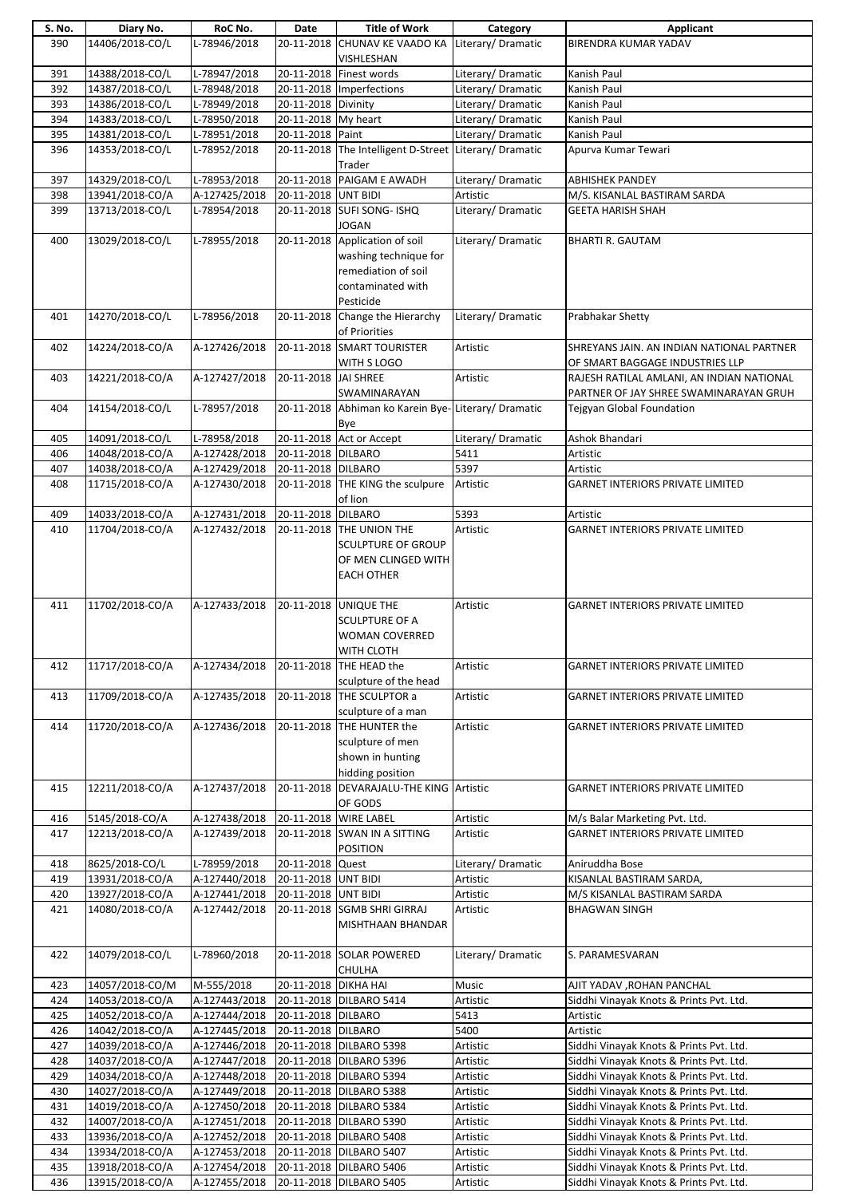| S. No. | Diary No. | RoC No. | Date | Title of Work | Category | Applicant |
|---|---|---|---|---|---|---|
| 390 | 14406/2018-CO/L | L-78946/2018 | 20-11-2018 | CHUNAV KE VAADO KA VISHLESHAN | Literary/ Dramatic | BIRENDRA KUMAR YADAV |
| 391 | 14388/2018-CO/L | L-78947/2018 | 20-11-2018 | Finest words | Literary/ Dramatic | Kanish Paul |
| 392 | 14387/2018-CO/L | L-78948/2018 | 20-11-2018 | Imperfections | Literary/ Dramatic | Kanish Paul |
| 393 | 14386/2018-CO/L | L-78949/2018 | 20-11-2018 | Divinity | Literary/ Dramatic | Kanish Paul |
| 394 | 14383/2018-CO/L | L-78950/2018 | 20-11-2018 | My heart | Literary/ Dramatic | Kanish Paul |
| 395 | 14381/2018-CO/L | L-78951/2018 | 20-11-2018 | Paint | Literary/ Dramatic | Kanish Paul |
| 396 | 14353/2018-CO/L | L-78952/2018 | 20-11-2018 | The Intelligent D-Street Trader | Literary/ Dramatic | Apurva Kumar Tewari |
| 397 | 14329/2018-CO/L | L-78953/2018 | 20-11-2018 | PAIGAM E AWADH | Literary/ Dramatic | ABHISHEK PANDEY |
| 398 | 13941/2018-CO/A | A-127425/2018 | 20-11-2018 | UNT BIDI | Artistic | M/S. KISANLAL BASTIRAM SARDA |
| 399 | 13713/2018-CO/L | L-78954/2018 | 20-11-2018 | SUFI SONG- ISHQ JOGAN | Literary/ Dramatic | GEETA HARISH SHAH |
| 400 | 13029/2018-CO/L | L-78955/2018 | 20-11-2018 | Application of soil washing technique for remediation of soil contaminated with Pesticide | Literary/ Dramatic | BHARTI R. GAUTAM |
| 401 | 14270/2018-CO/L | L-78956/2018 | 20-11-2018 | Change the Hierarchy of Priorities | Literary/ Dramatic | Prabhakar Shetty |
| 402 | 14224/2018-CO/A | A-127426/2018 | 20-11-2018 | SMART TOURISTER WITH S LOGO | Artistic | SHREYANS JAIN. AN INDIAN NATIONAL PARTNER OF SMART BAGGAGE INDUSTRIES LLP |
| 403 | 14221/2018-CO/A | A-127427/2018 | 20-11-2018 | JAI SHREE SWAMINARAYAN | Artistic | RAJESH RATILAL AMLANI, AN INDIAN NATIONAL PARTNER OF JAY SHREE SWAMINARAYAN GRUH |
| 404 | 14154/2018-CO/L | L-78957/2018 | 20-11-2018 | Abhiman ko Karein Bye-Bye | Literary/ Dramatic | Tejgyan Global Foundation |
| 405 | 14091/2018-CO/L | L-78958/2018 | 20-11-2018 | Act or Accept | Literary/ Dramatic | Ashok Bhandari |
| 406 | 14048/2018-CO/A | A-127428/2018 | 20-11-2018 | DILBARO | 5411 | Artistic |
| 407 | 14038/2018-CO/A | A-127429/2018 | 20-11-2018 | DILBARO | 5397 | Artistic |
| 408 | 11715/2018-CO/A | A-127430/2018 | 20-11-2018 | THE KING the sculpure of lion | Artistic | GARNET INTERIORS PRIVATE LIMITED |
| 409 | 14033/2018-CO/A | A-127431/2018 | 20-11-2018 | DILBARO | 5393 | Artistic |
| 410 | 11704/2018-CO/A | A-127432/2018 | 20-11-2018 | THE UNION THE SCULPTURE OF GROUP OF MEN CLINGED WITH EACH OTHER | Artistic | GARNET INTERIORS PRIVATE LIMITED |
| 411 | 11702/2018-CO/A | A-127433/2018 | 20-11-2018 | UNIQUE THE SCULPTURE OF A WOMAN COVERRED WITH CLOTH | Artistic | GARNET INTERIORS PRIVATE LIMITED |
| 412 | 11717/2018-CO/A | A-127434/2018 | 20-11-2018 | THE HEAD the sculpture of the head | Artistic | GARNET INTERIORS PRIVATE LIMITED |
| 413 | 11709/2018-CO/A | A-127435/2018 | 20-11-2018 | THE SCULPTOR a sculpture of a man | Artistic | GARNET INTERIORS PRIVATE LIMITED |
| 414 | 11720/2018-CO/A | A-127436/2018 | 20-11-2018 | THE HUNTER the sculpture of men shown in hunting hidding position | Artistic | GARNET INTERIORS PRIVATE LIMITED |
| 415 | 12211/2018-CO/A | A-127437/2018 | 20-11-2018 | DEVARAJALU-THE KING OF GODS | Artistic | GARNET INTERIORS PRIVATE LIMITED |
| 416 | 5145/2018-CO/A | A-127438/2018 | 20-11-2018 | WIRE LABEL | Artistic | M/s Balar Marketing Pvt. Ltd. |
| 417 | 12213/2018-CO/A | A-127439/2018 | 20-11-2018 | SWAN IN A SITTING POSITION | Artistic | GARNET INTERIORS PRIVATE LIMITED |
| 418 | 8625/2018-CO/L | L-78959/2018 | 20-11-2018 | Quest | Literary/ Dramatic | Aniruddha Bose |
| 419 | 13931/2018-CO/A | A-127440/2018 | 20-11-2018 | UNT BIDI | Artistic | KISANLAL BASTIRAM SARDA, |
| 420 | 13927/2018-CO/A | A-127441/2018 | 20-11-2018 | UNT BIDI | Artistic | M/S KISANLAL BASTIRAM SARDA |
| 421 | 14080/2018-CO/A | A-127442/2018 | 20-11-2018 | SGMB SHRI GIRRAJ MISHTHAAN BHANDAR | Artistic | BHAGWAN SINGH |
| 422 | 14079/2018-CO/L | L-78960/2018 | 20-11-2018 | SOLAR POWERED CHULHA | Literary/ Dramatic | S. PARAMESVARAN |
| 423 | 14057/2018-CO/M | M-555/2018 | 20-11-2018 | DIKHA HAI | Music | AJIT YADAV ,ROHAN PANCHAL |
| 424 | 14053/2018-CO/A | A-127443/2018 | 20-11-2018 | DILBARO 5414 | Artistic | Siddhi Vinayak Knots & Prints Pvt. Ltd. |
| 425 | 14052/2018-CO/A | A-127444/2018 | 20-11-2018 | DILBARO | 5413 | Artistic |
| 426 | 14042/2018-CO/A | A-127445/2018 | 20-11-2018 | DILBARO | 5400 | Artistic |
| 427 | 14039/2018-CO/A | A-127446/2018 | 20-11-2018 | DILBARO 5398 | Artistic | Siddhi Vinayak Knots & Prints Pvt. Ltd. |
| 428 | 14037/2018-CO/A | A-127447/2018 | 20-11-2018 | DILBARO 5396 | Artistic | Siddhi Vinayak Knots & Prints Pvt. Ltd. |
| 429 | 14034/2018-CO/A | A-127448/2018 | 20-11-2018 | DILBARO 5394 | Artistic | Siddhi Vinayak Knots & Prints Pvt. Ltd. |
| 430 | 14027/2018-CO/A | A-127449/2018 | 20-11-2018 | DILBARO 5388 | Artistic | Siddhi Vinayak Knots & Prints Pvt. Ltd. |
| 431 | 14019/2018-CO/A | A-127450/2018 | 20-11-2018 | DILBARO 5384 | Artistic | Siddhi Vinayak Knots & Prints Pvt. Ltd. |
| 432 | 14007/2018-CO/A | A-127451/2018 | 20-11-2018 | DILBARO 5390 | Artistic | Siddhi Vinayak Knots & Prints Pvt. Ltd. |
| 433 | 13936/2018-CO/A | A-127452/2018 | 20-11-2018 | DILBARO 5408 | Artistic | Siddhi Vinayak Knots & Prints Pvt. Ltd. |
| 434 | 13934/2018-CO/A | A-127453/2018 | 20-11-2018 | DILBARO 5407 | Artistic | Siddhi Vinayak Knots & Prints Pvt. Ltd. |
| 435 | 13918/2018-CO/A | A-127454/2018 | 20-11-2018 | DILBARO 5406 | Artistic | Siddhi Vinayak Knots & Prints Pvt. Ltd. |
| 436 | 13915/2018-CO/A | A-127455/2018 | 20-11-2018 | DILBARO 5405 | Artistic | Siddhi Vinayak Knots & Prints Pvt. Ltd. |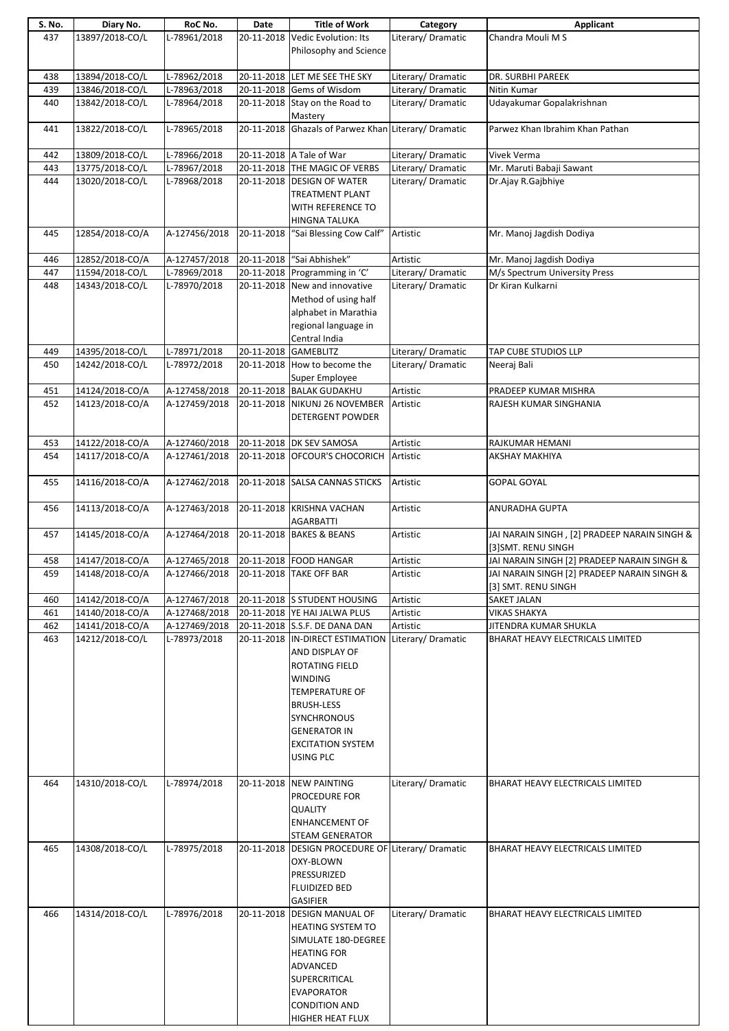| S. No. | Diary No. | RoC No. | Date | Title of Work | Category | Applicant |
|---|---|---|---|---|---|---|
| 437 | 13897/2018-CO/L | L-78961/2018 | 20-11-2018 | Vedic Evolution: Its Philosophy and Science | Literary/ Dramatic | Chandra Mouli M S |
| 438 | 13894/2018-CO/L | L-78962/2018 | 20-11-2018 | LET ME SEE THE SKY | Literary/ Dramatic | DR. SURBHI PAREEK |
| 439 | 13846/2018-CO/L | L-78963/2018 | 20-11-2018 | Gems of Wisdom | Literary/ Dramatic | Nitin Kumar |
| 440 | 13842/2018-CO/L | L-78964/2018 | 20-11-2018 | Stay on the Road to Mastery | Literary/ Dramatic | Udayakumar Gopalakrishnan |
| 441 | 13822/2018-CO/L | L-78965/2018 | 20-11-2018 | Ghazals of Parwez Khan | Literary/ Dramatic | Parwez Khan Ibrahim Khan Pathan |
| 442 | 13809/2018-CO/L | L-78966/2018 | 20-11-2018 | A Tale of War | Literary/ Dramatic | Vivek Verma |
| 443 | 13775/2018-CO/L | L-78967/2018 | 20-11-2018 | THE MAGIC OF VERBS | Literary/ Dramatic | Mr. Maruti Babaji Sawant |
| 444 | 13020/2018-CO/L | L-78968/2018 | 20-11-2018 | DESIGN OF WATER TREATMENT PLANT WITH REFERENCE TO HINGNA TALUKA | Literary/ Dramatic | Dr.Ajay R.Gajbhiye |
| 445 | 12854/2018-CO/A | A-127456/2018 | 20-11-2018 | "Sai Blessing Cow Calf" | Artistic | Mr. Manoj Jagdish Dodiya |
| 446 | 12852/2018-CO/A | A-127457/2018 | 20-11-2018 | "Sai Abhishek" | Artistic | Mr. Manoj Jagdish Dodiya |
| 447 | 11594/2018-CO/L | L-78969/2018 | 20-11-2018 | Programming in 'C' | Literary/ Dramatic | M/s Spectrum University Press |
| 448 | 14343/2018-CO/L | L-78970/2018 | 20-11-2018 | New and innovative Method of using half alphabet in Marathia regional language in Central India | Literary/ Dramatic | Dr Kiran Kulkarni |
| 449 | 14395/2018-CO/L | L-78971/2018 | 20-11-2018 | GAMEBLITZ | Literary/ Dramatic | TAP CUBE STUDIOS LLP |
| 450 | 14242/2018-CO/L | L-78972/2018 | 20-11-2018 | How to become the Super Employee | Literary/ Dramatic | Neeraj Bali |
| 451 | 14124/2018-CO/A | A-127458/2018 | 20-11-2018 | BALAK GUDAKHU | Artistic | PRADEEP KUMAR MISHRA |
| 452 | 14123/2018-CO/A | A-127459/2018 | 20-11-2018 | NIKUNJ 26 NOVEMBER DETERGENT POWDER | Artistic | RAJESH KUMAR SINGHANIA |
| 453 | 14122/2018-CO/A | A-127460/2018 | 20-11-2018 | DK SEV SAMOSA | Artistic | RAJKUMAR HEMANI |
| 454 | 14117/2018-CO/A | A-127461/2018 | 20-11-2018 | OFCOUR'S CHOCORICH | Artistic | AKSHAY MAKHIYA |
| 455 | 14116/2018-CO/A | A-127462/2018 | 20-11-2018 | SALSA CANNAS STICKS | Artistic | GOPAL GOYAL |
| 456 | 14113/2018-CO/A | A-127463/2018 | 20-11-2018 | KRISHNA VACHAN AGARBATTI | Artistic | ANURADHA GUPTA |
| 457 | 14145/2018-CO/A | A-127464/2018 | 20-11-2018 | BAKES & BEANS | Artistic | JAI NARAIN SINGH , [2] PRADEEP NARAIN SINGH & [3]SMT. RENU SINGH |
| 458 | 14147/2018-CO/A | A-127465/2018 | 20-11-2018 | FOOD HANGAR | Artistic | JAI NARAIN SINGH [2] PRADEEP NARAIN SINGH & |
| 459 | 14148/2018-CO/A | A-127466/2018 | 20-11-2018 | TAKE OFF BAR | Artistic | JAI NARAIN SINGH [2] PRADEEP NARAIN SINGH & [3] SMT. RENU SINGH |
| 460 | 14142/2018-CO/A | A-127467/2018 | 20-11-2018 | S STUDENT HOUSING | Artistic | SAKET JALAN |
| 461 | 14140/2018-CO/A | A-127468/2018 | 20-11-2018 | YE HAI JALWA PLUS | Artistic | VIKAS SHAKYA |
| 462 | 14141/2018-CO/A | A-127469/2018 | 20-11-2018 | S.S.F. DE DANA DAN | Artistic | JITENDRA KUMAR SHUKLA |
| 463 | 14212/2018-CO/L | L-78973/2018 | 20-11-2018 | IN-DIRECT ESTIMATION AND DISPLAY OF ROTATING FIELD WINDING TEMPERATURE OF BRUSH-LESS SYNCHRONOUS GENERATOR IN EXCITATION SYSTEM USING PLC | Literary/ Dramatic | BHARAT HEAVY ELECTRICALS LIMITED |
| 464 | 14310/2018-CO/L | L-78974/2018 | 20-11-2018 | NEW PAINTING PROCEDURE FOR QUALITY ENHANCEMENT OF STEAM GENERATOR | Literary/ Dramatic | BHARAT HEAVY ELECTRICALS LIMITED |
| 465 | 14308/2018-CO/L | L-78975/2018 | 20-11-2018 | DESIGN PROCEDURE OF OXY-BLOWN PRESSURIZED FLUIDIZED BED GASIFIER | Literary/ Dramatic | BHARAT HEAVY ELECTRICALS LIMITED |
| 466 | 14314/2018-CO/L | L-78976/2018 | 20-11-2018 | DESIGN MANUAL OF HEATING SYSTEM TO SIMULATE 180-DEGREE HEATING FOR ADVANCED SUPERCRITICAL EVAPORATOR CONDITION AND HIGHER HEAT FLUX | Literary/ Dramatic | BHARAT HEAVY ELECTRICALS LIMITED |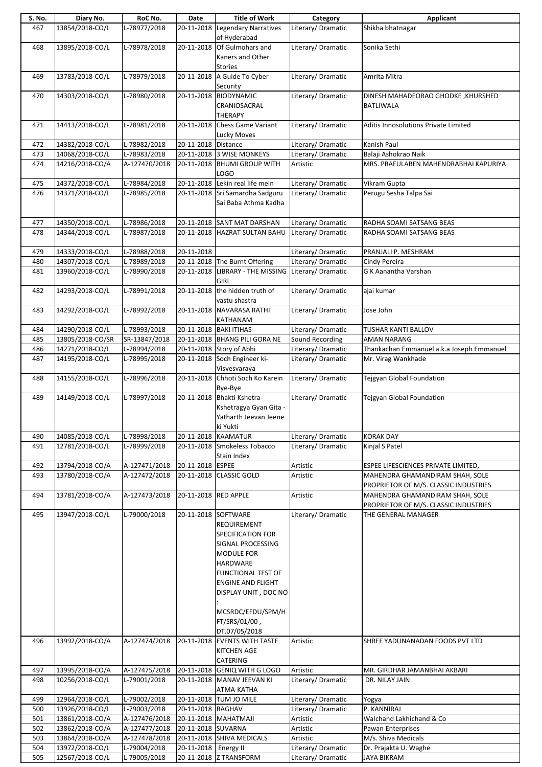| S. No. | Diary No. | RoC No. | Date | Title of Work | Category | Applicant |
|---|---|---|---|---|---|---|
| 467 | 13854/2018-CO/L | L-78977/2018 | 20-11-2018 | Legendary Narratives of Hyderabad | Literary/ Dramatic | Shikha bhatnagar |
| 468 | 13895/2018-CO/L | L-78978/2018 | 20-11-2018 | Of Gulmohars and Kaners and Other Stories | Literary/ Dramatic | Sonika Sethi |
| 469 | 13783/2018-CO/L | L-78979/2018 | 20-11-2018 | A Guide To Cyber Security | Literary/ Dramatic | Amrita Mitra |
| 470 | 14303/2018-CO/L | L-78980/2018 | 20-11-2018 | BIODYNAMIC CRANIOSACRAL THERAPY | Literary/ Dramatic | DINESH MAHADEORAO GHODKE ,KHURSHED BATLIWALA |
| 471 | 14413/2018-CO/L | L-78981/2018 | 20-11-2018 | Chess Game Variant Lucky Moves | Literary/ Dramatic | Aditis Innosolutions Private Limited |
| 472 | 14382/2018-CO/L | L-78982/2018 | 20-11-2018 | Distance | Literary/ Dramatic | Kanish Paul |
| 473 | 14068/2018-CO/L | L-78983/2018 | 20-11-2018 | 3 WISE MONKEYS | Literary/ Dramatic | Balaji Ashokrao Naik |
| 474 | 14216/2018-CO/A | A-127470/2018 | 20-11-2018 | BHUMI GROUP WITH LOGO | Artistic | MRS. PRAFULABEN MAHENDRABHAI KAPURIYA |
| 475 | 14372/2018-CO/L | L-78984/2018 | 20-11-2018 | Lekin real life mein | Literary/ Dramatic | Vikram Gupta |
| 476 | 14371/2018-CO/L | L-78985/2018 | 20-11-2018 | Sri Samardha Sadguru Sai Baba Athma Kadha | Literary/ Dramatic | Perugu Sesha Talpa Sai |
| 477 | 14350/2018-CO/L | L-78986/2018 | 20-11-2018 | SANT MAT DARSHAN | Literary/ Dramatic | RADHA SOAMI SATSANG BEAS |
| 478 | 14344/2018-CO/L | L-78987/2018 | 20-11-2018 | HAZRAT SULTAN BAHU | Literary/ Dramatic | RADHA SOAMI SATSANG BEAS |
| 479 | 14333/2018-CO/L | L-78988/2018 | 20-11-2018 | | Literary/ Dramatic | PRANJALI P. MESHRAM |
| 480 | 14307/2018-CO/L | L-78989/2018 | 20-11-2018 | The Burnt Offering | Literary/ Dramatic | Cindy Pereira |
| 481 | 13960/2018-CO/L | L-78990/2018 | 20-11-2018 | LIBRARY - THE MISSING GIRL | Literary/ Dramatic | G K Aanantha Varshan |
| 482 | 14293/2018-CO/L | L-78991/2018 | 20-11-2018 | the hidden truth of vastu shastra | Literary/ Dramatic | ajai kumar |
| 483 | 14292/2018-CO/L | L-78992/2018 | 20-11-2018 | NAVARASA RATHI KATHANAM | Literary/ Dramatic | Jose John |
| 484 | 14290/2018-CO/L | L-78993/2018 | 20-11-2018 | BAKI ITIHAS | Literary/ Dramatic | TUSHAR KANTI BALLOV |
| 485 | 13805/2018-CO/SR | SR-13847/2018 | 20-11-2018 | BHANG PILI GORA NE | Sound Recording | AMAN NARANG |
| 486 | 14271/2018-CO/L | L-78994/2018 | 20-11-2018 | Story of Abhi | Literary/ Dramatic | Thankachan Emmanuel a.k.a Joseph Emmanuel |
| 487 | 14195/2018-CO/L | L-78995/2018 | 20-11-2018 | Soch Engineer ki- Visvesvaraya | Literary/ Dramatic | Mr. Virag Wankhade |
| 488 | 14155/2018-CO/L | L-78996/2018 | 20-11-2018 | Chhoti Soch Ko Karein Bye-Bye | Literary/ Dramatic | Tejgyan Global Foundation |
| 489 | 14149/2018-CO/L | L-78997/2018 | 20-11-2018 | Bhakti Kshetra-Kshetragya Gyan Gita - Yatharth Jeevan Jeene ki Yukti | Literary/ Dramatic | Tejgyan Global Foundation |
| 490 | 14085/2018-CO/L | L-78998/2018 | 20-11-2018 | KAAMATUR | Literary/ Dramatic | KORAK DAY |
| 491 | 12781/2018-CO/L | L-78999/2018 | 20-11-2018 | Smokeless Tobacco Stain Index | Literary/ Dramatic | Kinjal S Patel |
| 492 | 13794/2018-CO/A | A-127471/2018 | 20-11-2018 | ESPEE | Artistic | ESPEE LIFESCIENCES PRIVATE LIMITED, |
| 493 | 13780/2018-CO/A | A-127472/2018 | 20-11-2018 | CLASSIC GOLD | Artistic | MAHENDRA GHAMANDIRAM SHAH, SOLE PROPRIETOR OF M/S. CLASSIC INDUSTRIES |
| 494 | 13781/2018-CO/A | A-127473/2018 | 20-11-2018 | RED APPLE | Artistic | MAHENDRA GHAMANDIRAM SHAH, SOLE PROPRIETOR OF M/S. CLASSIC INDUSTRIES |
| 495 | 13947/2018-CO/L | L-79000/2018 | 20-11-2018 | SOFTWARE REQUIREMENT SPECIFICATION FOR SIGNAL PROCESSING MODULE FOR HARDWARE FUNCTIONAL TEST OF ENGINE AND FLIGHT DISPLAY UNIT , DOC NO : MCSRDC/EFDU/SPM/HFT/SRS/01/00 , DT.07/05/2018 | Literary/ Dramatic | THE GENERAL MANAGER |
| 496 | 13992/2018-CO/A | A-127474/2018 | 20-11-2018 | EVENTS WITH TASTE KITCHEN AGE CATERING | Artistic | SHREE YADUNANADAN FOODS PVT LTD |
| 497 | 13995/2018-CO/A | A-127475/2018 | 20-11-2018 | GENIQ WITH G LOGO | Artistic | MR. GIRDHAR JAMANBHAI AKBARI |
| 498 | 10256/2018-CO/L | L-79001/2018 | 20-11-2018 | MANAV JEEVAN KI ATMA-KATHA | Literary/ Dramatic | DR. NILAY JAIN |
| 499 | 12964/2018-CO/L | L-79002/2018 | 20-11-2018 | TUM JO MILE | Literary/ Dramatic | Yogya |
| 500 | 13926/2018-CO/L | L-79003/2018 | 20-11-2018 | RAGHAV | Literary/ Dramatic | P. KANNIRAJ |
| 501 | 13861/2018-CO/A | A-127476/2018 | 20-11-2018 | MAHATMAJI | Artistic | Walchand Lakhichand & Co |
| 502 | 13862/2018-CO/A | A-127477/2018 | 20-11-2018 | SUVARNA | Artistic | Pawan Enterprises |
| 503 | 13864/2018-CO/A | A-127478/2018 | 20-11-2018 | SHIVA MEDICALS | Artistic | M/s. Shiva Medicals |
| 504 | 13972/2018-CO/L | L-79004/2018 | 20-11-2018 | Energy II | Literary/ Dramatic | Dr. Prajakta U. Waghe |
| 505 | 12567/2018-CO/L | L-79005/2018 | 20-11-2018 | Z TRANSFORM | Literary/ Dramatic | JAYA BIKRAM |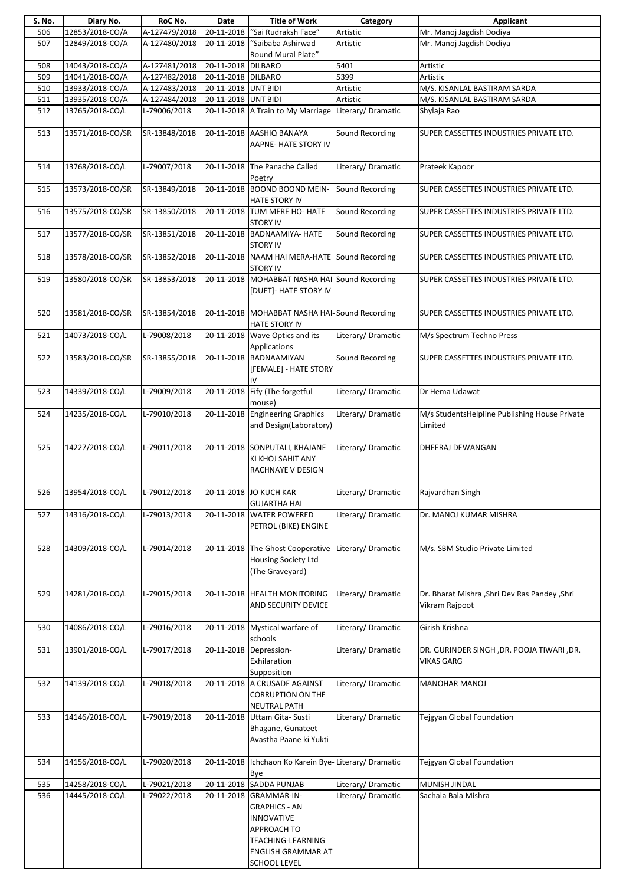| S. No. | Diary No. | RoC No. | Date | Title of Work | Category | Applicant |
|---|---|---|---|---|---|---|
| 506 | 12853/2018-CO/A | A-127479/2018 | 20-11-2018 | "Sai Rudraksh Face" | Artistic | Mr. Manoj Jagdish Dodiya |
| 507 | 12849/2018-CO/A | A-127480/2018 | 20-11-2018 | "Saibaba Ashirwad Round Mural Plate" | Artistic | Mr. Manoj Jagdish Dodiya |
| 508 | 14043/2018-CO/A | A-127481/2018 | 20-11-2018 | DILBARO | 5401 | Artistic |
| 509 | 14041/2018-CO/A | A-127482/2018 | 20-11-2018 | DILBARO | 5399 | Artistic |
| 510 | 13933/2018-CO/A | A-127483/2018 | 20-11-2018 | UNT BIDI | Artistic | M/S. KISANLAL BASTIRAM SARDA |
| 511 | 13935/2018-CO/A | A-127484/2018 | 20-11-2018 | UNT BIDI | Artistic | M/S. KISANLAL BASTIRAM SARDA |
| 512 | 13765/2018-CO/L | L-79006/2018 | 20-11-2018 | A Train to My Marriage | Literary/ Dramatic | Shylaja Rao |
| 513 | 13571/2018-CO/SR | SR-13848/2018 | 20-11-2018 | AASHIQ BANAYA AAPNE- HATE STORY IV | Sound Recording | SUPER CASSETTES INDUSTRIES PRIVATE LTD. |
| 514 | 13768/2018-CO/L | L-79007/2018 | 20-11-2018 | The Panache Called Poetry | Literary/ Dramatic | Prateek Kapoor |
| 515 | 13573/2018-CO/SR | SR-13849/2018 | 20-11-2018 | BOOND BOOND MEIN- HATE STORY IV | Sound Recording | SUPER CASSETTES INDUSTRIES PRIVATE LTD. |
| 516 | 13575/2018-CO/SR | SR-13850/2018 | 20-11-2018 | TUM MERE HO- HATE STORY IV | Sound Recording | SUPER CASSETTES INDUSTRIES PRIVATE LTD. |
| 517 | 13577/2018-CO/SR | SR-13851/2018 | 20-11-2018 | BADNAAMIYA- HATE STORY IV | Sound Recording | SUPER CASSETTES INDUSTRIES PRIVATE LTD. |
| 518 | 13578/2018-CO/SR | SR-13852/2018 | 20-11-2018 | NAAM HAI MERA-HATE STORY IV | Sound Recording | SUPER CASSETTES INDUSTRIES PRIVATE LTD. |
| 519 | 13580/2018-CO/SR | SR-13853/2018 | 20-11-2018 | MOHABBAT NASHA HAI [DUET]- HATE STORY IV | Sound Recording | SUPER CASSETTES INDUSTRIES PRIVATE LTD. |
| 520 | 13581/2018-CO/SR | SR-13854/2018 | 20-11-2018 | MOHABBAT NASHA HAI- HATE STORY IV | Sound Recording | SUPER CASSETTES INDUSTRIES PRIVATE LTD. |
| 521 | 14073/2018-CO/L | L-79008/2018 | 20-11-2018 | Wave Optics and its Applications | Literary/ Dramatic | M/s Spectrum Techno Press |
| 522 | 13583/2018-CO/SR | SR-13855/2018 | 20-11-2018 | BADNAAMIYAN [FEMALE] - HATE STORY IV | Sound Recording | SUPER CASSETTES INDUSTRIES PRIVATE LTD. |
| 523 | 14339/2018-CO/L | L-79009/2018 | 20-11-2018 | Fify (The forgetful mouse) | Literary/ Dramatic | Dr Hema Udawat |
| 524 | 14235/2018-CO/L | L-79010/2018 | 20-11-2018 | Engineering Graphics and Design(Laboratory) | Literary/ Dramatic | M/s StudentsHelpline Publishing House Private Limited |
| 525 | 14227/2018-CO/L | L-79011/2018 | 20-11-2018 | SONPUTALI, KHAJANE KI KHOJ SAHIT ANY RACHNAYE V DESIGN | Literary/ Dramatic | DHEERAJ DEWANGAN |
| 526 | 13954/2018-CO/L | L-79012/2018 | 20-11-2018 | JO KUCH KAR GUJARTHA HAI | Literary/ Dramatic | Rajvardhan Singh |
| 527 | 14316/2018-CO/L | L-79013/2018 | 20-11-2018 | WATER POWERED PETROL (BIKE) ENGINE | Literary/ Dramatic | Dr. MANOJ KUMAR MISHRA |
| 528 | 14309/2018-CO/L | L-79014/2018 | 20-11-2018 | The Ghost Cooperative Housing Society Ltd (The Graveyard) | Literary/ Dramatic | M/s. SBM Studio Private Limited |
| 529 | 14281/2018-CO/L | L-79015/2018 | 20-11-2018 | HEALTH MONITORING AND SECURITY DEVICE | Literary/ Dramatic | Dr. Bharat Mishra ,Shri Dev Ras Pandey ,Shri Vikram Rajpoot |
| 530 | 14086/2018-CO/L | L-79016/2018 | 20-11-2018 | Mystical warfare of schools | Literary/ Dramatic | Girish Krishna |
| 531 | 13901/2018-CO/L | L-79017/2018 | 20-11-2018 | Depression-Exhilaration Supposition | Literary/ Dramatic | DR. GURINDER SINGH ,DR. POOJA TIWARI ,DR. VIKAS GARG |
| 532 | 14139/2018-CO/L | L-79018/2018 | 20-11-2018 | A CRUSADE AGAINST CORRUPTION ON THE NEUTRAL PATH | Literary/ Dramatic | MANOHAR MANOJ |
| 533 | 14146/2018-CO/L | L-79019/2018 | 20-11-2018 | Uttam Gita- Susti Bhagane, Gunateet Avastha Paane ki Yukti | Literary/ Dramatic | Tejgyan Global Foundation |
| 534 | 14156/2018-CO/L | L-79020/2018 | 20-11-2018 | Ichchaon Ko Karein Bye-Bye | Literary/ Dramatic | Tejgyan Global Foundation |
| 535 | 14258/2018-CO/L | L-79021/2018 | 20-11-2018 | SADDA PUNJAB | Literary/ Dramatic | MUNISH JINDAL |
| 536 | 14445/2018-CO/L | L-79022/2018 | 20-11-2018 | GRAMMAR-IN-GRAPHICS - AN INNOVATIVE APPROACH TO TEACHING-LEARNING ENGLISH GRAMMAR AT SCHOOL LEVEL | Literary/ Dramatic | Sachala Bala Mishra |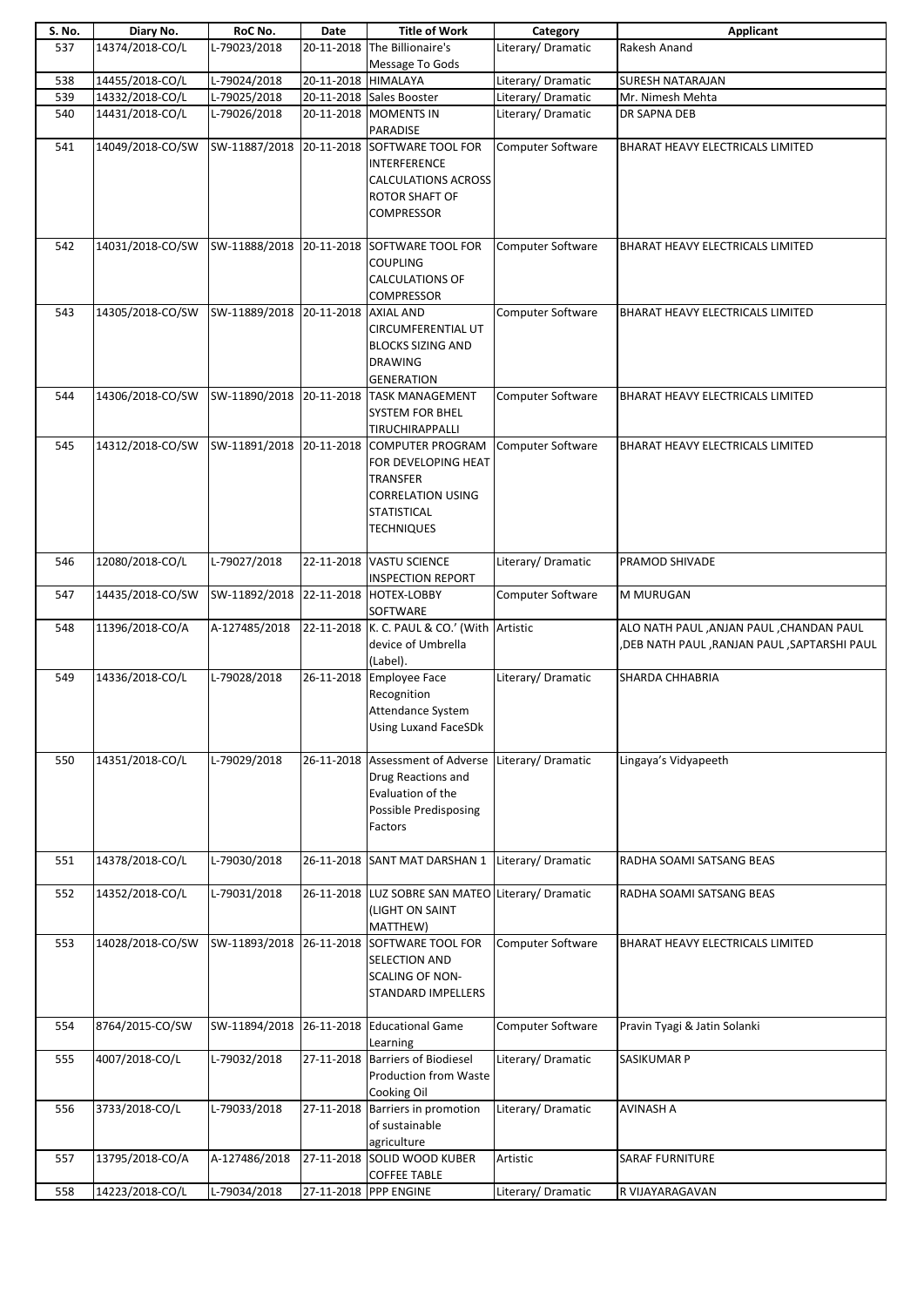| S. No. | Diary No. | RoC No. | Date | Title of Work | Category | Applicant |
|---|---|---|---|---|---|---|
| 537 | 14374/2018-CO/L | L-79023/2018 | 20-11-2018 | The Billionaire's Message To Gods | Literary/ Dramatic | Rakesh Anand |
| 538 | 14455/2018-CO/L | L-79024/2018 | 20-11-2018 | HIMALAYA | Literary/ Dramatic | SURESH NATARAJAN |
| 539 | 14332/2018-CO/L | L-79025/2018 | 20-11-2018 | Sales Booster | Literary/ Dramatic | Mr. Nimesh Mehta |
| 540 | 14431/2018-CO/L | L-79026/2018 | 20-11-2018 | MOMENTS IN PARADISE | Literary/ Dramatic | DR SAPNA DEB |
| 541 | 14049/2018-CO/SW | SW-11887/2018 | 20-11-2018 | SOFTWARE TOOL FOR INTERFERENCE CALCULATIONS ACROSS ROTOR SHAFT OF COMPRESSOR | Computer Software | BHARAT HEAVY ELECTRICALS LIMITED |
| 542 | 14031/2018-CO/SW | SW-11888/2018 | 20-11-2018 | SOFTWARE TOOL FOR COUPLING CALCULATIONS OF COMPRESSOR | Computer Software | BHARAT HEAVY ELECTRICALS LIMITED |
| 543 | 14305/2018-CO/SW | SW-11889/2018 | 20-11-2018 | AXIAL AND CIRCUMFERENTIAL UT BLOCKS SIZING AND DRAWING GENERATION | Computer Software | BHARAT HEAVY ELECTRICALS LIMITED |
| 544 | 14306/2018-CO/SW | SW-11890/2018 | 20-11-2018 | TASK MANAGEMENT SYSTEM FOR BHEL TIRUCHIRAPPALLI | Computer Software | BHARAT HEAVY ELECTRICALS LIMITED |
| 545 | 14312/2018-CO/SW | SW-11891/2018 | 20-11-2018 | COMPUTER PROGRAM FOR DEVELOPING HEAT TRANSFER CORRELATION USING STATISTICAL TECHNIQUES | Computer Software | BHARAT HEAVY ELECTRICALS LIMITED |
| 546 | 12080/2018-CO/L | L-79027/2018 | 22-11-2018 | VASTU SCIENCE INSPECTION REPORT | Literary/ Dramatic | PRAMOD SHIVADE |
| 547 | 14435/2018-CO/SW | SW-11892/2018 | 22-11-2018 | HOTEX-LOBBY SOFTWARE | Computer Software | M MURUGAN |
| 548 | 11396/2018-CO/A | A-127485/2018 | 22-11-2018 | K. C. PAUL & CO.' (With device of Umbrella (Label). | Artistic | ALO NATH PAUL ,ANJAN PAUL ,CHANDAN PAUL ,DEB NATH PAUL ,RANJAN PAUL ,SAPTARSHI PAUL |
| 549 | 14336/2018-CO/L | L-79028/2018 | 26-11-2018 | Employee Face Recognition Attendance System Using Luxand FaceSDk | Literary/ Dramatic | SHARDA CHHABRIA |
| 550 | 14351/2018-CO/L | L-79029/2018 | 26-11-2018 | Assessment of Adverse Drug Reactions and Evaluation of the Possible Predisposing Factors | Literary/ Dramatic | Lingaya's Vidyapeeth |
| 551 | 14378/2018-CO/L | L-79030/2018 | 26-11-2018 | SANT MAT DARSHAN 1 | Literary/ Dramatic | RADHA SOAMI SATSANG BEAS |
| 552 | 14352/2018-CO/L | L-79031/2018 | 26-11-2018 | LUZ SOBRE SAN MATEO (LIGHT ON SAINT MATTHEW) | Literary/ Dramatic | RADHA SOAMI SATSANG BEAS |
| 553 | 14028/2018-CO/SW | SW-11893/2018 | 26-11-2018 | SOFTWARE TOOL FOR SELECTION AND SCALING OF NON-STANDARD IMPELLERS | Computer Software | BHARAT HEAVY ELECTRICALS LIMITED |
| 554 | 8764/2015-CO/SW | SW-11894/2018 | 26-11-2018 | Educational Game Learning | Computer Software | Pravin Tyagi & Jatin Solanki |
| 555 | 4007/2018-CO/L | L-79032/2018 | 27-11-2018 | Barriers of Biodiesel Production from Waste Cooking Oil | Literary/ Dramatic | SASIKUMAR P |
| 556 | 3733/2018-CO/L | L-79033/2018 | 27-11-2018 | Barriers in promotion of sustainable agriculture | Literary/ Dramatic | AVINASH A |
| 557 | 13795/2018-CO/A | A-127486/2018 | 27-11-2018 | SOLID WOOD KUBER COFFEE TABLE | Artistic | SARAF FURNITURE |
| 558 | 14223/2018-CO/L | L-79034/2018 | 27-11-2018 | PPP ENGINE | Literary/ Dramatic | R VIJAYARAGAVAN |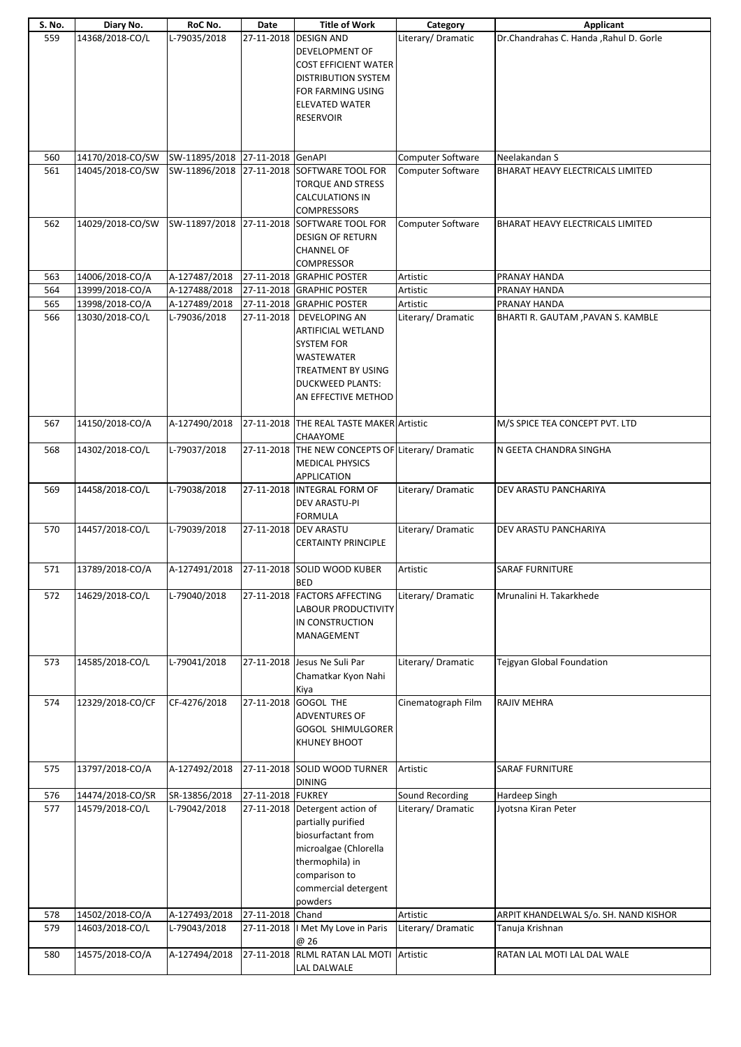| S. No. | Diary No. | RoC No. | Date | Title of Work | Category | Applicant |
|---|---|---|---|---|---|---|
| 559 | 14368/2018-CO/L | L-79035/2018 | 27-11-2018 | DESIGN AND DEVELOPMENT OF COST EFFICIENT WATER DISTRIBUTION SYSTEM FOR FARMING USING ELEVATED WATER RESERVOIR | Literary/ Dramatic | Dr.Chandrahas C. Handa ,Rahul D. Gorle |
| 560 | 14170/2018-CO/SW | SW-11895/2018 | 27-11-2018 | GenAPI | Computer Software | Neelakandan S |
| 561 | 14045/2018-CO/SW | SW-11896/2018 | 27-11-2018 | SOFTWARE TOOL FOR TORQUE AND STRESS CALCULATIONS IN COMPRESSORS | Computer Software | BHARAT HEAVY ELECTRICALS LIMITED |
| 562 | 14029/2018-CO/SW | SW-11897/2018 | 27-11-2018 | SOFTWARE TOOL FOR DESIGN OF RETURN CHANNEL OF COMPRESSOR | Computer Software | BHARAT HEAVY ELECTRICALS LIMITED |
| 563 | 14006/2018-CO/A | A-127487/2018 | 27-11-2018 | GRAPHIC POSTER | Artistic | PRANAY HANDA |
| 564 | 13999/2018-CO/A | A-127488/2018 | 27-11-2018 | GRAPHIC POSTER | Artistic | PRANAY HANDA |
| 565 | 13998/2018-CO/A | A-127489/2018 | 27-11-2018 | GRAPHIC POSTER | Artistic | PRANAY HANDA |
| 566 | 13030/2018-CO/L | L-79036/2018 | 27-11-2018 | DEVELOPING AN ARTIFICIAL WETLAND SYSTEM FOR WASTEWATER TREATMENT BY USING DUCKWEED PLANTS: AN EFFECTIVE METHOD | Literary/ Dramatic | BHARTI R. GAUTAM ,PAVAN S. KAMBLE |
| 567 | 14150/2018-CO/A | A-127490/2018 | 27-11-2018 | THE REAL TASTE MAKER CHAAYOME | Artistic | M/S SPICE TEA CONCEPT PVT. LTD |
| 568 | 14302/2018-CO/L | L-79037/2018 | 27-11-2018 | THE NEW CONCEPTS OF MEDICAL PHYSICS APPLICATION | Literary/ Dramatic | N GEETA CHANDRA SINGHA |
| 569 | 14458/2018-CO/L | L-79038/2018 | 27-11-2018 | INTEGRAL FORM OF DEV ARASTU-PI FORMULA | Literary/ Dramatic | DEV ARASTU PANCHARIYA |
| 570 | 14457/2018-CO/L | L-79039/2018 | 27-11-2018 | DEV ARASTU CERTAINTY PRINCIPLE | Literary/ Dramatic | DEV ARASTU PANCHARIYA |
| 571 | 13789/2018-CO/A | A-127491/2018 | 27-11-2018 | SOLID WOOD KUBER BED | Artistic | SARAF FURNITURE |
| 572 | 14629/2018-CO/L | L-79040/2018 | 27-11-2018 | FACTORS AFFECTING LABOUR PRODUCTIVITY IN CONSTRUCTION MANAGEMENT | Literary/ Dramatic | Mrunalini H. Takarkhede |
| 573 | 14585/2018-CO/L | L-79041/2018 | 27-11-2018 | Jesus Ne Suli Par Chamatkar Kyon Nahi Kiya | Literary/ Dramatic | Tejgyan Global Foundation |
| 574 | 12329/2018-CO/CF | CF-4276/2018 | 27-11-2018 | GOGOL THE ADVENTURES OF GOGOL SHIMULGORER KHUNEY BHOOT | Cinematograph Film | RAJIV MEHRA |
| 575 | 13797/2018-CO/A | A-127492/2018 | 27-11-2018 | SOLID WOOD TURNER DINING | Artistic | SARAF FURNITURE |
| 576 | 14474/2018-CO/SR | SR-13856/2018 | 27-11-2018 | FUKREY | Sound Recording | Hardeep Singh |
| 577 | 14579/2018-CO/L | L-79042/2018 | 27-11-2018 | Detergent action of partially purified biosurfactant from microalgae (Chlorella thermophila) in comparison to commercial detergent powders | Literary/ Dramatic | Jyotsna Kiran Peter |
| 578 | 14502/2018-CO/A | A-127493/2018 | 27-11-2018 | Chand | Artistic | ARPIT KHANDELWAL S/o. SH. NAND KISHOR |
| 579 | 14603/2018-CO/L | L-79043/2018 | 27-11-2018 | I Met My Love in Paris @ 26 | Literary/ Dramatic | Tanuja Krishnan |
| 580 | 14575/2018-CO/A | A-127494/2018 | 27-11-2018 | RLML RATAN LAL MOTI LAL DALWALE | Artistic | RATAN LAL MOTI LAL DAL WALE |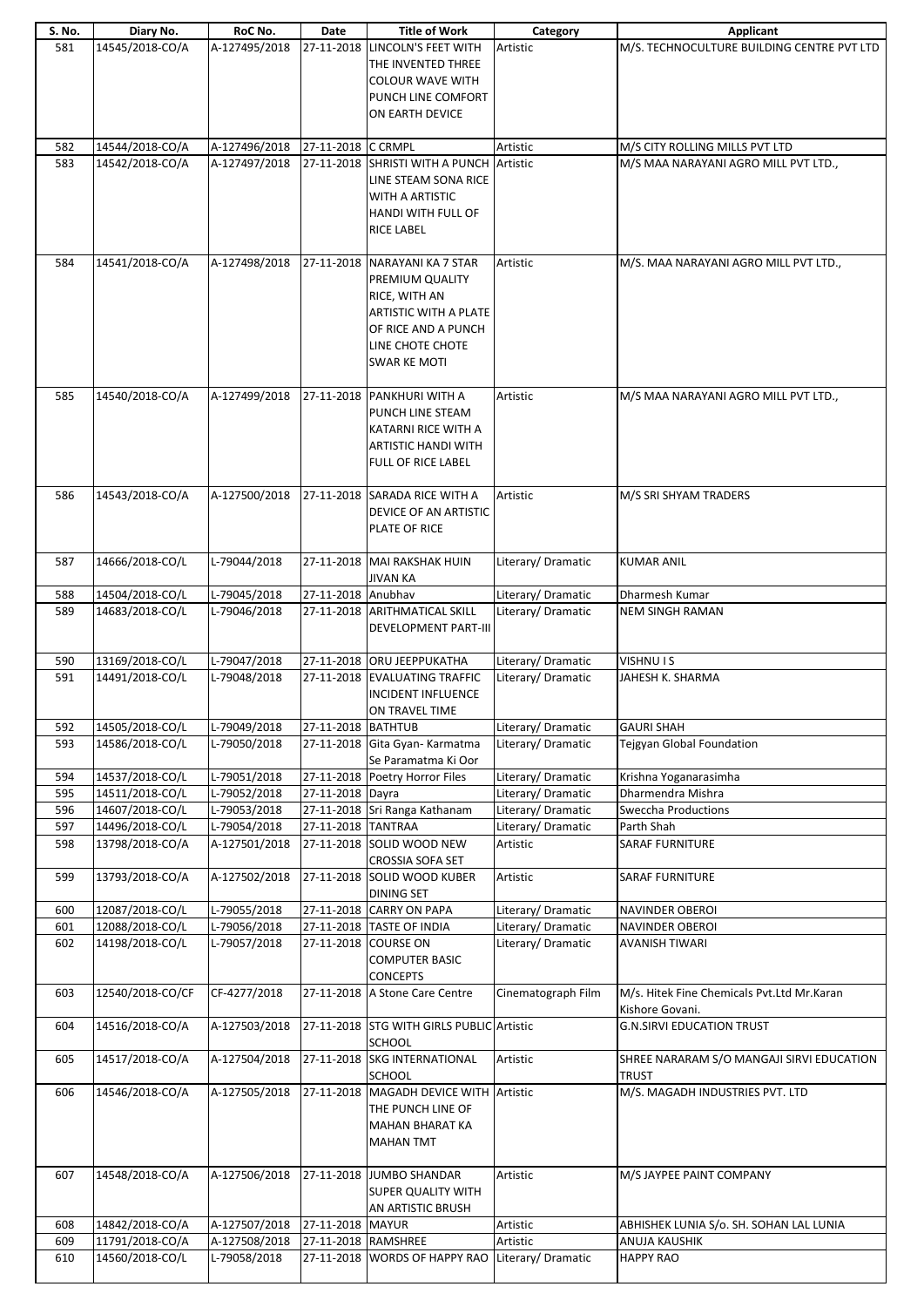| S. No. | Diary No. | RoC No. | Date | Title of Work | Category | Applicant |
|---|---|---|---|---|---|---|
| 581 | 14545/2018-CO/A | A-127495/2018 | 27-11-2018 | LINCOLN'S FEET WITH THE INVENTED THREE COLOUR WAVE WITH PUNCH LINE COMFORT ON EARTH DEVICE | Artistic | M/S. TECHNOCULTURE BUILDING CENTRE PVT LTD |
| 582 | 14544/2018-CO/A | A-127496/2018 | 27-11-2018 | C CRMPL | Artistic | M/S CITY ROLLING MILLS PVT LTD |
| 583 | 14542/2018-CO/A | A-127497/2018 | 27-11-2018 | SHRISTI WITH A PUNCH LINE STEAM SONA RICE WITH A ARTISTIC HANDI WITH FULL OF RICE LABEL | Artistic | M/S MAA NARAYANI AGRO MILL PVT LTD., |
| 584 | 14541/2018-CO/A | A-127498/2018 | 27-11-2018 | NARAYANI KA 7 STAR PREMIUM QUALITY RICE, WITH AN ARTISTIC WITH A PLATE OF RICE AND A PUNCH LINE CHOTE CHOTE SWAR KE MOTI | Artistic | M/S. MAA NARAYANI AGRO MILL PVT LTD., |
| 585 | 14540/2018-CO/A | A-127499/2018 | 27-11-2018 | PANKHURI WITH A PUNCH LINE STEAM KATARNI RICE WITH A ARTISTIC HANDI WITH FULL OF RICE LABEL | Artistic | M/S MAA NARAYANI AGRO MILL PVT LTD., |
| 586 | 14543/2018-CO/A | A-127500/2018 | 27-11-2018 | SARADA RICE WITH A DEVICE OF AN ARTISTIC PLATE OF RICE | Artistic | M/S SRI SHYAM TRADERS |
| 587 | 14666/2018-CO/L | L-79044/2018 | 27-11-2018 | MAI RAKSHAK HUIN JIVAN KA | Literary/ Dramatic | KUMAR ANIL |
| 588 | 14504/2018-CO/L | L-79045/2018 | 27-11-2018 | Anubhav | Literary/ Dramatic | Dharmesh Kumar |
| 589 | 14683/2018-CO/L | L-79046/2018 | 27-11-2018 | ARITHMATICAL SKILL DEVELOPMENT PART-III | Literary/ Dramatic | NEM SINGH RAMAN |
| 590 | 13169/2018-CO/L | L-79047/2018 | 27-11-2018 | ORU JEEPPUKATHA | Literary/ Dramatic | VISHNU I S |
| 591 | 14491/2018-CO/L | L-79048/2018 | 27-11-2018 | EVALUATING TRAFFIC INCIDENT INFLUENCE ON TRAVEL TIME | Literary/ Dramatic | JAHESH K. SHARMA |
| 592 | 14505/2018-CO/L | L-79049/2018 | 27-11-2018 | BATHTUB | Literary/ Dramatic | GAURI SHAH |
| 593 | 14586/2018-CO/L | L-79050/2018 | 27-11-2018 | Gita Gyan- Karmatma Se Paramatma Ki Oor | Literary/ Dramatic | Tejgyan Global Foundation |
| 594 | 14537/2018-CO/L | L-79051/2018 | 27-11-2018 | Poetry Horror Files | Literary/ Dramatic | Krishna Yoganarasimha |
| 595 | 14511/2018-CO/L | L-79052/2018 | 27-11-2018 | Dayra | Literary/ Dramatic | Dharmendra Mishra |
| 596 | 14607/2018-CO/L | L-79053/2018 | 27-11-2018 | Sri Ranga Kathanam | Literary/ Dramatic | Sweccha Productions |
| 597 | 14496/2018-CO/L | L-79054/2018 | 27-11-2018 | TANTRAA | Literary/ Dramatic | Parth Shah |
| 598 | 13798/2018-CO/A | A-127501/2018 | 27-11-2018 | SOLID WOOD NEW CROSSIA SOFA SET | Artistic | SARAF FURNITURE |
| 599 | 13793/2018-CO/A | A-127502/2018 | 27-11-2018 | SOLID WOOD KUBER DINING SET | Artistic | SARAF FURNITURE |
| 600 | 12087/2018-CO/L | L-79055/2018 | 27-11-2018 | CARRY ON PAPA | Literary/ Dramatic | NAVINDER OBEROI |
| 601 | 12088/2018-CO/L | L-79056/2018 | 27-11-2018 | TASTE OF INDIA | Literary/ Dramatic | NAVINDER OBEROI |
| 602 | 14198/2018-CO/L | L-79057/2018 | 27-11-2018 | COURSE ON COMPUTER BASIC CONCEPTS | Literary/ Dramatic | AVANISH TIWARI |
| 603 | 12540/2018-CO/CF | CF-4277/2018 | 27-11-2018 | A Stone Care Centre | Cinematograph Film | M/s. Hitek Fine Chemicals Pvt.Ltd Mr.Karan Kishore Govani. |
| 604 | 14516/2018-CO/A | A-127503/2018 | 27-11-2018 | STG WITH GIRLS PUBLIC SCHOOL | Artistic | G.N.SIRVI EDUCATION TRUST |
| 605 | 14517/2018-CO/A | A-127504/2018 | 27-11-2018 | SKG INTERNATIONAL SCHOOL | Artistic | SHREE NARARAM S/O MANGAJI SIRVI EDUCATION TRUST |
| 606 | 14546/2018-CO/A | A-127505/2018 | 27-11-2018 | MAGADH DEVICE WITH THE PUNCH LINE OF MAHAN BHARAT KA MAHAN TMT | Artistic | M/S. MAGADH INDUSTRIES PVT. LTD |
| 607 | 14548/2018-CO/A | A-127506/2018 | 27-11-2018 | JUMBO SHANDAR SUPER QUALITY WITH AN ARTISTIC BRUSH | Artistic | M/S JAYPEE PAINT COMPANY |
| 608 | 14842/2018-CO/A | A-127507/2018 | 27-11-2018 | MAYUR | Artistic | ABHISHEK LUNIA S/o. SH. SOHAN LAL LUNIA |
| 609 | 11791/2018-CO/A | A-127508/2018 | 27-11-2018 | RAMSHREE | Artistic | ANUJA KAUSHIK |
| 610 | 14560/2018-CO/L | L-79058/2018 | 27-11-2018 | WORDS OF HAPPY RAO | Literary/ Dramatic | HAPPY RAO |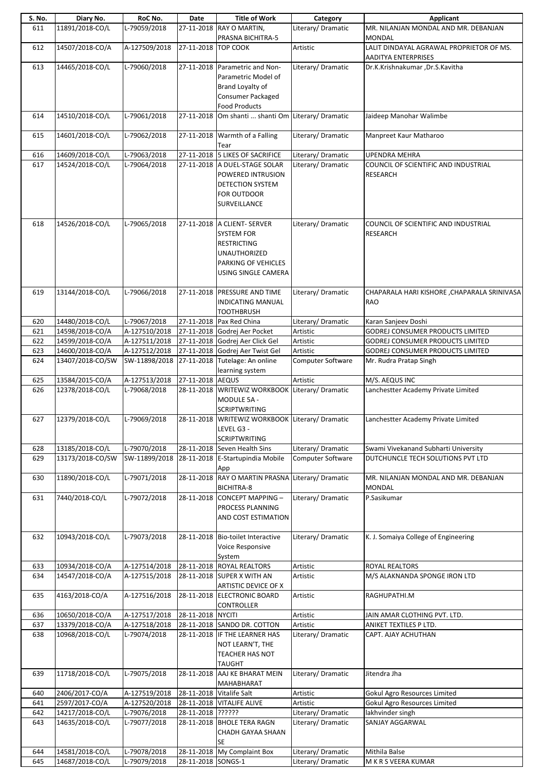| S. No. | Diary No. | RoC No. | Date | Title of Work | Category | Applicant |
|---|---|---|---|---|---|---|
| 611 | 11891/2018-CO/L | L-79059/2018 | 27-11-2018 | RAY O MARTIN, PRASNA BICHITRA-5 | Literary/ Dramatic | MR. NILANJAN MONDAL AND MR. DEBANJAN MONDAL |
| 612 | 14507/2018-CO/A | A-127509/2018 | 27-11-2018 | TOP COOK | Artistic | LALIT DINDAYAL AGRAWAL PROPRIETOR OF MS. AADITYA ENTERPRISES |
| 613 | 14465/2018-CO/L | L-79060/2018 | 27-11-2018 | Parametric and Non-Parametric Model of Brand Loyalty of Consumer Packaged Food Products | Literary/ Dramatic | Dr.K.Krishnakumar ,Dr.S.Kavitha |
| 614 | 14510/2018-CO/L | L-79061/2018 | 27-11-2018 | Om shanti ... shanti Om | Literary/ Dramatic | Jaideep Manohar Walimbe |
| 615 | 14601/2018-CO/L | L-79062/2018 | 27-11-2018 | Warmth of a Falling Tear | Literary/ Dramatic | Manpreet Kaur Matharoo |
| 616 | 14609/2018-CO/L | L-79063/2018 | 27-11-2018 | 5 LIKES OF SACRIFICE | Literary/ Dramatic | UPENDRA MEHRA |
| 617 | 14524/2018-CO/L | L-79064/2018 | 27-11-2018 | A DUEL-STAGE SOLAR POWERED INTRUSION DETECTION SYSTEM FOR OUTDOOR SURVEILLANCE | Literary/ Dramatic | COUNCIL OF SCIENTIFIC AND INDUSTRIAL RESEARCH |
| 618 | 14526/2018-CO/L | L-79065/2018 | 27-11-2018 | A CLIENT- SERVER SYSTEM FOR RESTRICTING UNAUTHORIZED PARKING OF VEHICLES USING SINGLE CAMERA | Literary/ Dramatic | COUNCIL OF SCIENTIFIC AND INDUSTRIAL RESEARCH |
| 619 | 13144/2018-CO/L | L-79066/2018 | 27-11-2018 | PRESSURE AND TIME INDICATING MANUAL TOOTHBRUSH | Literary/ Dramatic | CHAPARALA HARI KISHORE ,CHAPARALA SRINIVASA RAO |
| 620 | 14480/2018-CO/L | L-79067/2018 | 27-11-2018 | Pax Red China | Literary/ Dramatic | Karan Sanjeev Doshi |
| 621 | 14598/2018-CO/A | A-127510/2018 | 27-11-2018 | Godrej Aer Pocket | Artistic | GODREJ CONSUMER PRODUCTS LIMITED |
| 622 | 14599/2018-CO/A | A-127511/2018 | 27-11-2018 | Godrej Aer Click Gel | Artistic | GODREJ CONSUMER PRODUCTS LIMITED |
| 623 | 14600/2018-CO/A | A-127512/2018 | 27-11-2018 | Godrej Aer Twist Gel | Artistic | GODREJ CONSUMER PRODUCTS LIMITED |
| 624 | 13407/2018-CO/SW | SW-11898/2018 | 27-11-2018 | Tutelage: An online learning system | Computer Software | Mr. Rudra Pratap Singh |
| 625 | 13584/2015-CO/A | A-127513/2018 | 27-11-2018 | AEQUS | Artistic | M/S. AEQUS INC |
| 626 | 12378/2018-CO/L | L-79068/2018 | 28-11-2018 | WRITEWIZ WORKBOOK MODULE 5A - SCRIPTWRITING | Literary/ Dramatic | Lanchestter Academy Private Limited |
| 627 | 12379/2018-CO/L | L-79069/2018 | 28-11-2018 | WRITEWIZ WORKBOOK LEVEL G3 - SCRIPTWRITING | Literary/ Dramatic | Lanchestter Academy Private Limited |
| 628 | 13185/2018-CO/L | L-79070/2018 | 28-11-2018 | Seven Health Sins | Literary/ Dramatic | Swami Vivekanand Subharti University |
| 629 | 13173/2018-CO/SW | SW-11899/2018 | 28-11-2018 | E-Startupindia Mobile App | Computer Software | DUTCHUNCLE TECH SOLUTIONS PVT LTD |
| 630 | 11890/2018-CO/L | L-79071/2018 | 28-11-2018 | RAY O MARTIN PRASNA BICHITRA-8 | Literary/ Dramatic | MR. NILANJAN MONDAL AND MR. DEBANJAN MONDAL |
| 631 | 7440/2018-CO/L | L-79072/2018 | 28-11-2018 | CONCEPT MAPPING – PROCESS PLANNING AND COST ESTIMATION | Literary/ Dramatic | P.Sasikumar |
| 632 | 10943/2018-CO/L | L-79073/2018 | 28-11-2018 | Bio-toilet Interactive Voice Responsive System | Literary/ Dramatic | K. J. Somaiya College of Engineering |
| 633 | 10934/2018-CO/A | A-127514/2018 | 28-11-2018 | ROYAL REALTORS | Artistic | ROYAL REALTORS |
| 634 | 14547/2018-CO/A | A-127515/2018 | 28-11-2018 | SUPER X WITH AN ARTISTIC DEVICE OF X | Artistic | M/S ALAKNANDA SPONGE IRON LTD |
| 635 | 4163/2018-CO/A | A-127516/2018 | 28-11-2018 | ELECTRONIC BOARD CONTROLLER | Artistic | RAGHUPATHI.M |
| 636 | 10650/2018-CO/A | A-127517/2018 | 28-11-2018 | NYCITI | Artistic | JAIN AMAR CLOTHING PVT. LTD. |
| 637 | 13379/2018-CO/A | A-127518/2018 | 28-11-2018 | SANDO DR. COTTON | Artistic | ANIKET TEXTILES P LTD. |
| 638 | 10968/2018-CO/L | L-79074/2018 | 28-11-2018 | IF THE LEARNER HAS NOT LEARN'T, THE TEACHER HAS NOT TAUGHT | Literary/ Dramatic | CAPT. AJAY ACHUTHAN |
| 639 | 11718/2018-CO/L | L-79075/2018 | 28-11-2018 | AAJ KE BHARAT MEIN MAHABHARAT | Literary/ Dramatic | Jitendra Jha |
| 640 | 2406/2017-CO/A | A-127519/2018 | 28-11-2018 | Vitalife Salt | Artistic | Gokul Agro Resources Limited |
| 641 | 2597/2017-CO/A | A-127520/2018 | 28-11-2018 | VITALIFE ALIVE | Artistic | Gokul Agro Resources Limited |
| 642 | 14217/2018-CO/L | L-79076/2018 | 28-11-2018 | ?????? | Literary/ Dramatic | lakhvinder singh |
| 643 | 14635/2018-CO/L | L-79077/2018 | 28-11-2018 | BHOLE TERA RAGN CHADH GAYAA SHAAN SE | Literary/ Dramatic | SANJAY AGGARWAL |
| 644 | 14581/2018-CO/L | L-79078/2018 | 28-11-2018 | My Complaint Box | Literary/ Dramatic | Mithila Balse |
| 645 | 14687/2018-CO/L | L-79079/2018 | 28-11-2018 | SONGS-1 | Literary/ Dramatic | M K R S VEERA KUMAR |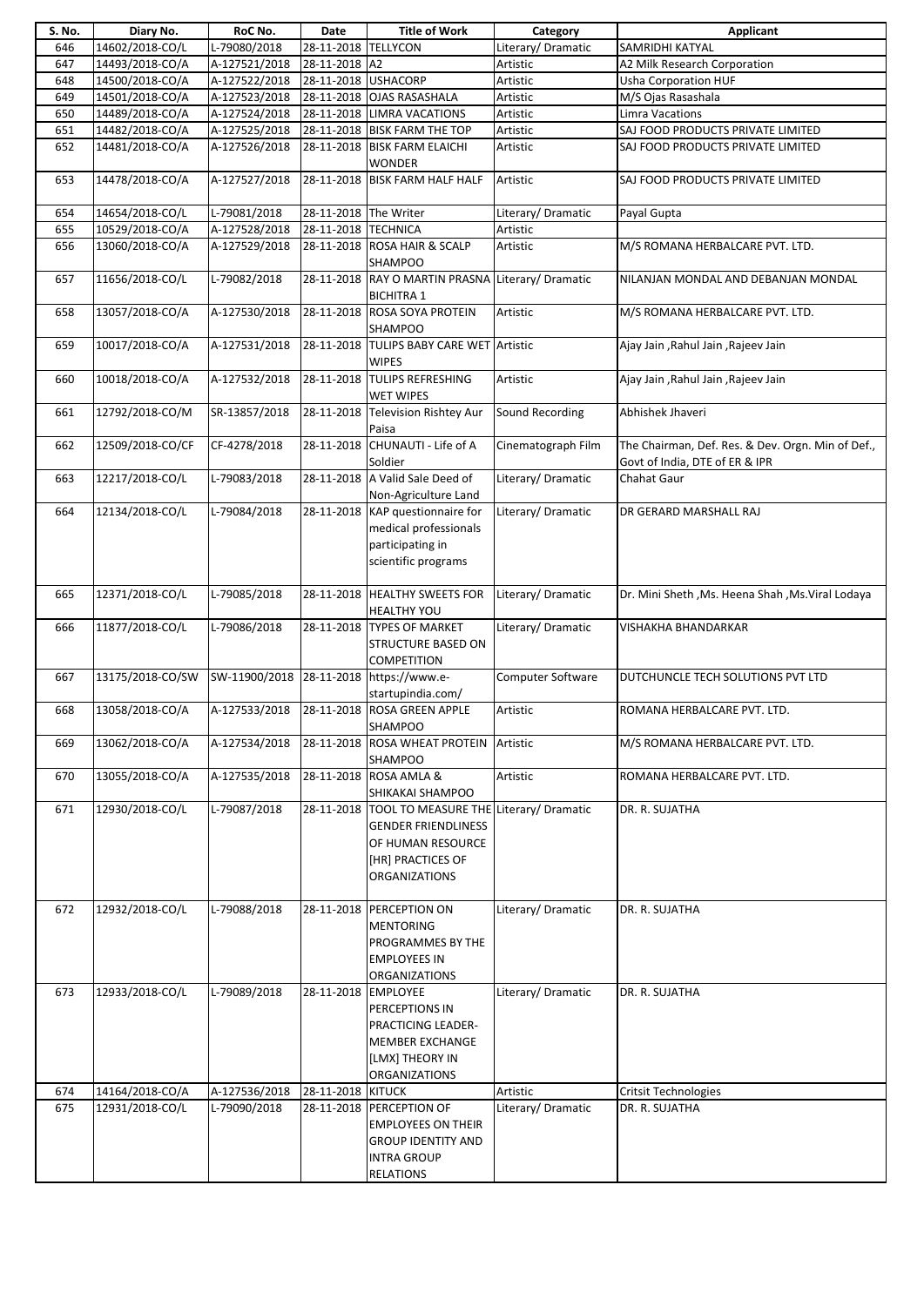| S. No. | Diary No. | RoC No. | Date | Title of Work | Category | Applicant |
|---|---|---|---|---|---|---|
| 646 | 14602/2018-CO/L | L-79080/2018 | 28-11-2018 | TELLYCON | Literary/ Dramatic | SAMRIDHI KATYAL |
| 647 | 14493/2018-CO/A | A-127521/2018 | 28-11-2018 | A2 | Artistic | A2 Milk Research Corporation |
| 648 | 14500/2018-CO/A | A-127522/2018 | 28-11-2018 | USHACORP | Artistic | Usha Corporation HUF |
| 649 | 14501/2018-CO/A | A-127523/2018 | 28-11-2018 | OJAS RASASHALA | Artistic | M/S Ojas Rasashala |
| 650 | 14489/2018-CO/A | A-127524/2018 | 28-11-2018 | LIMRA VACATIONS | Artistic | Limra Vacations |
| 651 | 14482/2018-CO/A | A-127525/2018 | 28-11-2018 | BISK FARM THE TOP | Artistic | SAJ FOOD PRODUCTS PRIVATE LIMITED |
| 652 | 14481/2018-CO/A | A-127526/2018 | 28-11-2018 | BISK FARM ELAICHI WONDER | Artistic | SAJ FOOD PRODUCTS PRIVATE LIMITED |
| 653 | 14478/2018-CO/A | A-127527/2018 | 28-11-2018 | BISK FARM HALF HALF | Artistic | SAJ FOOD PRODUCTS PRIVATE LIMITED |
| 654 | 14654/2018-CO/L | L-79081/2018 | 28-11-2018 | The Writer | Literary/ Dramatic | Payal Gupta |
| 655 | 10529/2018-CO/A | A-127528/2018 | 28-11-2018 | TECHNICA | Artistic | |
| 656 | 13060/2018-CO/A | A-127529/2018 | 28-11-2018 | ROSA HAIR & SCALP SHAMPOO | Artistic | M/S ROMANA HERBALCARE PVT. LTD. |
| 657 | 11656/2018-CO/L | L-79082/2018 | 28-11-2018 | RAY O MARTIN PRASNA BICHITRA 1 | Literary/ Dramatic | NILANJAN MONDAL AND DEBANJAN MONDAL |
| 658 | 13057/2018-CO/A | A-127530/2018 | 28-11-2018 | ROSA SOYA PROTEIN SHAMPOO | Artistic | M/S ROMANA HERBALCARE PVT. LTD. |
| 659 | 10017/2018-CO/A | A-127531/2018 | 28-11-2018 | TULIPS BABY CARE WET WIPES | Artistic | Ajay Jain ,Rahul Jain ,Rajeev Jain |
| 660 | 10018/2018-CO/A | A-127532/2018 | 28-11-2018 | TULIPS REFRESHING WET WIPES | Artistic | Ajay Jain ,Rahul Jain ,Rajeev Jain |
| 661 | 12792/2018-CO/M | SR-13857/2018 | 28-11-2018 | Television Rishtey Aur Paisa | Sound Recording | Abhishek Jhaveri |
| 662 | 12509/2018-CO/CF | CF-4278/2018 | 28-11-2018 | CHUNAUTI - Life of A Soldier | Cinematograph Film | The Chairman, Def. Res. & Dev. Orgn. Min of Def., Govt of India, DTE of ER & IPR |
| 663 | 12217/2018-CO/L | L-79083/2018 | 28-11-2018 | A Valid Sale Deed of Non-Agriculture Land | Literary/ Dramatic | Chahat Gaur |
| 664 | 12134/2018-CO/L | L-79084/2018 | 28-11-2018 | KAP questionnaire for medical professionals participating in scientific programs | Literary/ Dramatic | DR GERARD MARSHALL RAJ |
| 665 | 12371/2018-CO/L | L-79085/2018 | 28-11-2018 | HEALTHY SWEETS FOR HEALTHY YOU | Literary/ Dramatic | Dr. Mini Sheth ,Ms. Heena Shah ,Ms.Viral Lodaya |
| 666 | 11877/2018-CO/L | L-79086/2018 | 28-11-2018 | TYPES OF MARKET STRUCTURE BASED ON COMPETITION | Literary/ Dramatic | VISHAKHA BHANDARKAR |
| 667 | 13175/2018-CO/SW | SW-11900/2018 | 28-11-2018 | https://www.e-startupindia.com/ | Computer Software | DUTCHUNCLE TECH SOLUTIONS PVT LTD |
| 668 | 13058/2018-CO/A | A-127533/2018 | 28-11-2018 | ROSA GREEN APPLE SHAMPOO | Artistic | ROMANA HERBALCARE PVT. LTD. |
| 669 | 13062/2018-CO/A | A-127534/2018 | 28-11-2018 | ROSA WHEAT PROTEIN SHAMPOO | Artistic | M/S ROMANA HERBALCARE PVT. LTD. |
| 670 | 13055/2018-CO/A | A-127535/2018 | 28-11-2018 | ROSA AMLA & SHIKAKAI SHAMPOO | Artistic | ROMANA HERBALCARE PVT. LTD. |
| 671 | 12930/2018-CO/L | L-79087/2018 | 28-11-2018 | TOOL TO MEASURE THE GENDER FRIENDLINESS OF HUMAN RESOURCE [HR] PRACTICES OF ORGANIZATIONS | Literary/ Dramatic | DR. R. SUJATHA |
| 672 | 12932/2018-CO/L | L-79088/2018 | 28-11-2018 | PERCEPTION ON MENTORING PROGRAMMES BY THE EMPLOYEES IN ORGANIZATIONS | Literary/ Dramatic | DR. R. SUJATHA |
| 673 | 12933/2018-CO/L | L-79089/2018 | 28-11-2018 | EMPLOYEE PERCEPTIONS IN PRACTICING LEADER-MEMBER EXCHANGE [LMX] THEORY IN ORGANIZATIONS | Literary/ Dramatic | DR. R. SUJATHA |
| 674 | 14164/2018-CO/A | A-127536/2018 | 28-11-2018 | KITUCK | Artistic | Critsit Technologies |
| 675 | 12931/2018-CO/L | L-79090/2018 | 28-11-2018 | PERCEPTION OF EMPLOYEES ON THEIR GROUP IDENTITY AND INTRA GROUP RELATIONS | Literary/ Dramatic | DR. R. SUJATHA |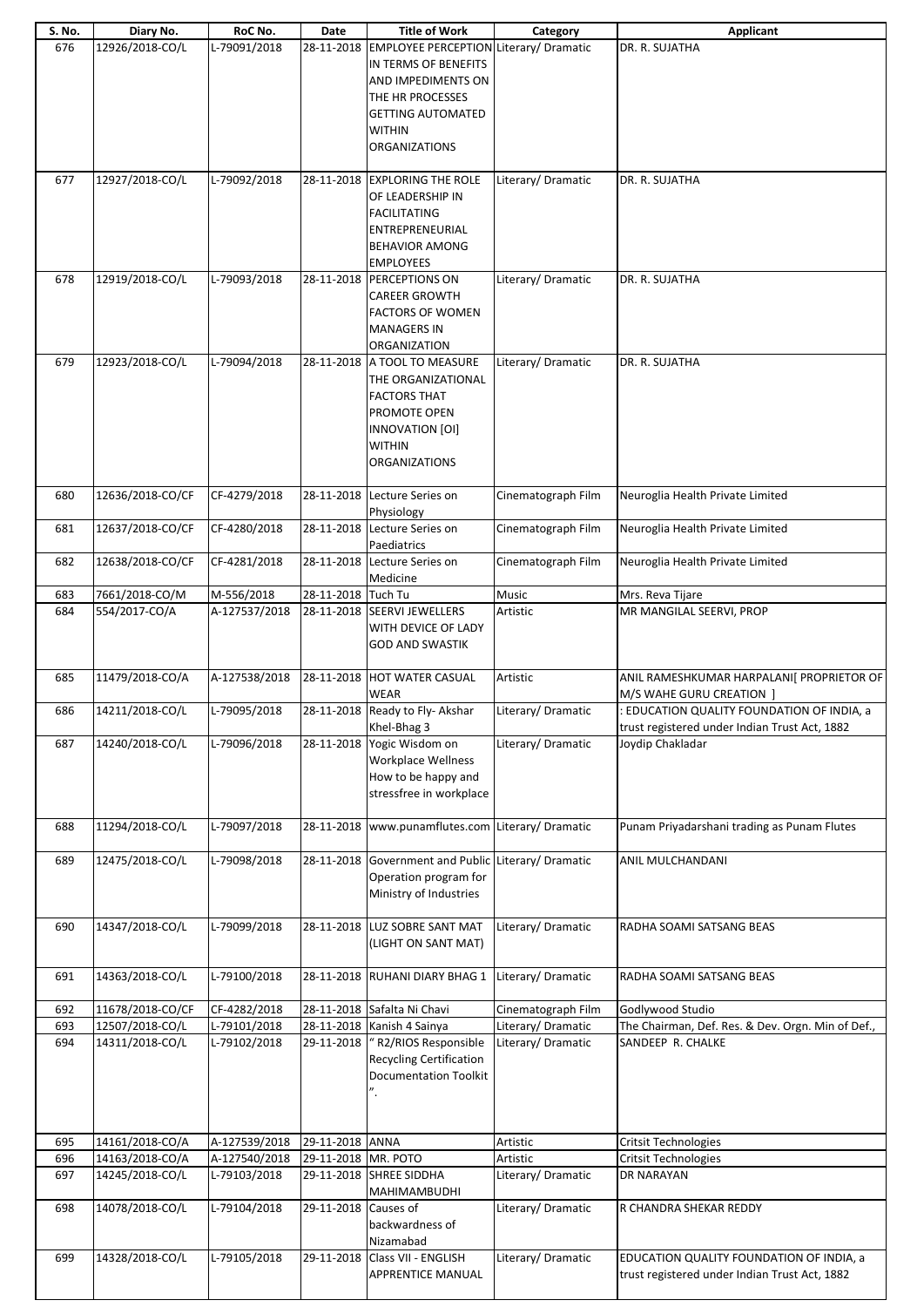| S. No. | Diary No. | RoC No. | Date | Title of Work | Category | Applicant |
|---|---|---|---|---|---|---|
| 676 | 12926/2018-CO/L | L-79091/2018 | 28-11-2018 | EMPLOYEE PERCEPTION IN TERMS OF BENEFITS AND IMPEDIMENTS ON THE HR PROCESSES GETTING AUTOMATED WITHIN ORGANIZATIONS | Literary/ Dramatic | DR. R. SUJATHA |
| 677 | 12927/2018-CO/L | L-79092/2018 | 28-11-2018 | EXPLORING THE ROLE OF LEADERSHIP IN FACILITATING ENTREPRENEURIAL BEHAVIOR AMONG EMPLOYEES | Literary/ Dramatic | DR. R. SUJATHA |
| 678 | 12919/2018-CO/L | L-79093/2018 | 28-11-2018 | PERCEPTIONS ON CAREER GROWTH FACTORS OF WOMEN MANAGERS IN ORGANIZATION | Literary/ Dramatic | DR. R. SUJATHA |
| 679 | 12923/2018-CO/L | L-79094/2018 | 28-11-2018 | A TOOL TO MEASURE THE ORGANIZATIONAL FACTORS THAT PROMOTE OPEN INNOVATION [OI] WITHIN ORGANIZATIONS | Literary/ Dramatic | DR. R. SUJATHA |
| 680 | 12636/2018-CO/CF | CF-4279/2018 | 28-11-2018 | Lecture Series on Physiology | Cinematograph Film | Neuroglia Health Private Limited |
| 681 | 12637/2018-CO/CF | CF-4280/2018 | 28-11-2018 | Lecture Series on Paediatrics | Cinematograph Film | Neuroglia Health Private Limited |
| 682 | 12638/2018-CO/CF | CF-4281/2018 | 28-11-2018 | Lecture Series on Medicine | Cinematograph Film | Neuroglia Health Private Limited |
| 683 | 7661/2018-CO/M | M-556/2018 | 28-11-2018 | Tuch Tu | Music | Mrs. Reva Tijare |
| 684 | 554/2017-CO/A | A-127537/2018 | 28-11-2018 | SEERVI JEWELLERS WITH DEVICE OF LADY GOD AND SWASTIK | Artistic | MR MANGILAL SEERVI, PROP |
| 685 | 11479/2018-CO/A | A-127538/2018 | 28-11-2018 | HOT WATER CASUAL WEAR | Artistic | ANIL RAMESHKUMAR HARPALANI[ PROPRIETOR OF M/S WAHE GURU CREATION ] |
| 686 | 14211/2018-CO/L | L-79095/2018 | 28-11-2018 | Ready to Fly- Akshar Khel-Bhag 3 | Literary/ Dramatic | : EDUCATION QUALITY FOUNDATION OF INDIA, a trust registered under Indian Trust Act, 1882 |
| 687 | 14240/2018-CO/L | L-79096/2018 | 28-11-2018 | Yogic Wisdom on Workplace Wellness How to be happy and stressfree in workplace | Literary/ Dramatic | Joydip Chakladar |
| 688 | 11294/2018-CO/L | L-79097/2018 | 28-11-2018 | www.punamflutes.com | Literary/ Dramatic | Punam Priyadarshani trading as Punam Flutes |
| 689 | 12475/2018-CO/L | L-79098/2018 | 28-11-2018 | Government and Public Operation program for Ministry of Industries | Literary/ Dramatic | ANIL MULCHANDANI |
| 690 | 14347/2018-CO/L | L-79099/2018 | 28-11-2018 | LUZ SOBRE SANT MAT (LIGHT ON SANT MAT) | Literary/ Dramatic | RADHA SOAMI SATSANG BEAS |
| 691 | 14363/2018-CO/L | L-79100/2018 | 28-11-2018 | RUHANI DIARY BHAG 1 | Literary/ Dramatic | RADHA SOAMI SATSANG BEAS |
| 692 | 11678/2018-CO/CF | CF-4282/2018 | 28-11-2018 | Safalta Ni Chavi | Cinematograph Film | Godlywood Studio |
| 693 | 12507/2018-CO/L | L-79101/2018 | 28-11-2018 | Kanish 4 Sainya | Literary/ Dramatic | The Chairman, Def. Res. & Dev. Orgn. Min of Def., |
| 694 | 14311/2018-CO/L | L-79102/2018 | 29-11-2018 | " R2/RIOS Responsible Recycling Certification Documentation Toolkit ". | Literary/ Dramatic | SANDEEP R. CHALKE |
| 695 | 14161/2018-CO/A | A-127539/2018 | 29-11-2018 | ANNA | Artistic | Critsit Technologies |
| 696 | 14163/2018-CO/A | A-127540/2018 | 29-11-2018 | MR. POTO | Artistic | Critsit Technologies |
| 697 | 14245/2018-CO/L | L-79103/2018 | 29-11-2018 | SHREE SIDDHA MAHIMAMBUDHI | Literary/ Dramatic | DR NARAYAN |
| 698 | 14078/2018-CO/L | L-79104/2018 | 29-11-2018 | Causes of backwardness of Nizamabad | Literary/ Dramatic | R CHANDRA SHEKAR REDDY |
| 699 | 14328/2018-CO/L | L-79105/2018 | 29-11-2018 | Class VII - ENGLISH APPRENTICE MANUAL | Literary/ Dramatic | EDUCATION QUALITY FOUNDATION OF INDIA, a trust registered under Indian Trust Act, 1882 |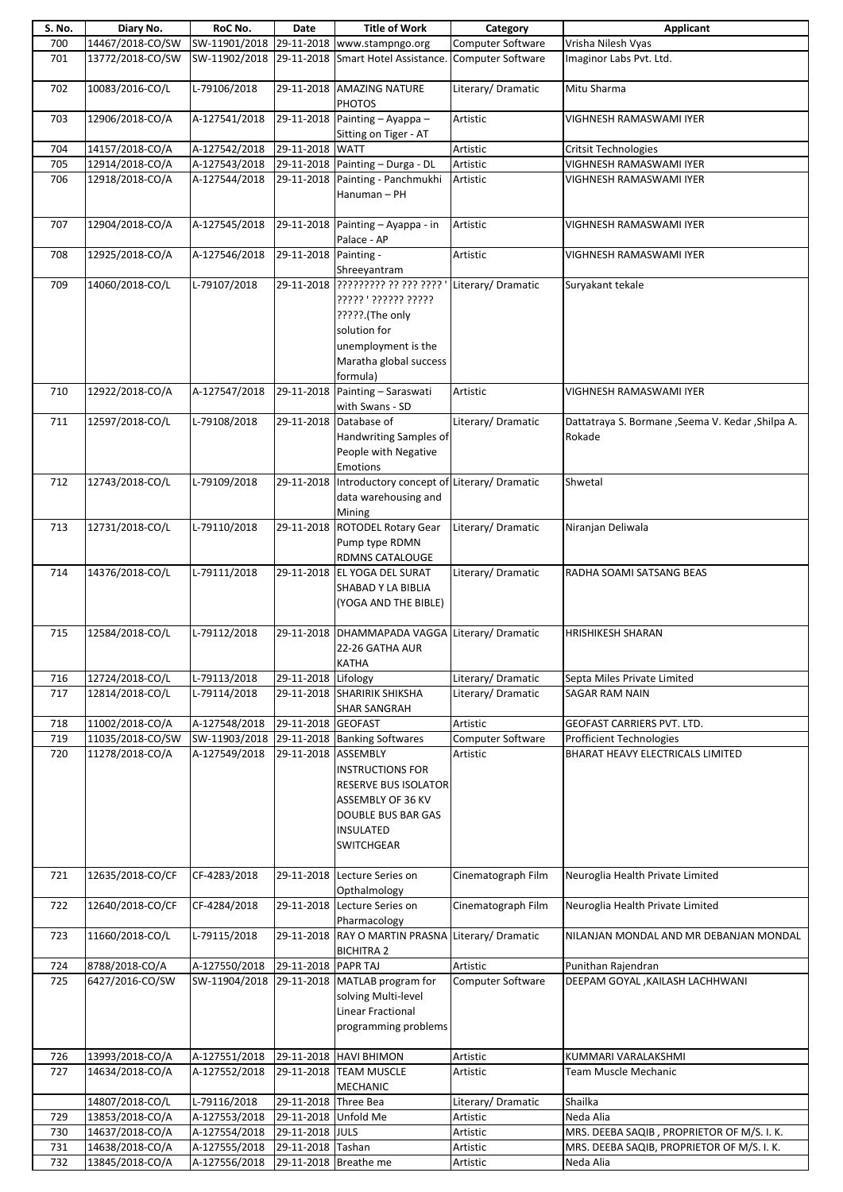| S. No. | Diary No. | RoC No. | Date | Title of Work | Category | Applicant |
|---|---|---|---|---|---|---|
| 700 | 14467/2018-CO/SW | SW-11901/2018 | 29-11-2018 | www.stampngo.org | Computer Software | Vrisha Nilesh Vyas |
| 701 | 13772/2018-CO/SW | SW-11902/2018 | 29-11-2018 | Smart Hotel Assistance. | Computer Software | Imaginor Labs Pvt. Ltd. |
| 702 | 10083/2016-CO/L | L-79106/2018 | 29-11-2018 | AMAZING NATURE PHOTOS | Literary/ Dramatic | Mitu Sharma |
| 703 | 12906/2018-CO/A | A-127541/2018 | 29-11-2018 | Painting – Ayappa – Sitting on Tiger - AT | Artistic | VIGHNESH RAMASWAMI IYER |
| 704 | 14157/2018-CO/A | A-127542/2018 | 29-11-2018 | WATT | Artistic | Critsit Technologies |
| 705 | 12914/2018-CO/A | A-127543/2018 | 29-11-2018 | Painting – Durga - DL | Artistic | VIGHNESH RAMASWAMI IYER |
| 706 | 12918/2018-CO/A | A-127544/2018 | 29-11-2018 | Painting - Panchmukhi Hanuman – PH | Artistic | VIGHNESH RAMASWAMI IYER |
| 707 | 12904/2018-CO/A | A-127545/2018 | 29-11-2018 | Painting – Ayappa - in Palace - AP | Artistic | VIGHNESH RAMASWAMI IYER |
| 708 | 12925/2018-CO/A | A-127546/2018 | 29-11-2018 | Painting - Shreeyantram | Artistic | VIGHNESH RAMASWAMI IYER |
| 709 | 14060/2018-CO/L | L-79107/2018 | 29-11-2018 | ????????? ?? ??? ???? ' ????? ' ?????? ????? ?????.(The only solution for unemployment is the Maratha global success formula) | Literary/ Dramatic | Suryakant tekale |
| 710 | 12922/2018-CO/A | A-127547/2018 | 29-11-2018 | Painting – Saraswati with Swans - SD | Artistic | VIGHNESH RAMASWAMI IYER |
| 711 | 12597/2018-CO/L | L-79108/2018 | 29-11-2018 | Database of Handwriting Samples of People with Negative Emotions | Literary/ Dramatic | Dattatraya S. Bormane ,Seema V. Kedar ,Shilpa A. Rokade |
| 712 | 12743/2018-CO/L | L-79109/2018 | 29-11-2018 | Introductory concept of data warehousing and Mining | Literary/ Dramatic | Shwetal |
| 713 | 12731/2018-CO/L | L-79110/2018 | 29-11-2018 | ROTODEL Rotary Gear Pump type RDMN RDMNS CATALOUGE | Literary/ Dramatic | Niranjan Deliwala |
| 714 | 14376/2018-CO/L | L-79111/2018 | 29-11-2018 | EL YOGA DEL SURAT SHABAD Y LA BIBLIA (YOGA AND THE BIBLE) | Literary/ Dramatic | RADHA SOAMI SATSANG BEAS |
| 715 | 12584/2018-CO/L | L-79112/2018 | 29-11-2018 | DHAMMAPADA VAGGA 22-26 GATHA AUR KATHA | Literary/ Dramatic | HRISHIKESH SHARAN |
| 716 | 12724/2018-CO/L | L-79113/2018 | 29-11-2018 | Lifology | Literary/ Dramatic | Septa Miles Private Limited |
| 717 | 12814/2018-CO/L | L-79114/2018 | 29-11-2018 | SHARIRIK SHIKSHA SHAR SANGRAH | Literary/ Dramatic | SAGAR RAM NAIN |
| 718 | 11002/2018-CO/A | A-127548/2018 | 29-11-2018 | GEOFAST | Artistic | GEOFAST CARRIERS PVT. LTD. |
| 719 | 11035/2018-CO/SW | SW-11903/2018 | 29-11-2018 | Banking Softwares | Computer Software | Profficient Technologies |
| 720 | 11278/2018-CO/A | A-127549/2018 | 29-11-2018 | ASSEMBLY INSTRUCTIONS FOR RESERVE BUS ISOLATOR ASSEMBLY OF 36 KV DOUBLE BUS BAR GAS INSULATED SWITCHGEAR | Artistic | BHARAT HEAVY ELECTRICALS LIMITED |
| 721 | 12635/2018-CO/CF | CF-4283/2018 | 29-11-2018 | Lecture Series on Opthalmology | Cinematograph Film | Neuroglia Health Private Limited |
| 722 | 12640/2018-CO/CF | CF-4284/2018 | 29-11-2018 | Lecture Series on Pharmacology | Cinematograph Film | Neuroglia Health Private Limited |
| 723 | 11660/2018-CO/L | L-79115/2018 | 29-11-2018 | RAY O MARTIN PRASNA BICHITRA 2 | Literary/ Dramatic | NILANJAN MONDAL AND MR DEBANJAN MONDAL |
| 724 | 8788/2018-CO/A | A-127550/2018 | 29-11-2018 | PAPR TAJ | Artistic | Punithan Rajendran |
| 725 | 6427/2016-CO/SW | SW-11904/2018 | 29-11-2018 | MATLAB program for solving Multi-level Linear Fractional programming problems | Computer Software | DEEPAM GOYAL ,KAILASH LACHHWANI |
| 726 | 13993/2018-CO/A | A-127551/2018 | 29-11-2018 | HAVI BHIMON | Artistic | KUMMARI VARALAKSHMI |
| 727 | 14634/2018-CO/A | A-127552/2018 | 29-11-2018 | TEAM MUSCLE MECHANIC | Artistic | Team Muscle Mechanic |
| | 14807/2018-CO/L | L-79116/2018 | 29-11-2018 | Three Bea | Literary/ Dramatic | Shailka |
| 729 | 13853/2018-CO/A | A-127553/2018 | 29-11-2018 | Unfold Me | Artistic | Neda Alia |
| 730 | 14637/2018-CO/A | A-127554/2018 | 29-11-2018 | JULS | Artistic | MRS. DEEBA SAQIB , PROPRIETOR OF M/S. I. K. |
| 731 | 14638/2018-CO/A | A-127555/2018 | 29-11-2018 | Tashan | Artistic | MRS. DEEBA SAQIB, PROPRIETOR OF M/S. I. K. |
| 732 | 13845/2018-CO/A | A-127556/2018 | 29-11-2018 | Breathe me | Artistic | Neda Alia |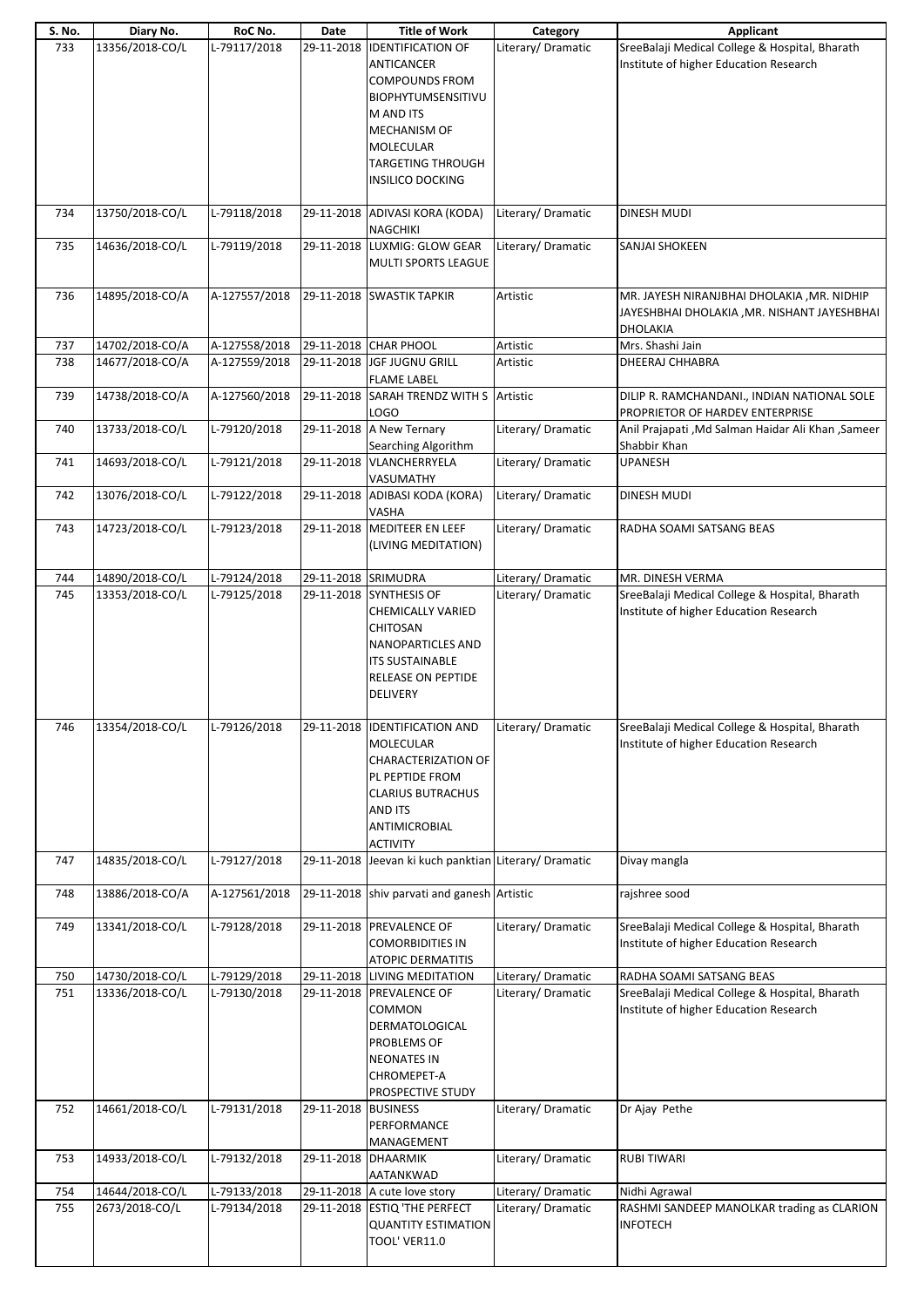| S. No. | Diary No. | RoC No. | Date | Title of Work | Category | Applicant |
| --- | --- | --- | --- | --- | --- | --- |
| 733 | 13356/2018-CO/L | L-79117/2018 | 29-11-2018 | IDENTIFICATION OF ANTICANCER COMPOUNDS FROM BIOPHYTUMSENSITIVUM AND ITS MECHANISM OF MOLECULAR TARGETING THROUGH INSILICO DOCKING | Literary/ Dramatic | SreeBalaji Medical College & Hospital, Bharath Institute of higher Education Research |
| 734 | 13750/2018-CO/L | L-79118/2018 | 29-11-2018 | ADIVASI KORA (KODA) NAGCHIKI | Literary/ Dramatic | DINESH MUDI |
| 735 | 14636/2018-CO/L | L-79119/2018 | 29-11-2018 | LUXMIG: GLOW GEAR MULTI SPORTS LEAGUE | Literary/ Dramatic | SANJAI SHOKEEN |
| 736 | 14895/2018-CO/A | A-127557/2018 | 29-11-2018 | SWASTIK TAPKIR | Artistic | MR. JAYESH NIRANJBHAI DHOLAKIA ,MR. NIDHIP JAYESHBHAI DHOLAKIA ,MR. NISHANT JAYESHBHAI DHOLAKIA |
| 737 | 14702/2018-CO/A | A-127558/2018 | 29-11-2018 | CHAR PHOOL | Artistic | Mrs. Shashi Jain |
| 738 | 14677/2018-CO/A | A-127559/2018 | 29-11-2018 | JGF JUGNU GRILL FLAME LABEL | Artistic | DHEERAJ CHHABRA |
| 739 | 14738/2018-CO/A | A-127560/2018 | 29-11-2018 | SARAH TRENDZ WITH S LOGO | Artistic | DILIP R. RAMCHANDANI., INDIAN NATIONAL SOLE PROPRIETOR OF HARDEV ENTERPRISE |
| 740 | 13733/2018-CO/L | L-79120/2018 | 29-11-2018 | A New Ternary Searching Algorithm | Literary/ Dramatic | Anil Prajapati ,Md Salman Haidar Ali Khan ,Sameer Shabbir Khan |
| 741 | 14693/2018-CO/L | L-79121/2018 | 29-11-2018 | VLANCHERRYELA VASUMATHY | Literary/ Dramatic | UPANESH |
| 742 | 13076/2018-CO/L | L-79122/2018 | 29-11-2018 | ADIBASI KODA (KORA) VASHA | Literary/ Dramatic | DINESH MUDI |
| 743 | 14723/2018-CO/L | L-79123/2018 | 29-11-2018 | MEDITEER EN LEEF (LIVING MEDITATION) | Literary/ Dramatic | RADHA SOAMI SATSANG BEAS |
| 744 | 14890/2018-CO/L | L-79124/2018 | 29-11-2018 | SRIMUDRA | Literary/ Dramatic | MR. DINESH VERMA |
| 745 | 13353/2018-CO/L | L-79125/2018 | 29-11-2018 | SYNTHESIS OF CHEMICALLY VARIED CHITOSAN NANOPARTICLES AND ITS SUSTAINABLE RELEASE ON PEPTIDE DELIVERY | Literary/ Dramatic | SreeBalaji Medical College & Hospital, Bharath Institute of higher Education Research |
| 746 | 13354/2018-CO/L | L-79126/2018 | 29-11-2018 | IDENTIFICATION AND MOLECULAR CHARACTERIZATION OF PL PEPTIDE FROM CLARIUS BUTRACHUS AND ITS ANTIMICROBIAL ACTIVITY | Literary/ Dramatic | SreeBalaji Medical College & Hospital, Bharath Institute of higher Education Research |
| 747 | 14835/2018-CO/L | L-79127/2018 | 29-11-2018 | Jeevan ki kuch panktian | Literary/ Dramatic | Divay mangla |
| 748 | 13886/2018-CO/A | A-127561/2018 | 29-11-2018 | shiv parvati and ganesh | Artistic | rajshree sood |
| 749 | 13341/2018-CO/L | L-79128/2018 | 29-11-2018 | PREVALENCE OF COMORBIDITIES IN ATOPIC DERMATITIS | Literary/ Dramatic | SreeBalaji Medical College & Hospital, Bharath Institute of higher Education Research |
| 750 | 14730/2018-CO/L | L-79129/2018 | 29-11-2018 | LIVING MEDITATION | Literary/ Dramatic | RADHA SOAMI SATSANG BEAS |
| 751 | 13336/2018-CO/L | L-79130/2018 | 29-11-2018 | PREVALENCE OF COMMON DERMATOLOGICAL PROBLEMS OF NEONATES IN CHROMEPET-A PROSPECTIVE STUDY | Literary/ Dramatic | SreeBalaji Medical College & Hospital, Bharath Institute of higher Education Research |
| 752 | 14661/2018-CO/L | L-79131/2018 | 29-11-2018 | BUSINESS PERFORMANCE MANAGEMENT | Literary/ Dramatic | Dr Ajay Pethe |
| 753 | 14933/2018-CO/L | L-79132/2018 | 29-11-2018 | DHAARMIK AATANKWAD | Literary/ Dramatic | RUBI TIWARI |
| 754 | 14644/2018-CO/L | L-79133/2018 | 29-11-2018 | A cute love story | Literary/ Dramatic | Nidhi Agrawal |
| 755 | 2673/2018-CO/L | L-79134/2018 | 29-11-2018 | ESTIQ 'THE PERFECT QUANTITY ESTIMATION TOOL' VER11.0 | Literary/ Dramatic | RASHMI SANDEEP MANOLKAR trading as CLARION INFOTECH |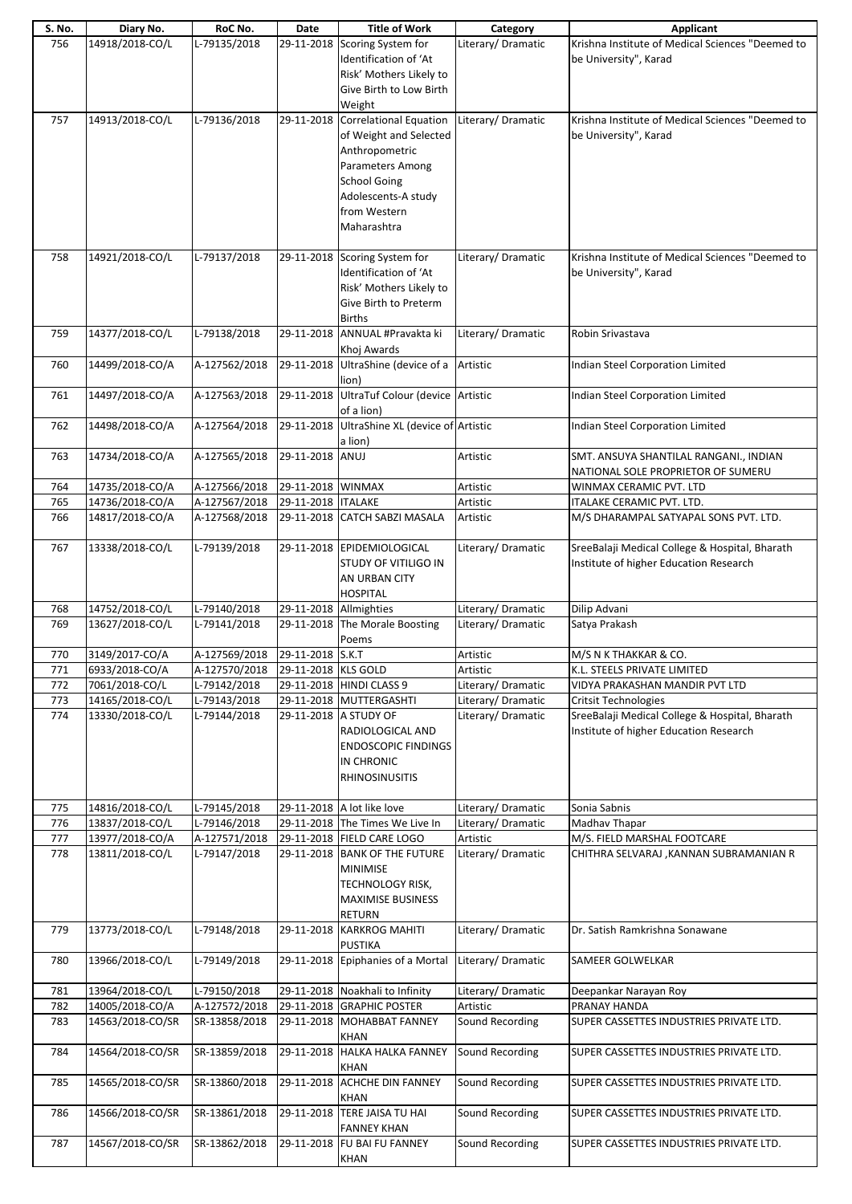| S. No. | Diary No. | RoC No. | Date | Title of Work | Category | Applicant |
|---|---|---|---|---|---|---|
| 756 | 14918/2018-CO/L | L-79135/2018 | 29-11-2018 | Scoring System for Identification of 'At Risk' Mothers Likely to Give Birth to Low Birth Weight | Literary/ Dramatic | Krishna Institute of Medical Sciences "Deemed to be University", Karad |
| 757 | 14913/2018-CO/L | L-79136/2018 | 29-11-2018 | Correlational Equation of Weight and Selected Anthropometric Parameters Among School Going Adolescents-A study from Western Maharashtra | Literary/ Dramatic | Krishna Institute of Medical Sciences "Deemed to be University", Karad |
| 758 | 14921/2018-CO/L | L-79137/2018 | 29-11-2018 | Scoring System for Identification of 'At Risk' Mothers Likely to Give Birth to Preterm Births | Literary/ Dramatic | Krishna Institute of Medical Sciences "Deemed to be University", Karad |
| 759 | 14377/2018-CO/L | L-79138/2018 | 29-11-2018 | ANNUAL #Pravakta ki Khoj Awards | Literary/ Dramatic | Robin Srivastava |
| 760 | 14499/2018-CO/A | A-127562/2018 | 29-11-2018 | UltraShine (device of a lion) | Artistic | Indian Steel Corporation Limited |
| 761 | 14497/2018-CO/A | A-127563/2018 | 29-11-2018 | UltraTuf Colour (device of a lion) | Artistic | Indian Steel Corporation Limited |
| 762 | 14498/2018-CO/A | A-127564/2018 | 29-11-2018 | UltraShine XL (device of a lion) | Artistic | Indian Steel Corporation Limited |
| 763 | 14734/2018-CO/A | A-127565/2018 | 29-11-2018 | ANUJ | Artistic | SMT. ANSUYA SHANTILAL RANGANI., INDIAN NATIONAL SOLE PROPRIETOR OF SUMERU |
| 764 | 14735/2018-CO/A | A-127566/2018 | 29-11-2018 | WINMAX | Artistic | WINMAX CERAMIC PVT. LTD |
| 765 | 14736/2018-CO/A | A-127567/2018 | 29-11-2018 | ITALAKE | Artistic | ITALAKE CERAMIC PVT. LTD. |
| 766 | 14817/2018-CO/A | A-127568/2018 | 29-11-2018 | CATCH SABZI MASALA | Artistic | M/S DHARAMPAL SATYAPAL SONS PVT. LTD. |
| 767 | 13338/2018-CO/L | L-79139/2018 | 29-11-2018 | EPIDEMIOLOGICAL STUDY OF VITILIGO IN AN URBAN CITY HOSPITAL | Literary/ Dramatic | SreeBalaji Medical College & Hospital, Bharath Institute of higher Education Research |
| 768 | 14752/2018-CO/L | L-79140/2018 | 29-11-2018 | Allmighties | Literary/ Dramatic | Dilip Advani |
| 769 | 13627/2018-CO/L | L-79141/2018 | 29-11-2018 | The Morale Boosting Poems | Literary/ Dramatic | Satya Prakash |
| 770 | 3149/2017-CO/A | A-127569/2018 | 29-11-2018 | S.K.T | Artistic | M/S N K THAKKAR & CO. |
| 771 | 6933/2018-CO/A | A-127570/2018 | 29-11-2018 | KLS GOLD | Artistic | K.L. STEELS PRIVATE LIMITED |
| 772 | 7061/2018-CO/L | L-79142/2018 | 29-11-2018 | HINDI CLASS 9 | Literary/ Dramatic | VIDYA PRAKASHAN MANDIR PVT LTD |
| 773 | 14165/2018-CO/L | L-79143/2018 | 29-11-2018 | MUTTERGASHTI | Literary/ Dramatic | Critsit Technologies |
| 774 | 13330/2018-CO/L | L-79144/2018 | 29-11-2018 | A STUDY OF RADIOLOGICAL AND ENDOSCOPIC FINDINGS IN CHRONIC RHINOSINUSITIS | Literary/ Dramatic | SreeBalaji Medical College & Hospital, Bharath Institute of higher Education Research |
| 775 | 14816/2018-CO/L | L-79145/2018 | 29-11-2018 | A lot like love | Literary/ Dramatic | Sonia Sabnis |
| 776 | 13837/2018-CO/L | L-79146/2018 | 29-11-2018 | The Times We Live In | Literary/ Dramatic | Madhav Thapar |
| 777 | 13977/2018-CO/A | A-127571/2018 | 29-11-2018 | FIELD CARE LOGO | Artistic | M/S. FIELD MARSHAL FOOTCARE |
| 778 | 13811/2018-CO/L | L-79147/2018 | 29-11-2018 | BANK OF THE FUTURE MINIMISE TECHNOLOGY RISK, MAXIMISE BUSINESS RETURN | Literary/ Dramatic | CHITHRA SELVARAJ ,KANNAN SUBRAMANIAN R |
| 779 | 13773/2018-CO/L | L-79148/2018 | 29-11-2018 | KARKROG MAHITI PUSTIKA | Literary/ Dramatic | Dr. Satish Ramkrishna Sonawane |
| 780 | 13966/2018-CO/L | L-79149/2018 | 29-11-2018 | Epiphanies of a Mortal | Literary/ Dramatic | SAMEER GOLWELKAR |
| 781 | 13964/2018-CO/L | L-79150/2018 | 29-11-2018 | Noakhali to Infinity | Literary/ Dramatic | Deepankar Narayan Roy |
| 782 | 14005/2018-CO/A | A-127572/2018 | 29-11-2018 | GRAPHIC POSTER | Artistic | PRANAY HANDA |
| 783 | 14563/2018-CO/SR | SR-13858/2018 | 29-11-2018 | MOHABBAT FANNEY KHAN | Sound Recording | SUPER CASSETTES INDUSTRIES PRIVATE LTD. |
| 784 | 14564/2018-CO/SR | SR-13859/2018 | 29-11-2018 | HALKA HALKA FANNEY KHAN | Sound Recording | SUPER CASSETTES INDUSTRIES PRIVATE LTD. |
| 785 | 14565/2018-CO/SR | SR-13860/2018 | 29-11-2018 | ACHCHE DIN FANNEY KHAN | Sound Recording | SUPER CASSETTES INDUSTRIES PRIVATE LTD. |
| 786 | 14566/2018-CO/SR | SR-13861/2018 | 29-11-2018 | TERE JAISA TU HAI FANNEY KHAN | Sound Recording | SUPER CASSETTES INDUSTRIES PRIVATE LTD. |
| 787 | 14567/2018-CO/SR | SR-13862/2018 | 29-11-2018 | FU BAI FU FANNEY KHAN | Sound Recording | SUPER CASSETTES INDUSTRIES PRIVATE LTD. |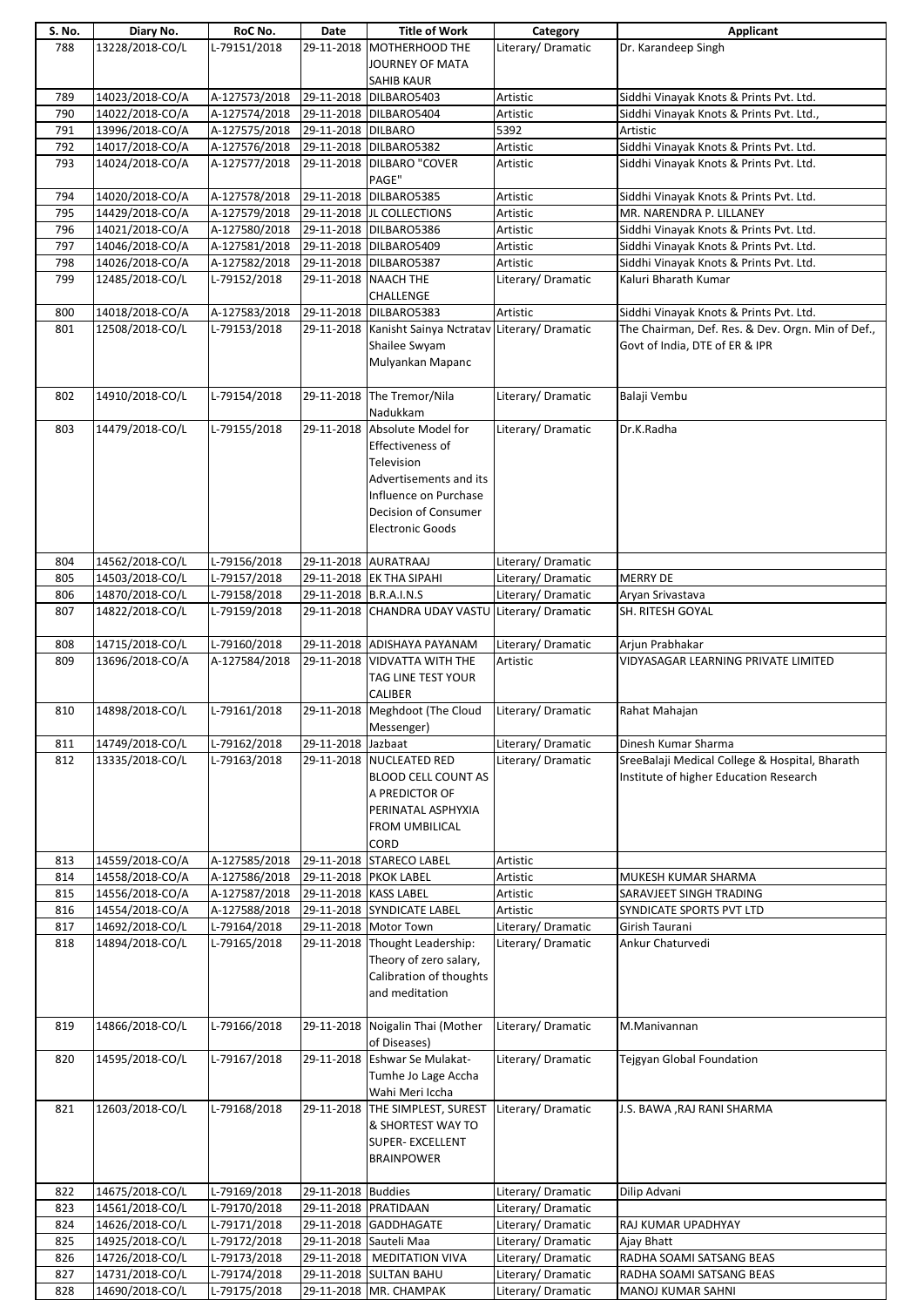| S. No. | Diary No. | RoC No. | Date | Title of Work | Category | Applicant |
|---|---|---|---|---|---|---|
| 788 | 13228/2018-CO/L | L-79151/2018 | 29-11-2018 | MOTHERHOOD THE JOURNEY OF MATA SAHIB KAUR | Literary/ Dramatic | Dr. Karandeep Singh |
| 789 | 14023/2018-CO/A | A-127573/2018 | 29-11-2018 | DILBARO5403 | Artistic | Siddhi Vinayak Knots & Prints Pvt. Ltd. |
| 790 | 14022/2018-CO/A | A-127574/2018 | 29-11-2018 | DILBARO5404 | Artistic | Siddhi Vinayak Knots & Prints Pvt. Ltd., |
| 791 | 13996/2018-CO/A | A-127575/2018 | 29-11-2018 | DILBARO | 5392 | Artistic |
| 792 | 14017/2018-CO/A | A-127576/2018 | 29-11-2018 | DILBARO5382 | Artistic | Siddhi Vinayak Knots & Prints Pvt. Ltd. |
| 793 | 14024/2018-CO/A | A-127577/2018 | 29-11-2018 | DILBARO "COVER PAGE" | Artistic | Siddhi Vinayak Knots & Prints Pvt. Ltd. |
| 794 | 14020/2018-CO/A | A-127578/2018 | 29-11-2018 | DILBARO5385 | Artistic | Siddhi Vinayak Knots & Prints Pvt. Ltd. |
| 795 | 14429/2018-CO/A | A-127579/2018 | 29-11-2018 | JL COLLECTIONS | Artistic | MR. NARENDRA P. LILLANEY |
| 796 | 14021/2018-CO/A | A-127580/2018 | 29-11-2018 | DILBARO5386 | Artistic | Siddhi Vinayak Knots & Prints Pvt. Ltd. |
| 797 | 14046/2018-CO/A | A-127581/2018 | 29-11-2018 | DILBARO5409 | Artistic | Siddhi Vinayak Knots & Prints Pvt. Ltd. |
| 798 | 14026/2018-CO/A | A-127582/2018 | 29-11-2018 | DILBARO5387 | Artistic | Siddhi Vinayak Knots & Prints Pvt. Ltd. |
| 799 | 12485/2018-CO/L | L-79152/2018 | 29-11-2018 | NAACH THE CHALLENGE | Literary/ Dramatic | Kaluri Bharath Kumar |
| 800 | 14018/2018-CO/A | A-127583/2018 | 29-11-2018 | DILBARO5383 | Artistic | Siddhi Vinayak Knots & Prints Pvt. Ltd. |
| 801 | 12508/2018-CO/L | L-79153/2018 | 29-11-2018 | Kanisht Sainya Nctratav Shailee Swyam Mulyankan Mapanc | Literary/ Dramatic | The Chairman, Def. Res. & Dev. Orgn. Min of Def., Govt of India, DTE of ER & IPR |
| 802 | 14910/2018-CO/L | L-79154/2018 | 29-11-2018 | The Tremor/Nila Nadukkam | Literary/ Dramatic | Balaji Vembu |
| 803 | 14479/2018-CO/L | L-79155/2018 | 29-11-2018 | Absolute Model for Effectiveness of Television Advertisements and its Influence on Purchase Decision of Consumer Electronic Goods | Literary/ Dramatic | Dr.K.Radha |
| 804 | 14562/2018-CO/L | L-79156/2018 | 29-11-2018 | AURATRAAJ | Literary/ Dramatic | |
| 805 | 14503/2018-CO/L | L-79157/2018 | 29-11-2018 | EK THA SIPAHI | Literary/ Dramatic | MERRY DE |
| 806 | 14870/2018-CO/L | L-79158/2018 | 29-11-2018 | B.R.A.I.N.S | Literary/ Dramatic | Aryan Srivastava |
| 807 | 14822/2018-CO/L | L-79159/2018 | 29-11-2018 | CHANDRA UDAY VASTU | Literary/ Dramatic | SH. RITESH GOYAL |
| 808 | 14715/2018-CO/L | L-79160/2018 | 29-11-2018 | ADISHAYA PAYANAM | Literary/ Dramatic | Arjun Prabhakar |
| 809 | 13696/2018-CO/A | A-127584/2018 | 29-11-2018 | VIDVATTA WITH THE TAG LINE TEST YOUR CALIBER | Artistic | VIDYASAGAR LEARNING PRIVATE LIMITED |
| 810 | 14898/2018-CO/L | L-79161/2018 | 29-11-2018 | Meghdoot (The Cloud Messenger) | Literary/ Dramatic | Rahat Mahajan |
| 811 | 14749/2018-CO/L | L-79162/2018 | 29-11-2018 | Jazbaat | Literary/ Dramatic | Dinesh Kumar Sharma |
| 812 | 13335/2018-CO/L | L-79163/2018 | 29-11-2018 | NUCLEATED RED BLOOD CELL COUNT AS A PREDICTOR OF PERINATAL ASPHYXIA FROM UMBILICAL CORD | Literary/ Dramatic | SreeBalaji Medical College & Hospital, Bharath Institute of higher Education Research |
| 813 | 14559/2018-CO/A | A-127585/2018 | 29-11-2018 | STARECO LABEL | Artistic | |
| 814 | 14558/2018-CO/A | A-127586/2018 | 29-11-2018 | PKOK LABEL | Artistic | MUKESH KUMAR SHARMA |
| 815 | 14556/2018-CO/A | A-127587/2018 | 29-11-2018 | KASS LABEL | Artistic | SARAVJEET SINGH TRADING |
| 816 | 14554/2018-CO/A | A-127588/2018 | 29-11-2018 | SYNDICATE LABEL | Artistic | SYNDICATE SPORTS PVT LTD |
| 817 | 14692/2018-CO/L | L-79164/2018 | 29-11-2018 | Motor Town | Literary/ Dramatic | Girish Taurani |
| 818 | 14894/2018-CO/L | L-79165/2018 | 29-11-2018 | Thought Leadership: Theory of zero salary, Calibration of thoughts and meditation | Literary/ Dramatic | Ankur Chaturvedi |
| 819 | 14866/2018-CO/L | L-79166/2018 | 29-11-2018 | Noigalin Thai (Mother of Diseases) | Literary/ Dramatic | M.Manivannan |
| 820 | 14595/2018-CO/L | L-79167/2018 | 29-11-2018 | Eshwar Se Mulakat-Tumhe Jo Lage Accha Wahi Meri Iccha | Literary/ Dramatic | Tejgyan Global Foundation |
| 821 | 12603/2018-CO/L | L-79168/2018 | 29-11-2018 | THE SIMPLEST, SUREST & SHORTEST WAY TO SUPER- EXCELLENT BRAINPOWER | Literary/ Dramatic | J.S. BAWA ,RAJ RANI SHARMA |
| 822 | 14675/2018-CO/L | L-79169/2018 | 29-11-2018 | Buddies | Literary/ Dramatic | Dilip Advani |
| 823 | 14561/2018-CO/L | L-79170/2018 | 29-11-2018 | PRATIDAAN | Literary/ Dramatic | |
| 824 | 14626/2018-CO/L | L-79171/2018 | 29-11-2018 | GADDHAGATE | Literary/ Dramatic | RAJ KUMAR UPADHYAY |
| 825 | 14925/2018-CO/L | L-79172/2018 | 29-11-2018 | Sauteli Maa | Literary/ Dramatic | Ajay Bhatt |
| 826 | 14726/2018-CO/L | L-79173/2018 | 29-11-2018 | MEDITATION VIVA | Literary/ Dramatic | RADHA SOAMI SATSANG BEAS |
| 827 | 14731/2018-CO/L | L-79174/2018 | 29-11-2018 | SULTAN BAHU | Literary/ Dramatic | RADHA SOAMI SATSANG BEAS |
| 828 | 14690/2018-CO/L | L-79175/2018 | 29-11-2018 | MR. CHAMPAK | Literary/ Dramatic | MANOJ KUMAR SAHNI |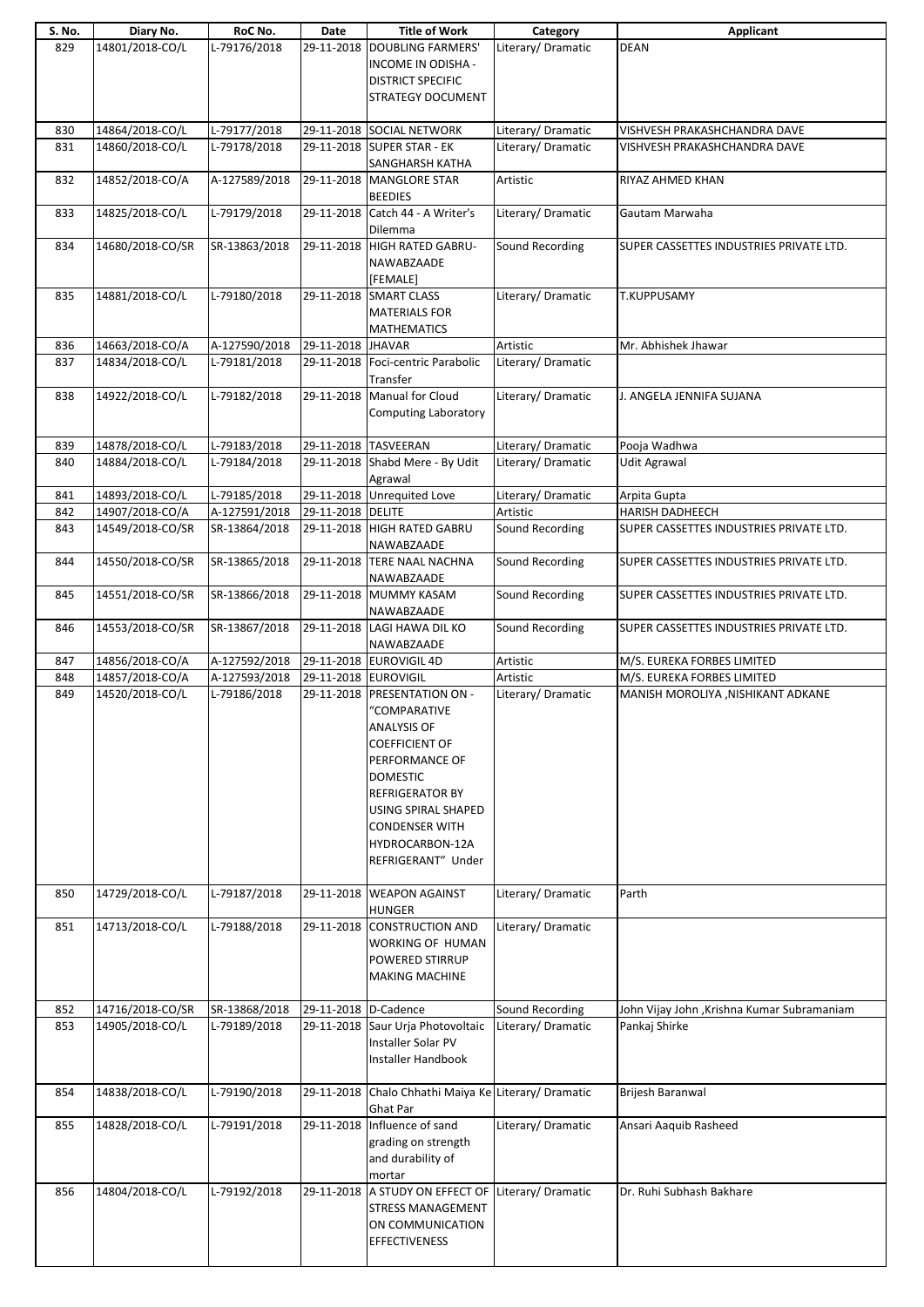| S. No. | Diary No. | RoC No. | Date | Title of Work | Category | Applicant |
|---|---|---|---|---|---|---|
| 829 | 14801/2018-CO/L | L-79176/2018 | 29-11-2018 | DOUBLING FARMERS' INCOME IN ODISHA - DISTRICT SPECIFIC STRATEGY DOCUMENT | Literary/ Dramatic | DEAN |
| 830 | 14864/2018-CO/L | L-79177/2018 | 29-11-2018 | SOCIAL NETWORK | Literary/ Dramatic | VISHVESH PRAKASHCHANDRA DAVE |
| 831 | 14860/2018-CO/L | L-79178/2018 | 29-11-2018 | SUPER STAR - EK SANGHARSH KATHA | Literary/ Dramatic | VISHVESH PRAKASHCHANDRA DAVE |
| 832 | 14852/2018-CO/A | A-127589/2018 | 29-11-2018 | MANGLORE STAR BEEDIES | Artistic | RIYAZ AHMED KHAN |
| 833 | 14825/2018-CO/L | L-79179/2018 | 29-11-2018 | Catch 44 - A Writer's Dilemma | Literary/ Dramatic | Gautam Marwaha |
| 834 | 14680/2018-CO/SR | SR-13863/2018 | 29-11-2018 | HIGH RATED GABRU- NAWABZAADE [FEMALE] | Sound Recording | SUPER CASSETTES INDUSTRIES PRIVATE LTD. |
| 835 | 14881/2018-CO/L | L-79180/2018 | 29-11-2018 | SMART CLASS MATERIALS FOR MATHEMATICS | Literary/ Dramatic | T.KUPPUSAMY |
| 836 | 14663/2018-CO/A | A-127590/2018 | 29-11-2018 | JHAVAR | Artistic | Mr. Abhishek Jhawar |
| 837 | 14834/2018-CO/L | L-79181/2018 | 29-11-2018 | Foci-centric Parabolic Transfer | Literary/ Dramatic | |
| 838 | 14922/2018-CO/L | L-79182/2018 | 29-11-2018 | Manual for Cloud Computing Laboratory | Literary/ Dramatic | J. ANGELA JENNIFA SUJANA |
| 839 | 14878/2018-CO/L | L-79183/2018 | 29-11-2018 | TASVEERAN | Literary/ Dramatic | Pooja Wadhwa |
| 840 | 14884/2018-CO/L | L-79184/2018 | 29-11-2018 | Shabd Mere - By Udit Agrawal | Literary/ Dramatic | Udit Agrawal |
| 841 | 14893/2018-CO/L | L-79185/2018 | 29-11-2018 | Unrequited Love | Literary/ Dramatic | Arpita Gupta |
| 842 | 14907/2018-CO/A | A-127591/2018 | 29-11-2018 | DELITE | Artistic | HARISH DADHEECH |
| 843 | 14549/2018-CO/SR | SR-13864/2018 | 29-11-2018 | HIGH RATED GABRU NAWABZAADE | Sound Recording | SUPER CASSETTES INDUSTRIES PRIVATE LTD. |
| 844 | 14550/2018-CO/SR | SR-13865/2018 | 29-11-2018 | TERE NAAL NACHNA NAWABZAADE | Sound Recording | SUPER CASSETTES INDUSTRIES PRIVATE LTD. |
| 845 | 14551/2018-CO/SR | SR-13866/2018 | 29-11-2018 | MUMMY KASAM NAWABZAADE | Sound Recording | SUPER CASSETTES INDUSTRIES PRIVATE LTD. |
| 846 | 14553/2018-CO/SR | SR-13867/2018 | 29-11-2018 | LAGI HAWA DIL KO NAWABZAADE | Sound Recording | SUPER CASSETTES INDUSTRIES PRIVATE LTD. |
| 847 | 14856/2018-CO/A | A-127592/2018 | 29-11-2018 | EUROVIGIL 4D | Artistic | M/S. EUREKA FORBES LIMITED |
| 848 | 14857/2018-CO/A | A-127593/2018 | 29-11-2018 | EUROVIGIL | Artistic | M/S. EUREKA FORBES LIMITED |
| 849 | 14520/2018-CO/L | L-79186/2018 | 29-11-2018 | PRESENTATION ON - "COMPARATIVE ANALYSIS OF COEFFICIENT OF PERFORMANCE OF DOMESTIC REFRIGERATOR BY USING SPIRAL SHAPED CONDENSER WITH HYDROCARBON-12A REFRIGERANT" Under | Literary/ Dramatic | MANISH MOROLIYA ,NISHIKANT ADKANE |
| 850 | 14729/2018-CO/L | L-79187/2018 | 29-11-2018 | WEAPON AGAINST HUNGER | Literary/ Dramatic | Parth |
| 851 | 14713/2018-CO/L | L-79188/2018 | 29-11-2018 | CONSTRUCTION AND WORKING OF HUMAN POWERED STIRRUP MAKING MACHINE | Literary/ Dramatic | |
| 852 | 14716/2018-CO/SR | SR-13868/2018 | 29-11-2018 | D-Cadence | Sound Recording | John Vijay John ,Krishna Kumar Subramaniam |
| 853 | 14905/2018-CO/L | L-79189/2018 | 29-11-2018 | Saur Urja Photovoltaic Installer Solar PV Installer Handbook | Literary/ Dramatic | Pankaj Shirke |
| 854 | 14838/2018-CO/L | L-79190/2018 | 29-11-2018 | Chalo Chhathi Maiya Ke Ghat Par | Literary/ Dramatic | Brijesh Baranwal |
| 855 | 14828/2018-CO/L | L-79191/2018 | 29-11-2018 | Influence of sand grading on strength and durability of mortar | Literary/ Dramatic | Ansari Aaquib Rasheed |
| 856 | 14804/2018-CO/L | L-79192/2018 | 29-11-2018 | A STUDY ON EFFECT OF STRESS MANAGEMENT ON COMMUNICATION EFFECTIVENESS | Literary/ Dramatic | Dr. Ruhi Subhash Bakhare |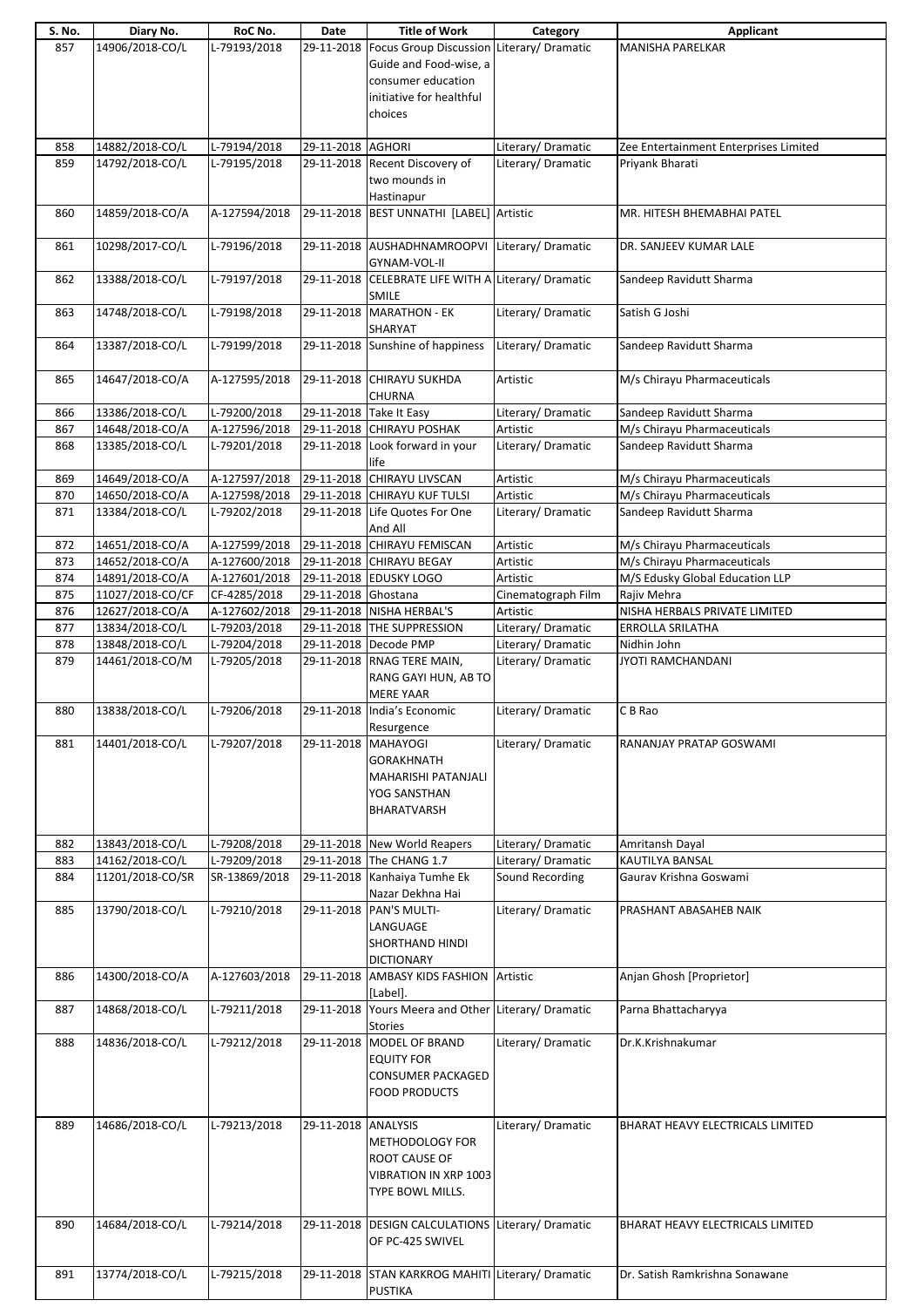| S. No. | Diary No. | RoC No. | Date | Title of Work | Category | Applicant |
|---|---|---|---|---|---|---|
| 857 | 14906/2018-CO/L | L-79193/2018 | 29-11-2018 | Focus Group Discussion Guide and Food-wise, a consumer education initiative for healthful choices | Literary/ Dramatic | MANISHA PARELKAR |
| 858 | 14882/2018-CO/L | L-79194/2018 | 29-11-2018 | AGHORI | Literary/ Dramatic | Zee Entertainment Enterprises Limited |
| 859 | 14792/2018-CO/L | L-79195/2018 | 29-11-2018 | Recent Discovery of two mounds in Hastinapur | Literary/ Dramatic | Priyank Bharati |
| 860 | 14859/2018-CO/A | A-127594/2018 | 29-11-2018 | BEST UNNATHI [LABEL] | Artistic | MR. HITESH BHEMABHAI PATEL |
| 861 | 10298/2017-CO/L | L-79196/2018 | 29-11-2018 | AUSHADHNAMROOPVI GYNAM-VOL-II | Literary/ Dramatic | DR. SANJEEV KUMAR LALE |
| 862 | 13388/2018-CO/L | L-79197/2018 | 29-11-2018 | CELEBRATE LIFE WITH A SMILE | Literary/ Dramatic | Sandeep Ravidutt Sharma |
| 863 | 14748/2018-CO/L | L-79198/2018 | 29-11-2018 | MARATHON - EK SHARYAT | Literary/ Dramatic | Satish G Joshi |
| 864 | 13387/2018-CO/L | L-79199/2018 | 29-11-2018 | Sunshine of happiness | Literary/ Dramatic | Sandeep Ravidutt Sharma |
| 865 | 14647/2018-CO/A | A-127595/2018 | 29-11-2018 | CHIRAYU SUKHDA CHURNA | Artistic | M/s Chirayu Pharmaceuticals |
| 866 | 13386/2018-CO/L | L-79200/2018 | 29-11-2018 | Take It Easy | Literary/ Dramatic | Sandeep Ravidutt Sharma |
| 867 | 14648/2018-CO/A | A-127596/2018 | 29-11-2018 | CHIRAYU POSHAK | Artistic | M/s Chirayu Pharmaceuticals |
| 868 | 13385/2018-CO/L | L-79201/2018 | 29-11-2018 | Look forward in your life | Literary/ Dramatic | Sandeep Ravidutt Sharma |
| 869 | 14649/2018-CO/A | A-127597/2018 | 29-11-2018 | CHIRAYU LIVSCAN | Artistic | M/s Chirayu Pharmaceuticals |
| 870 | 14650/2018-CO/A | A-127598/2018 | 29-11-2018 | CHIRAYU KUF TULSI | Artistic | M/s Chirayu Pharmaceuticals |
| 871 | 13384/2018-CO/L | L-79202/2018 | 29-11-2018 | Life Quotes For One And All | Literary/ Dramatic | Sandeep Ravidutt Sharma |
| 872 | 14651/2018-CO/A | A-127599/2018 | 29-11-2018 | CHIRAYU FEMISCAN | Artistic | M/s Chirayu Pharmaceuticals |
| 873 | 14652/2018-CO/A | A-127600/2018 | 29-11-2018 | CHIRAYU BEGAY | Artistic | M/s Chirayu Pharmaceuticals |
| 874 | 14891/2018-CO/A | A-127601/2018 | 29-11-2018 | EDUSKY LOGO | Artistic | M/S Edusky Global Education LLP |
| 875 | 11027/2018-CO/CF | CF-4285/2018 | 29-11-2018 | Ghostana | Cinematograph Film | Rajiv Mehra |
| 876 | 12627/2018-CO/A | A-127602/2018 | 29-11-2018 | NISHA HERBAL'S | Artistic | NISHA HERBALS PRIVATE LIMITED |
| 877 | 13834/2018-CO/L | L-79203/2018 | 29-11-2018 | THE SUPPRESSION | Literary/ Dramatic | ERROLLA SRILATHA |
| 878 | 13848/2018-CO/L | L-79204/2018 | 29-11-2018 | Decode PMP | Literary/ Dramatic | Nidhin John |
| 879 | 14461/2018-CO/M | L-79205/2018 | 29-11-2018 | RNAG TERE MAIN, RANG GAYI HUN, AB TO MERE YAAR | Literary/ Dramatic | JYOTI RAMCHANDANI |
| 880 | 13838/2018-CO/L | L-79206/2018 | 29-11-2018 | India's Economic Resurgence | Literary/ Dramatic | C B Rao |
| 881 | 14401/2018-CO/L | L-79207/2018 | 29-11-2018 | MAHAYOGI GORAKHNATH MAHARISHI PATANJALI YOG SANSTHAN BHARATVARSH | Literary/ Dramatic | RANANJAY PRATAP GOSWAMI |
| 882 | 13843/2018-CO/L | L-79208/2018 | 29-11-2018 | New World Reapers | Literary/ Dramatic | Amritansh Dayal |
| 883 | 14162/2018-CO/L | L-79209/2018 | 29-11-2018 | The CHANG 1.7 | Literary/ Dramatic | KAUTILYA BANSAL |
| 884 | 11201/2018-CO/SR | SR-13869/2018 | 29-11-2018 | Kanhaiya Tumhe Ek Nazar Dekhna Hai | Sound Recording | Gaurav Krishna Goswami |
| 885 | 13790/2018-CO/L | L-79210/2018 | 29-11-2018 | PAN'S MULTI-LANGUAGE SHORTHAND HINDI DICTIONARY | Literary/ Dramatic | PRASHANT ABASAHEB NAIK |
| 886 | 14300/2018-CO/A | A-127603/2018 | 29-11-2018 | AMBASY KIDS FASHION [Label]. | Artistic | Anjan Ghosh [Proprietor] |
| 887 | 14868/2018-CO/L | L-79211/2018 | 29-11-2018 | Yours Meera and Other Stories | Literary/ Dramatic | Parna Bhattacharyya |
| 888 | 14836/2018-CO/L | L-79212/2018 | 29-11-2018 | MODEL OF BRAND EQUITY FOR CONSUMER PACKAGED FOOD PRODUCTS | Literary/ Dramatic | Dr.K.Krishnakumar |
| 889 | 14686/2018-CO/L | L-79213/2018 | 29-11-2018 | ANALYSIS METHODOLOGY FOR ROOT CAUSE OF VIBRATION IN XRP 1003 TYPE BOWL MILLS. | Literary/ Dramatic | BHARAT HEAVY ELECTRICALS LIMITED |
| 890 | 14684/2018-CO/L | L-79214/2018 | 29-11-2018 | DESIGN CALCULATIONS OF PC-425 SWIVEL | Literary/ Dramatic | BHARAT HEAVY ELECTRICALS LIMITED |
| 891 | 13774/2018-CO/L | L-79215/2018 | 29-11-2018 | STAN KARKROG MAHITI PUSTIKA | Literary/ Dramatic | Dr. Satish Ramkrishna Sonawane |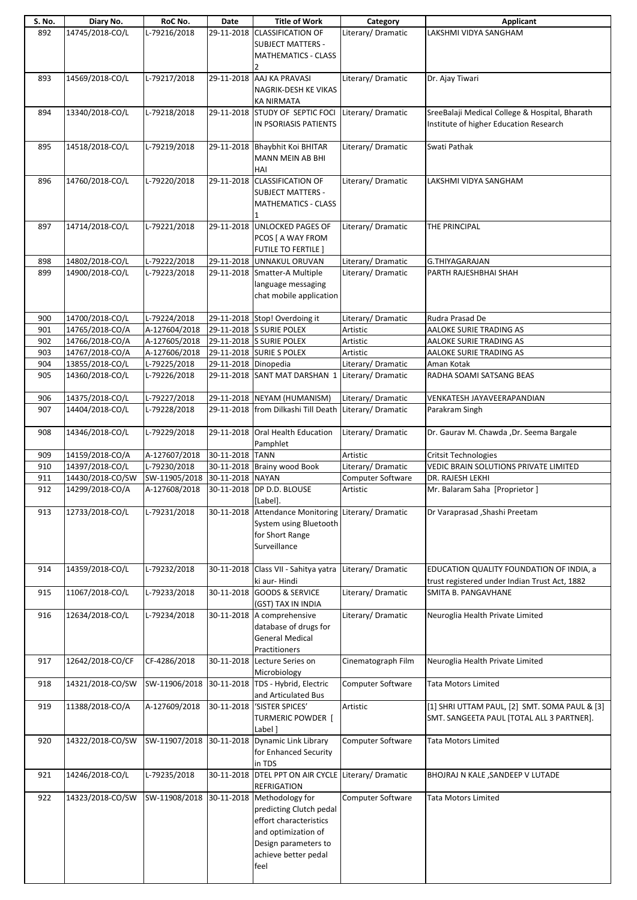| S. No. | Diary No. | RoC No. | Date | Title of Work | Category | Applicant |
|---|---|---|---|---|---|---|
| 892 | 14745/2018-CO/L | L-79216/2018 | 29-11-2018 | CLASSIFICATION OF SUBJECT MATTERS - MATHEMATICS - CLASS 2 | Literary/ Dramatic | LAKSHMI VIDYA SANGHAM |
| 893 | 14569/2018-CO/L | L-79217/2018 | 29-11-2018 | AAJ KA PRAVASI NAGRIK-DESH KE VIKAS KA NIRMATA | Literary/ Dramatic | Dr. Ajay Tiwari |
| 894 | 13340/2018-CO/L | L-79218/2018 | 29-11-2018 | STUDY OF SEPTIC FOCI IN PSORIASIS PATIENTS | Literary/ Dramatic | SreeBalaji Medical College & Hospital, Bharath Institute of higher Education Research |
| 895 | 14518/2018-CO/L | L-79219/2018 | 29-11-2018 | Bhaybhit Koi BHITAR MANN MEIN AB BHI HAI | Literary/ Dramatic | Swati Pathak |
| 896 | 14760/2018-CO/L | L-79220/2018 | 29-11-2018 | CLASSIFICATION OF SUBJECT MATTERS - MATHEMATICS - CLASS 1 | Literary/ Dramatic | LAKSHMI VIDYA SANGHAM |
| 897 | 14714/2018-CO/L | L-79221/2018 | 29-11-2018 | UNLOCKED PAGES OF PCOS [ A WAY FROM FUTILE TO FERTILE ] | Literary/ Dramatic | THE PRINCIPAL |
| 898 | 14802/2018-CO/L | L-79222/2018 | 29-11-2018 | UNNAKUL ORUVAN | Literary/ Dramatic | G.THIYAGARAJAN |
| 899 | 14900/2018-CO/L | L-79223/2018 | 29-11-2018 | Smatter-A Multiple language messaging chat mobile application | Literary/ Dramatic | PARTH RAJESHBHAI SHAH |
| 900 | 14700/2018-CO/L | L-79224/2018 | 29-11-2018 | Stop! Overdoing it | Literary/ Dramatic | Rudra Prasad De |
| 901 | 14765/2018-CO/A | A-127604/2018 | 29-11-2018 | S SURIE POLEX | Artistic | AALOKE SURIE TRADING AS |
| 902 | 14766/2018-CO/A | A-127605/2018 | 29-11-2018 | S SURIE POLEX | Artistic | AALOKE SURIE TRADING AS |
| 903 | 14767/2018-CO/A | A-127606/2018 | 29-11-2018 | SURIE S POLEX | Artistic | AALOKE SURIE TRADING AS |
| 904 | 13855/2018-CO/L | L-79225/2018 | 29-11-2018 | Dinopedia | Literary/ Dramatic | Aman Kotak |
| 905 | 14360/2018-CO/L | L-79226/2018 | 29-11-2018 | SANT MAT DARSHAN 1 | Literary/ Dramatic | RADHA SOAMI SATSANG BEAS |
| 906 | 14375/2018-CO/L | L-79227/2018 | 29-11-2018 | NEYAM (HUMANISM) | Literary/ Dramatic | VENKATESH JAYAVEERAPANDIAN |
| 907 | 14404/2018-CO/L | L-79228/2018 | 29-11-2018 | from Dilkashi Till Death | Literary/ Dramatic | Parakram Singh |
| 908 | 14346/2018-CO/L | L-79229/2018 | 29-11-2018 | Oral Health Education Pamphlet | Literary/ Dramatic | Dr. Gaurav M. Chawda ,Dr. Seema Bargale |
| 909 | 14159/2018-CO/A | A-127607/2018 | 30-11-2018 | TANN | Artistic | Critsit Technologies |
| 910 | 14397/2018-CO/L | L-79230/2018 | 30-11-2018 | Brainy wood Book | Literary/ Dramatic | VEDIC BRAIN SOLUTIONS PRIVATE LIMITED |
| 911 | 14430/2018-CO/SW | SW-11905/2018 | 30-11-2018 | NAYAN | Computer Software | DR. RAJESH LEKHI |
| 912 | 14299/2018-CO/A | A-127608/2018 | 30-11-2018 | DP D.D. BLOUSE [Label]. | Artistic | Mr. Balaram Saha [Proprietor ] |
| 913 | 12733/2018-CO/L | L-79231/2018 | 30-11-2018 | Attendance Monitoring System using Bluetooth for Short Range Surveillance | Literary/ Dramatic | Dr Varaprasad ,Shashi Preetam |
| 914 | 14359/2018-CO/L | L-79232/2018 | 30-11-2018 | Class VII - Sahitya yatra ki aur- Hindi | Literary/ Dramatic | EDUCATION QUALITY FOUNDATION OF INDIA, a trust registered under Indian Trust Act, 1882 |
| 915 | 11067/2018-CO/L | L-79233/2018 | 30-11-2018 | GOODS & SERVICE (GST) TAX IN INDIA | Literary/ Dramatic | SMITA B. PANGAVHANE |
| 916 | 12634/2018-CO/L | L-79234/2018 | 30-11-2018 | A comprehensive database of drugs for General Medical Practitioners | Literary/ Dramatic | Neuroglia Health Private Limited |
| 917 | 12642/2018-CO/CF | CF-4286/2018 | 30-11-2018 | Lecture Series on Microbiology | Cinematograph Film | Neuroglia Health Private Limited |
| 918 | 14321/2018-CO/SW | SW-11906/2018 | 30-11-2018 | TDS - Hybrid, Electric and Articulated Bus | Computer Software | Tata Motors Limited |
| 919 | 11388/2018-CO/A | A-127609/2018 | 30-11-2018 | 'SISTER SPICES' TURMERIC POWDER [ Label ] | Artistic | [1] SHRI UTTAM PAUL, [2] SMT. SOMA PAUL & [3] SMT. SANGEETA PAUL [TOTAL ALL 3 PARTNER]. |
| 920 | 14322/2018-CO/SW | SW-11907/2018 | 30-11-2018 | Dynamic Link Library for Enhanced Security in TDS | Computer Software | Tata Motors Limited |
| 921 | 14246/2018-CO/L | L-79235/2018 | 30-11-2018 | DTEL PPT ON AIR CYCLE REFRIGATION | Literary/ Dramatic | BHOJRAJ N KALE ,SANDEEP V LUTADE |
| 922 | 14323/2018-CO/SW | SW-11908/2018 | 30-11-2018 | Methodology for predicting Clutch pedal effort characteristics and optimization of Design parameters to achieve better pedal feel | Computer Software | Tata Motors Limited |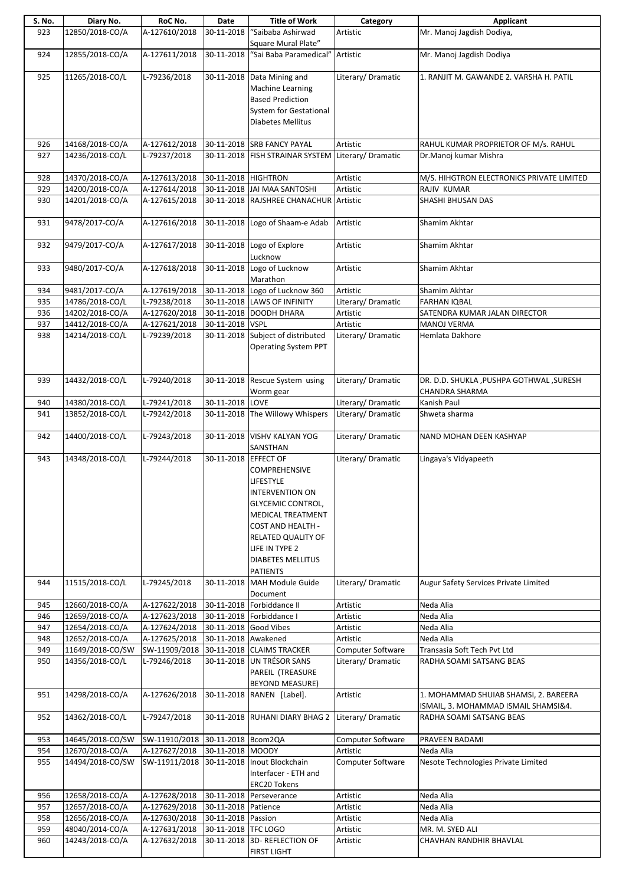| S. No. | Diary No. | RoC No. | Date | Title of Work | Category | Applicant |
|---|---|---|---|---|---|---|
| 923 | 12850/2018-CO/A | A-127610/2018 | 30-11-2018 | "Saibaba Ashirwad Square Mural Plate" | Artistic | Mr. Manoj Jagdish Dodiya, |
| 924 | 12855/2018-CO/A | A-127611/2018 | 30-11-2018 | "Sai Baba Paramedical" | Artistic | Mr. Manoj Jagdish Dodiya |
| 925 | 11265/2018-CO/L | L-79236/2018 | 30-11-2018 | Data Mining and Machine Learning Based Prediction System for Gestational Diabetes Mellitus | Literary/ Dramatic | 1. RANJIT M. GAWANDE 2. VARSHA H. PATIL |
| 926 | 14168/2018-CO/A | A-127612/2018 | 30-11-2018 | SRB FANCY PAYAL | Artistic | RAHUL KUMAR PROPRIETOR OF M/s. RAHUL |
| 927 | 14236/2018-CO/L | L-79237/2018 | 30-11-2018 | FISH STRAINAR SYSTEM | Literary/ Dramatic | Dr.Manoj kumar Mishra |
| 928 | 14370/2018-CO/A | A-127613/2018 | 30-11-2018 | HIGHTRON | Artistic | M/S. HIHGTRON ELECTRONICS PRIVATE LIMITED |
| 929 | 14200/2018-CO/A | A-127614/2018 | 30-11-2018 | JAI MAA SANTOSHI | Artistic | RAJIV KUMAR |
| 930 | 14201/2018-CO/A | A-127615/2018 | 30-11-2018 | RAJSHREE CHANACHUR | Artistic | SHASHI BHUSAN DAS |
| 931 | 9478/2017-CO/A | A-127616/2018 | 30-11-2018 | Logo of Shaam-e Adab | Artistic | Shamim Akhtar |
| 932 | 9479/2017-CO/A | A-127617/2018 | 30-11-2018 | Logo of Explore Lucknow | Artistic | Shamim Akhtar |
| 933 | 9480/2017-CO/A | A-127618/2018 | 30-11-2018 | Logo of Lucknow Marathon | Artistic | Shamim Akhtar |
| 934 | 9481/2017-CO/A | A-127619/2018 | 30-11-2018 | Logo of Lucknow 360 | Artistic | Shamim Akhtar |
| 935 | 14786/2018-CO/L | L-79238/2018 | 30-11-2018 | LAWS OF INFINITY | Literary/ Dramatic | FARHAN IQBAL |
| 936 | 14202/2018-CO/A | A-127620/2018 | 30-11-2018 | DOODH DHARA | Artistic | SATENDRA KUMAR JALAN DIRECTOR |
| 937 | 14412/2018-CO/A | A-127621/2018 | 30-11-2018 | VSPL | Artistic | MANOJ VERMA |
| 938 | 14214/2018-CO/L | L-79239/2018 | 30-11-2018 | Subject of distributed Operating System PPT | Literary/ Dramatic | Hemlata Dakhore |
| 939 | 14432/2018-CO/L | L-79240/2018 | 30-11-2018 | Rescue System using Worm gear | Literary/ Dramatic | DR. D.D. SHUKLA ,PUSHPA GOTHWAL ,SURESH CHANDRA SHARMA |
| 940 | 14380/2018-CO/L | L-79241/2018 | 30-11-2018 | LOVE | Literary/ Dramatic | Kanish Paul |
| 941 | 13852/2018-CO/L | L-79242/2018 | 30-11-2018 | The Willowy Whispers | Literary/ Dramatic | Shweta sharma |
| 942 | 14400/2018-CO/L | L-79243/2018 | 30-11-2018 | VISHV KALYAN YOG SANSTHAN | Literary/ Dramatic | NAND MOHAN DEEN KASHYAP |
| 943 | 14348/2018-CO/L | L-79244/2018 | 30-11-2018 | EFFECT OF COMPREHENSIVE LIFESTYLE INTERVENTION ON GLYCEMIC CONTROL, MEDICAL TREATMENT COST AND HEALTH - RELATED QUALITY OF LIFE IN TYPE 2 DIABETES MELLITUS PATIENTS | Literary/ Dramatic | Lingaya's Vidyapeeth |
| 944 | 11515/2018-CO/L | L-79245/2018 | 30-11-2018 | MAH Module Guide Document | Literary/ Dramatic | Augur Safety Services Private Limited |
| 945 | 12660/2018-CO/A | A-127622/2018 | 30-11-2018 | Forbiddance II | Artistic | Neda Alia |
| 946 | 12659/2018-CO/A | A-127623/2018 | 30-11-2018 | Forbiddance I | Artistic | Neda Alia |
| 947 | 12654/2018-CO/A | A-127624/2018 | 30-11-2018 | Good Vibes | Artistic | Neda Alia |
| 948 | 12652/2018-CO/A | A-127625/2018 | 30-11-2018 | Awakened | Artistic | Neda Alia |
| 949 | 11649/2018-CO/SW | SW-11909/2018 | 30-11-2018 | CLAIMS TRACKER | Computer Software | Transasia Soft Tech Pvt Ltd |
| 950 | 14356/2018-CO/L | L-79246/2018 | 30-11-2018 | UN TRÉSOR SANS PAREIL (TREASURE BEYOND MEASURE) | Literary/ Dramatic | RADHA SOAMI SATSANG BEAS |
| 951 | 14298/2018-CO/A | A-127626/2018 | 30-11-2018 | RANEN [Label]. | Artistic | 1. MOHAMMAD SHUIAB SHAMSI, 2. BAREERA ISMAIL, 3. MOHAMMAD ISMAIL SHAMSI&4. |
| 952 | 14362/2018-CO/L | L-79247/2018 | 30-11-2018 | RUHANI DIARY BHAG 2 | Literary/ Dramatic | RADHA SOAMI SATSANG BEAS |
| 953 | 14645/2018-CO/SW | SW-11910/2018 | 30-11-2018 | Bcom2QA | Computer Software | PRAVEEN BADAMI |
| 954 | 12670/2018-CO/A | A-127627/2018 | 30-11-2018 | MOODY | Artistic | Neda Alia |
| 955 | 14494/2018-CO/SW | SW-11911/2018 | 30-11-2018 | Inout Blockchain Interfacer - ETH and ERC20 Tokens | Computer Software | Nesote Technologies Private Limited |
| 956 | 12658/2018-CO/A | A-127628/2018 | 30-11-2018 | Perseverance | Artistic | Neda Alia |
| 957 | 12657/2018-CO/A | A-127629/2018 | 30-11-2018 | Patience | Artistic | Neda Alia |
| 958 | 12656/2018-CO/A | A-127630/2018 | 30-11-2018 | Passion | Artistic | Neda Alia |
| 959 | 48040/2014-CO/A | A-127631/2018 | 30-11-2018 | TFC LOGO | Artistic | MR. M. SYED ALI |
| 960 | 14243/2018-CO/A | A-127632/2018 | 30-11-2018 | 3D- REFLECTION OF FIRST LIGHT | Artistic | CHAVHAN RANDHIR BHAVLAL |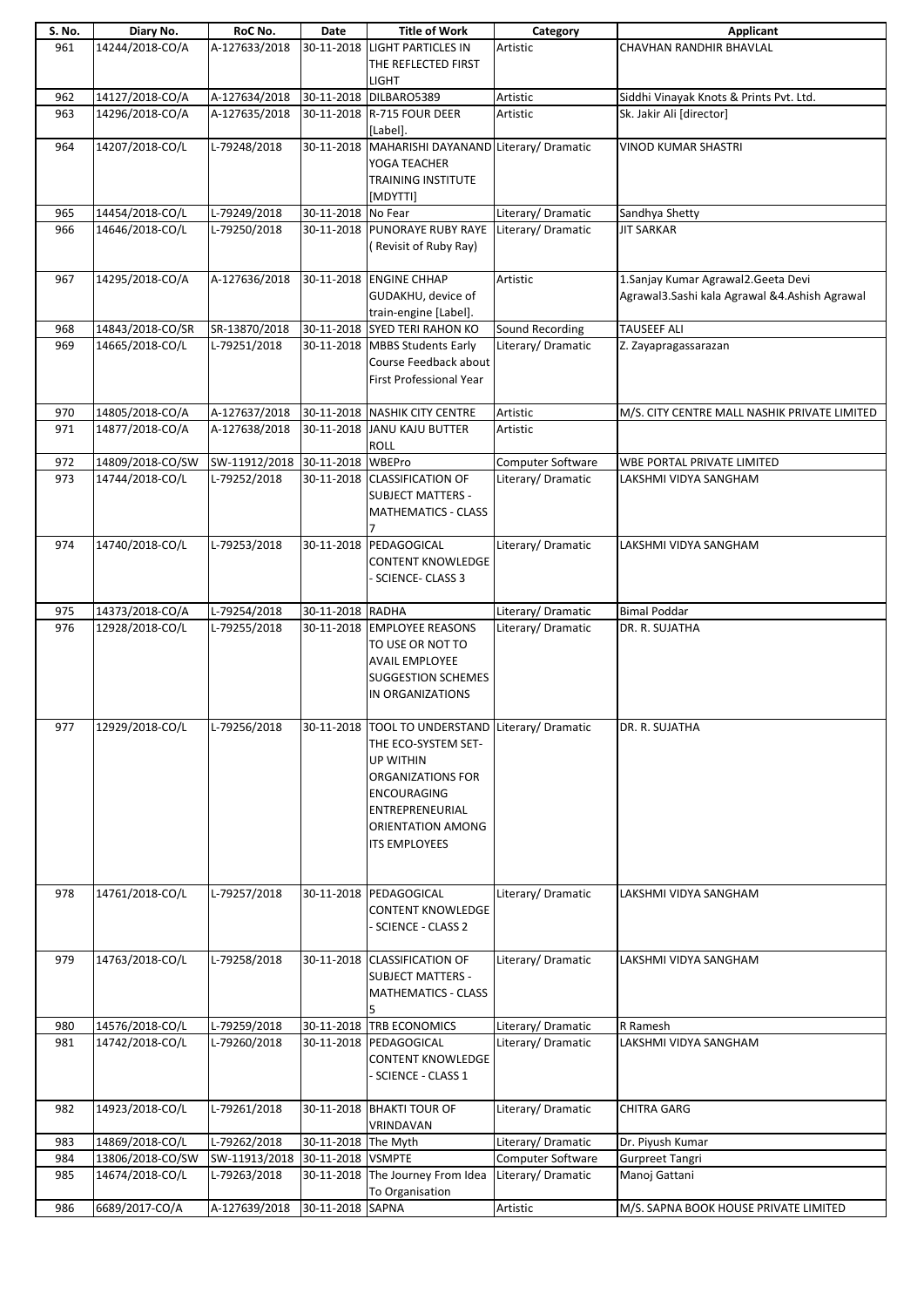| S. No. | Diary No. | RoC No. | Date | Title of Work | Category | Applicant |
|---|---|---|---|---|---|---|
| 961 | 14244/2018-CO/A | A-127633/2018 | 30-11-2018 | LIGHT PARTICLES IN THE REFLECTED FIRST LIGHT | Artistic | CHAVHAN RANDHIR BHAVLAL |
| 962 | 14127/2018-CO/A | A-127634/2018 | 30-11-2018 | DILBARO5389 | Artistic | Siddhi Vinayak Knots & Prints Pvt. Ltd. |
| 963 | 14296/2018-CO/A | A-127635/2018 | 30-11-2018 | R-715 FOUR DEER [Label]. | Artistic | Sk. Jakir Ali [director] |
| 964 | 14207/2018-CO/L | L-79248/2018 | 30-11-2018 | MAHARISHI DAYANAND YOGA TEACHER TRAINING INSTITUTE [MDYTTI] | Literary/ Dramatic | VINOD KUMAR SHASTRI |
| 965 | 14454/2018-CO/L | L-79249/2018 | 30-11-2018 | No Fear | Literary/ Dramatic | Sandhya Shetty |
| 966 | 14646/2018-CO/L | L-79250/2018 | 30-11-2018 | PUNORAYE RUBY RAYE ( Revisit of Ruby Ray) | Literary/ Dramatic | JIT SARKAR |
| 967 | 14295/2018-CO/A | A-127636/2018 | 30-11-2018 | ENGINE CHHAP GUDAKHU, device of train-engine [Label]. | Artistic | 1.Sanjay Kumar Agrawal2.Geeta Devi Agrawal3.Sashi kala Agrawal &4.Ashish Agrawal |
| 968 | 14843/2018-CO/SR | SR-13870/2018 | 30-11-2018 | SYED TERI RAHON KO | Sound Recording | TAUSEEF ALI |
| 969 | 14665/2018-CO/L | L-79251/2018 | 30-11-2018 | MBBS Students Early Course Feedback about First Professional Year | Literary/ Dramatic | Z. Zayapragassarazan |
| 970 | 14805/2018-CO/A | A-127637/2018 | 30-11-2018 | NASHIK CITY CENTRE | Artistic | M/S. CITY CENTRE MALL NASHIK PRIVATE LIMITED |
| 971 | 14877/2018-CO/A | A-127638/2018 | 30-11-2018 | JANU KAJU BUTTER ROLL | Artistic | |
| 972 | 14809/2018-CO/SW | SW-11912/2018 | 30-11-2018 | WBEPro | Computer Software | WBE PORTAL PRIVATE LIMITED |
| 973 | 14744/2018-CO/L | L-79252/2018 | 30-11-2018 | CLASSIFICATION OF SUBJECT MATTERS - MATHEMATICS - CLASS 7 | Literary/ Dramatic | LAKSHMI VIDYA SANGHAM |
| 974 | 14740/2018-CO/L | L-79253/2018 | 30-11-2018 | PEDAGOGICAL CONTENT KNOWLEDGE - SCIENCE- CLASS 3 | Literary/ Dramatic | LAKSHMI VIDYA SANGHAM |
| 975 | 14373/2018-CO/A | L-79254/2018 | 30-11-2018 | RADHA | Literary/ Dramatic | Bimal Poddar |
| 976 | 12928/2018-CO/L | L-79255/2018 | 30-11-2018 | EMPLOYEE REASONS TO USE OR NOT TO AVAIL EMPLOYEE SUGGESTION SCHEMES IN ORGANIZATIONS | Literary/ Dramatic | DR. R. SUJATHA |
| 977 | 12929/2018-CO/L | L-79256/2018 | 30-11-2018 | TOOL TO UNDERSTAND THE ECO-SYSTEM SET-UP WITHIN ORGANIZATIONS FOR ENCOURAGING ENTREPRENEURIAL ORIENTATION AMONG ITS EMPLOYEES | Literary/ Dramatic | DR. R. SUJATHA |
| 978 | 14761/2018-CO/L | L-79257/2018 | 30-11-2018 | PEDAGOGICAL CONTENT KNOWLEDGE - SCIENCE - CLASS 2 | Literary/ Dramatic | LAKSHMI VIDYA SANGHAM |
| 979 | 14763/2018-CO/L | L-79258/2018 | 30-11-2018 | CLASSIFICATION OF SUBJECT MATTERS - MATHEMATICS - CLASS 5 | Literary/ Dramatic | LAKSHMI VIDYA SANGHAM |
| 980 | 14576/2018-CO/L | L-79259/2018 | 30-11-2018 | TRB ECONOMICS | Literary/ Dramatic | R Ramesh |
| 981 | 14742/2018-CO/L | L-79260/2018 | 30-11-2018 | PEDAGOGICAL CONTENT KNOWLEDGE - SCIENCE - CLASS 1 | Literary/ Dramatic | LAKSHMI VIDYA SANGHAM |
| 982 | 14923/2018-CO/L | L-79261/2018 | 30-11-2018 | BHAKTI TOUR OF VRINDAVAN | Literary/ Dramatic | CHITRA GARG |
| 983 | 14869/2018-CO/L | L-79262/2018 | 30-11-2018 | The Myth | Literary/ Dramatic | Dr. Piyush Kumar |
| 984 | 13806/2018-CO/SW | SW-11913/2018 | 30-11-2018 | VSMPTE | Computer Software | Gurpreet Tangri |
| 985 | 14674/2018-CO/L | L-79263/2018 | 30-11-2018 | The Journey From Idea To Organisation | Literary/ Dramatic | Manoj Gattani |
| 986 | 6689/2017-CO/A | A-127639/2018 | 30-11-2018 | SAPNA | Artistic | M/S. SAPNA BOOK HOUSE PRIVATE LIMITED |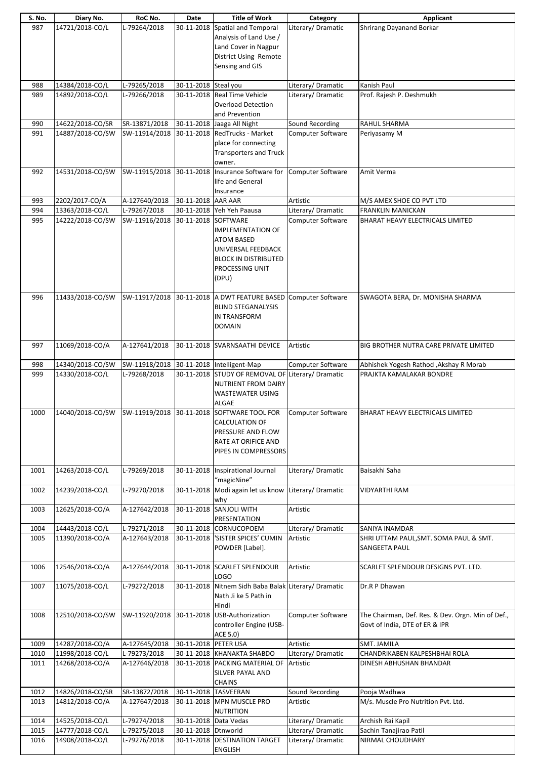| S. No. | Diary No. | RoC No. | Date | Title of Work | Category | Applicant |
|---|---|---|---|---|---|---|
| 987 | 14721/2018-CO/L | L-79264/2018 | 30-11-2018 | Spatial and Temporal Analysis of Land Use / Land Cover in Nagpur District Using Remote Sensing and GIS | Literary/ Dramatic | Shrirang Dayanand Borkar |
| 988 | 14384/2018-CO/L | L-79265/2018 | 30-11-2018 | Steal you | Literary/ Dramatic | Kanish Paul |
| 989 | 14892/2018-CO/L | L-79266/2018 | 30-11-2018 | Real Time Vehicle Overload Detection and Prevention | Literary/ Dramatic | Prof. Rajesh P. Deshmukh |
| 990 | 14622/2018-CO/SR | SR-13871/2018 | 30-11-2018 | Jaaga All Night | Sound Recording | RAHUL SHARMA |
| 991 | 14887/2018-CO/SW | SW-11914/2018 | 30-11-2018 | RedTrucks - Market place for connecting Transporters and Truck owner. | Computer Software | Periyasamy M |
| 992 | 14531/2018-CO/SW | SW-11915/2018 | 30-11-2018 | Insurance Software for life and General Insurance | Computer Software | Amit Verma |
| 993 | 2202/2017-CO/A | A-127640/2018 | 30-11-2018 | AAR AAR | Artistic | M/S AMEX SHOE CO PVT LTD |
| 994 | 13363/2018-CO/L | L-79267/2018 | 30-11-2018 | Yeh Yeh Paausa | Literary/ Dramatic | FRANKLIN MANICKAN |
| 995 | 14222/2018-CO/SW | SW-11916/2018 | 30-11-2018 | SOFTWARE IMPLEMENTATION OF ATOM BASED UNIVERSAL FEEDBACK BLOCK IN DISTRIBUTED PROCESSING UNIT (DPU) | Computer Software | BHARAT HEAVY ELECTRICALS LIMITED |
| 996 | 11433/2018-CO/SW | SW-11917/2018 | 30-11-2018 | A DWT FEATURE BASED BLIND STEGANALYSIS IN TRANSFORM DOMAIN | Computer Software | SWAGOTA BERA, Dr. MONISHA SHARMA |
| 997 | 11069/2018-CO/A | A-127641/2018 | 30-11-2018 | SVARNSAATHI DEVICE | Artistic | BIG BROTHER NUTRA CARE PRIVATE LIMITED |
| 998 | 14340/2018-CO/SW | SW-11918/2018 | 30-11-2018 | Intelligent-Map | Computer Software | Abhishek Yogesh Rathod ,Akshay R Morab |
| 999 | 14330/2018-CO/L | L-79268/2018 | 30-11-2018 | STUDY OF REMOVAL OF NUTRIENT FROM DAIRY WASTEWATER USING ALGAE | Literary/ Dramatic | PRAJKTA KAMALAKAR BONDRE |
| 1000 | 14040/2018-CO/SW | SW-11919/2018 | 30-11-2018 | SOFTWARE TOOL FOR CALCULATION OF PRESSURE AND FLOW RATE AT ORIFICE AND PIPES IN COMPRESSORS | Computer Software | BHARAT HEAVY ELECTRICALS LIMITED |
| 1001 | 14263/2018-CO/L | L-79269/2018 | 30-11-2018 | Inspirational Journal "magicNine" | Literary/ Dramatic | Baisakhi Saha |
| 1002 | 14239/2018-CO/L | L-79270/2018 | 30-11-2018 | Modi again let us know why | Literary/ Dramatic | VIDYARTHI RAM |
| 1003 | 12625/2018-CO/A | A-127642/2018 | 30-11-2018 | SANJOLI WITH PRESENTATION | Artistic | |
| 1004 | 14443/2018-CO/L | L-79271/2018 | 30-11-2018 | CORNUCOPOEM | Literary/ Dramatic | SANIYA INAMDAR |
| 1005 | 11390/2018-CO/A | A-127643/2018 | 30-11-2018 | 'SISTER SPICES' CUMIN POWDER [Label]. | Artistic | SHRI UTTAM PAUL,SMT. SOMA PAUL & SMT. SANGEETA PAUL |
| 1006 | 12546/2018-CO/A | A-127644/2018 | 30-11-2018 | SCARLET SPLENDOUR LOGO | Artistic | SCARLET SPLENDOUR DESIGNS PVT. LTD. |
| 1007 | 11075/2018-CO/L | L-79272/2018 | 30-11-2018 | Nitnem Sidh Baba Balak Nath Ji ke 5 Path in Hindi | Literary/ Dramatic | Dr.R P Dhawan |
| 1008 | 12510/2018-CO/SW | SW-11920/2018 | 30-11-2018 | USB-Authorization controller Engine (USB-ACE 5.0) | Computer Software | The Chairman, Def. Res. & Dev. Orgn. Min of Def., Govt of India, DTE of ER & IPR |
| 1009 | 14287/2018-CO/A | A-127645/2018 | 30-11-2018 | PETER USA | Artistic | SMT. JAMILA |
| 1010 | 11998/2018-CO/L | L-79273/2018 | 30-11-2018 | KHANAKTA SHABDO | Literary/ Dramatic | CHANDRIKABEN KALPESHBHAI ROLA |
| 1011 | 14268/2018-CO/A | A-127646/2018 | 30-11-2018 | PACKING MATERIAL OF SILVER PAYAL AND CHAINS | Artistic | DINESH ABHUSHAN BHANDAR |
| 1012 | 14826/2018-CO/SR | SR-13872/2018 | 30-11-2018 | TASVEERAN | Sound Recording | Pooja Wadhwa |
| 1013 | 14812/2018-CO/A | A-127647/2018 | 30-11-2018 | MPN MUSCLE PRO NUTRITION | Artistic | M/s. Muscle Pro Nutrition Pvt. Ltd. |
| 1014 | 14525/2018-CO/L | L-79274/2018 | 30-11-2018 | Data Vedas | Literary/ Dramatic | Archish Rai Kapil |
| 1015 | 14777/2018-CO/L | L-79275/2018 | 30-11-2018 | Dtnworld | Literary/ Dramatic | Sachin Tanajirao Patil |
| 1016 | 14908/2018-CO/L | L-79276/2018 | 30-11-2018 | DESTINATION TARGET ENGLISH | Literary/ Dramatic | NIRMAL CHOUDHARY |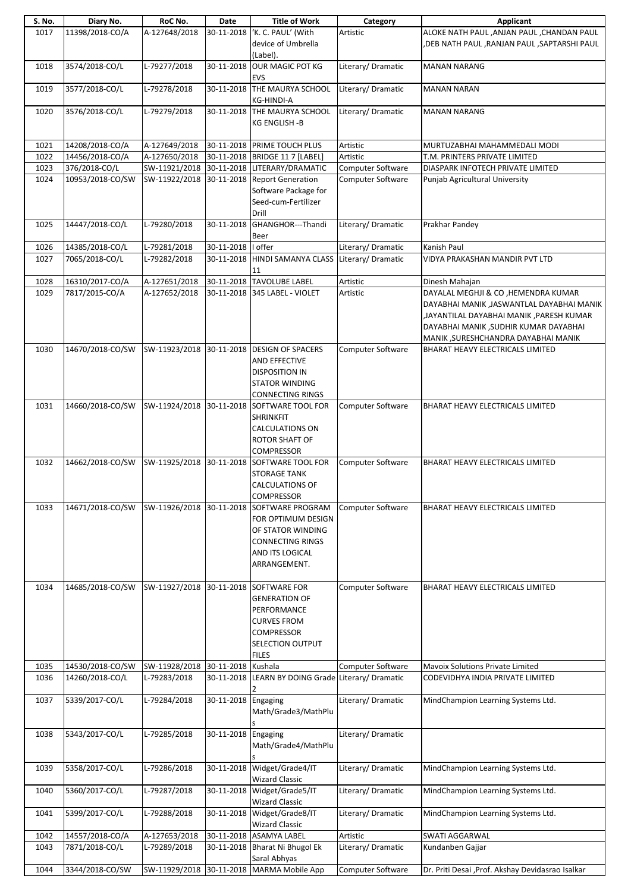| S. No. | Diary No. | RoC No. | Date | Title of Work | Category | Applicant |
|---|---|---|---|---|---|---|
| 1017 | 11398/2018-CO/A | A-127648/2018 | 30-11-2018 | 'K. C. PAUL' (With device of Umbrella (Label). | Artistic | ALOKE NATH PAUL ,ANJAN PAUL ,CHANDAN PAUL ,DEB NATH PAUL ,RANJAN PAUL ,SAPTARSHI PAUL |
| 1018 | 3574/2018-CO/L | L-79277/2018 | 30-11-2018 | OUR MAGIC POT KG EVS | Literary/ Dramatic | MANAN NARANG |
| 1019 | 3577/2018-CO/L | L-79278/2018 | 30-11-2018 | THE MAURYA SCHOOL KG-HINDI-A | Literary/ Dramatic | MANAN NARAN |
| 1020 | 3576/2018-CO/L | L-79279/2018 | 30-11-2018 | THE MAURYA SCHOOL KG ENGLISH -B | Literary/ Dramatic | MANAN NARANG |
| 1021 | 14208/2018-CO/A | A-127649/2018 | 30-11-2018 | PRIME TOUCH PLUS | Artistic | MURTUZABHAI MAHAMMEDALI MODI |
| 1022 | 14456/2018-CO/A | A-127650/2018 | 30-11-2018 | BRIDGE 11 7 [LABEL] | Artistic | T.M. PRINTERS PRIVATE LIMITED |
| 1023 | 376/2018-CO/L | SW-11921/2018 | 30-11-2018 | LITERARY/DRAMATIC | Computer Software | DIASPARK INFOTECH PRIVATE LIMITED |
| 1024 | 10953/2018-CO/SW | SW-11922/2018 | 30-11-2018 | Report Generation Software Package for Seed-cum-Fertilizer Drill | Computer Software | Punjab Agricultural University |
| 1025 | 14447/2018-CO/L | L-79280/2018 | 30-11-2018 | GHANGHOR---Thandi Beer | Literary/ Dramatic | Prakhar Pandey |
| 1026 | 14385/2018-CO/L | L-79281/2018 | 30-11-2018 | I offer | Literary/ Dramatic | Kanish Paul |
| 1027 | 7065/2018-CO/L | L-79282/2018 | 30-11-2018 | HINDI SAMANYA CLASS 11 | Literary/ Dramatic | VIDYA PRAKASHAN MANDIR PVT LTD |
| 1028 | 16310/2017-CO/A | A-127651/2018 | 30-11-2018 | TAVOLUBE LABEL | Artistic | Dinesh Mahajan |
| 1029 | 7817/2015-CO/A | A-127652/2018 | 30-11-2018 | 345 LABEL - VIOLET | Artistic | DAYALAL MEGHJI & CO ,HEMENDRA KUMAR DAYABHAI MANIK ,JASWANTLAL DAYABHAI MANIK ,JAYANTILAL DAYABHAI MANIK ,PARESH KUMAR DAYABHAI MANIK ,SUDHIR KUMAR DAYABHAI MANIK ,SURESHCHANDRA DAYABHAI MANIK |
| 1030 | 14670/2018-CO/SW | SW-11923/2018 | 30-11-2018 | DESIGN OF SPACERS AND EFFECTIVE DISPOSITION IN STATOR WINDING CONNECTING RINGS | Computer Software | BHARAT HEAVY ELECTRICALS LIMITED |
| 1031 | 14660/2018-CO/SW | SW-11924/2018 | 30-11-2018 | SOFTWARE TOOL FOR SHRINKFIT CALCULATIONS ON ROTOR SHAFT OF COMPRESSOR | Computer Software | BHARAT HEAVY ELECTRICALS LIMITED |
| 1032 | 14662/2018-CO/SW | SW-11925/2018 | 30-11-2018 | SOFTWARE TOOL FOR STORAGE TANK CALCULATIONS OF COMPRESSOR | Computer Software | BHARAT HEAVY ELECTRICALS LIMITED |
| 1033 | 14671/2018-CO/SW | SW-11926/2018 | 30-11-2018 | SOFTWARE PROGRAM FOR OPTIMUM DESIGN OF STATOR WINDING CONNECTING RINGS AND ITS LOGICAL ARRANGEMENT. | Computer Software | BHARAT HEAVY ELECTRICALS LIMITED |
| 1034 | 14685/2018-CO/SW | SW-11927/2018 | 30-11-2018 | SOFTWARE FOR GENERATION OF PERFORMANCE CURVES FROM COMPRESSOR SELECTION OUTPUT FILES | Computer Software | BHARAT HEAVY ELECTRICALS LIMITED |
| 1035 | 14530/2018-CO/SW | SW-11928/2018 | 30-11-2018 | Kushala | Computer Software | Mavoix Solutions Private Limited |
| 1036 | 14260/2018-CO/L | L-79283/2018 | 30-11-2018 | LEARN BY DOING Grade 2 | Literary/ Dramatic | CODEVIDHYA INDIA PRIVATE LIMITED |
| 1037 | 5339/2017-CO/L | L-79284/2018 | 30-11-2018 | Engaging Math/Grade3/MathPlus | Literary/ Dramatic | MindChampion Learning Systems Ltd. |
| 1038 | 5343/2017-CO/L | L-79285/2018 | 30-11-2018 | Engaging Math/Grade4/MathPlus | Literary/ Dramatic | |
| 1039 | 5358/2017-CO/L | L-79286/2018 | 30-11-2018 | Widget/Grade4/IT Wizard Classic | Literary/ Dramatic | MindChampion Learning Systems Ltd. |
| 1040 | 5360/2017-CO/L | L-79287/2018 | 30-11-2018 | Widget/Grade5/IT Wizard Classic | Literary/ Dramatic | MindChampion Learning Systems Ltd. |
| 1041 | 5399/2017-CO/L | L-79288/2018 | 30-11-2018 | Widget/Grade8/IT Wizard Classic | Literary/ Dramatic | MindChampion Learning Systems Ltd. |
| 1042 | 14557/2018-CO/A | A-127653/2018 | 30-11-2018 | ASAMYA LABEL | Artistic | SWATI AGGARWAL |
| 1043 | 7871/2018-CO/L | L-79289/2018 | 30-11-2018 | Bharat Ni Bhugol Ek Saral Abhyas | Literary/ Dramatic | Kundanben Gajjar |
| 1044 | 3344/2018-CO/SW | SW-11929/2018 | 30-11-2018 | MARMA Mobile App | Computer Software | Dr. Priti Desai ,Prof. Akshay Devidasrao Isalkar |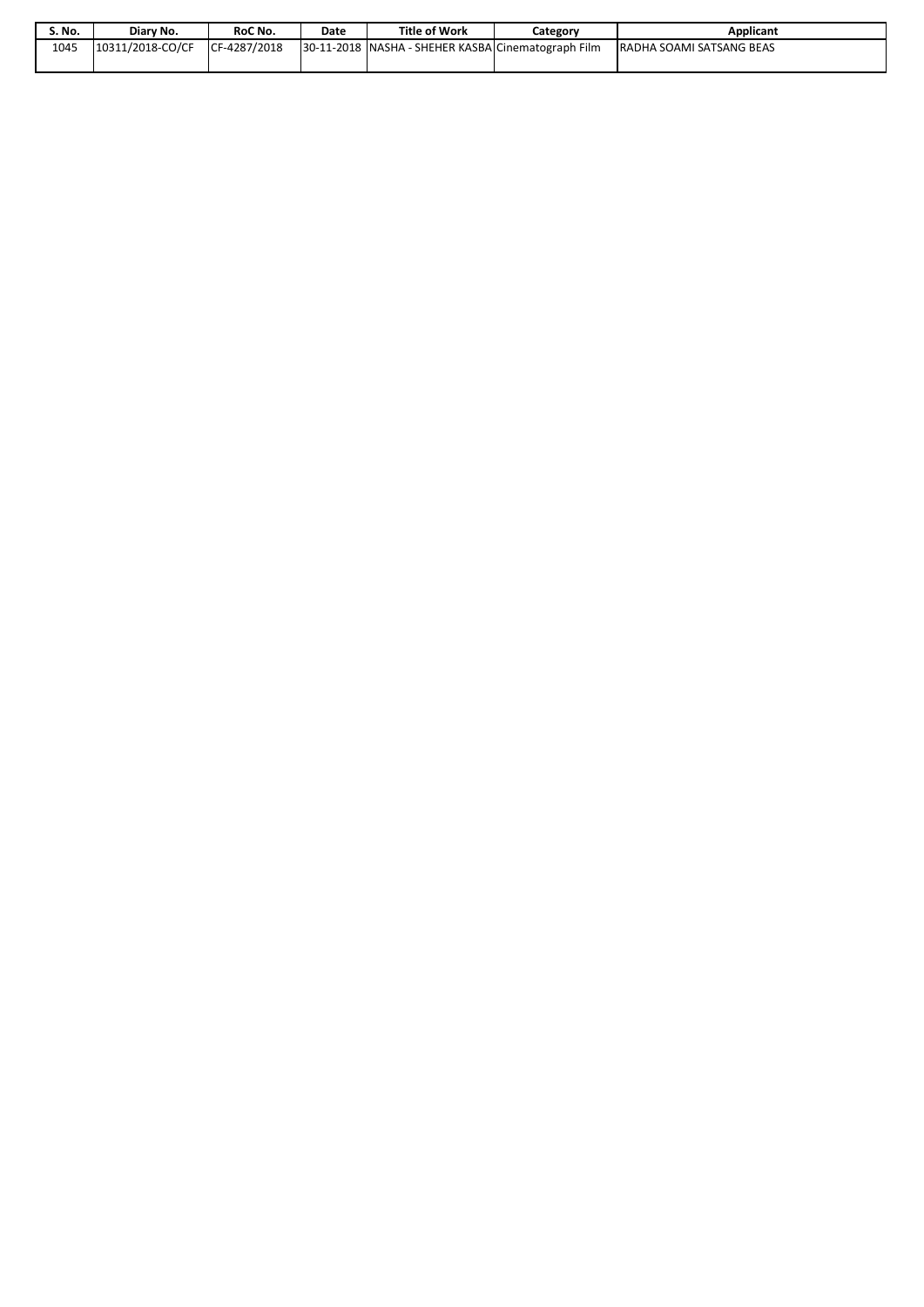| S. No. | Diary No. | RoC No. | Date | Title of Work | Category | Applicant |
|---|---|---|---|---|---|---|
| 1045 | 10311/2018-CO/CF | CF-4287/2018 | 30-11-2018 | NASHA - SHEHER KASBA | Cinematograph Film | RADHA SOAMI SATSANG BEAS |